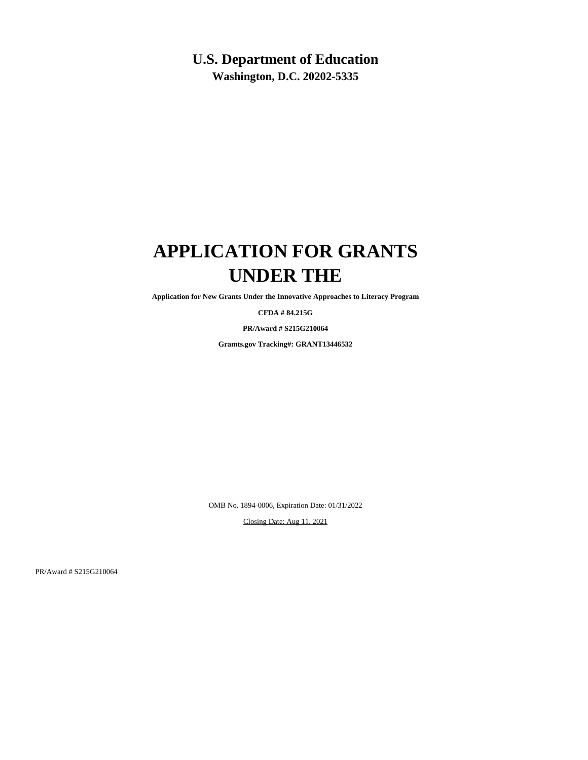# U.S. Department of Education

**Washington, D.C. 20202-5335**

# APPLICATION FOR GRANTS UNDER THE

**Application for New Grants Under the Innovative Approaches to Literacy Program**

**CFDA # 84.215G**

**PR/Award # S215G210064**

**Gramts.gov Tracking#: GRANT13446532**

OMB No. 1894-0006, Expiration Date: 01/31/2022

Closing Date: Aug 11, 2021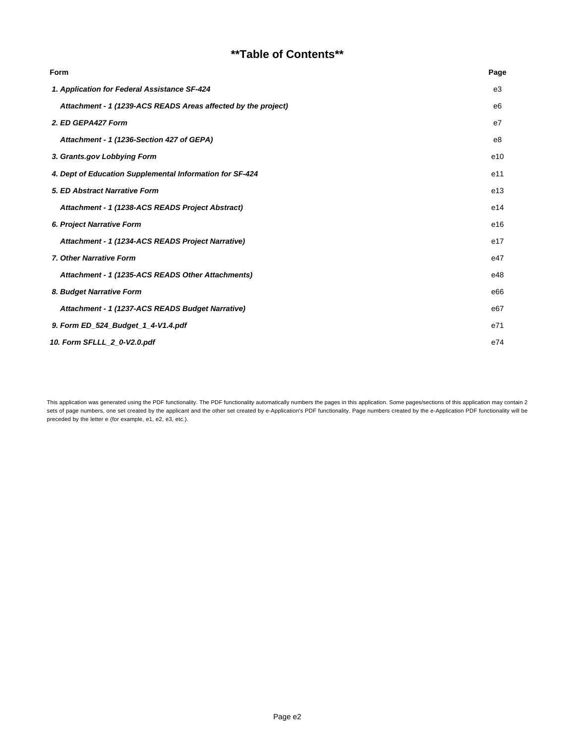# **Table of Contents**

| Form | Page |
|---|---|
| ***1. Application for Federal Assistance SF-424*** | e3 |
| ***Attachment - 1 (1239-ACS READS Areas affected by the project)*** | e6 |
| ***2. ED GEPA427 Form*** | e7 |
| ***Attachment - 1 (1236-Section 427 of GEPA)*** | e8 |
| ***3. Grants.gov Lobbying Form*** | e10 |
| ***4. Dept of Education Supplemental Information for SF-424*** | e11 |
| ***5. ED Abstract Narrative Form*** | e13 |
| ***Attachment - 1 (1238-ACS READS Project Abstract)*** | e14 |
| ***6. Project Narrative Form*** | e16 |
| ***Attachment - 1 (1234-ACS READS Project Narrative)*** | e17 |
| ***7. Other Narrative Form*** | e47 |
| ***Attachment - 1 (1235-ACS READS Other Attachments)*** | e48 |
| ***8. Budget Narrative Form*** | e66 |
| ***Attachment - 1 (1237-ACS READS Budget Narrative)*** | e67 |
| ***9. Form ED_524_Budget_1_4-V1.4.pdf*** | e71 |
| ***10. Form SFLLL_2_0-V2.0.pdf*** | e74 |

This application was generated using the PDF functionality. The PDF functionality automatically numbers the pages in this application. Some pages/sections of this application may contain 2 sets of page numbers, one set created by the applicant and the other set created by e-Application's PDF functionality. Page numbers created by the e-Application PDF functionality will be preceded by the letter e (for example, e1, e2, e3, etc.).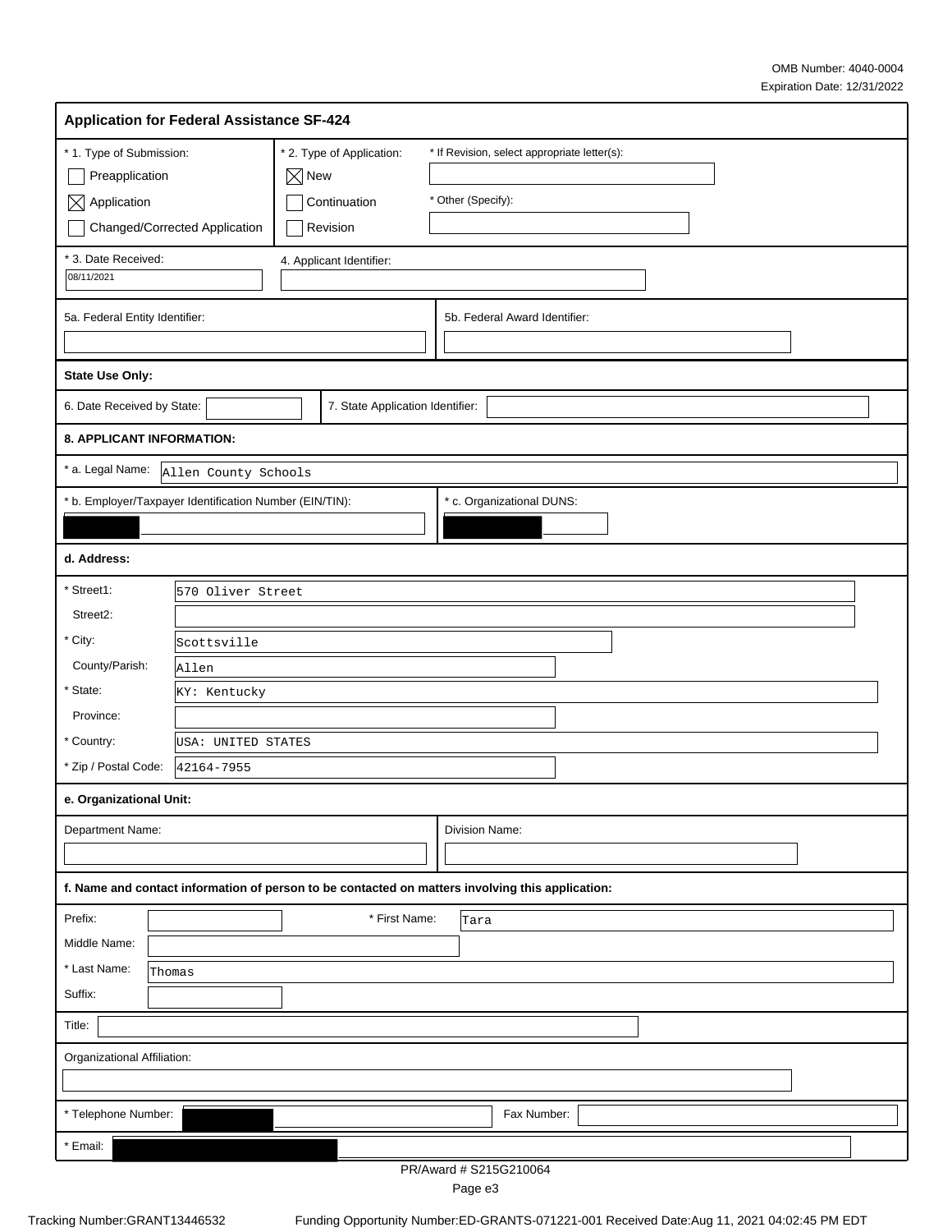OMB Number: 4040-0004
Expiration Date: 12/31/2022

## Application for Federal Assistance SF-424

**\* 1. Type of Submission:**
- [ ] Preapplication
- [x] Application
- [ ] Changed/Corrected Application

**\* 2. Type of Application:**
- [x] New
- [ ] Continuation
- [ ] Revision

\* If Revision, select appropriate letter(s):

\* Other (Specify):

| \* 3. Date Received: | 4. Applicant Identifier: |
|---|---|
| 08/11/2021 | |

| 5a. Federal Entity Identifier: | 5b. Federal Award Identifier: |
|---|---|
| | |

**State Use Only:**

| 6. Date Received by State: | 7. State Application Identifier: |
|---|---|
| | |

**8. APPLICANT INFORMATION:**

\* a. Legal Name: Allen County Schools

| \* b. Employer/Taxpayer Identification Number (EIN/TIN): | \* c. Organizational DUNS: |
|---|---|
| [REDACTED] | [REDACTED] |

**d. Address:**

| Field | Value |
|---|---|
| \* Street1: | 570 Oliver Street |
| Street2: | |
| \* City: | Scottsville |
| County/Parish: | Allen |
| \* State: | KY: Kentucky |
| Province: | |
| \* Country: | USA: UNITED STATES |
| \* Zip / Postal Code: | 42164-7955 |

**e. Organizational Unit:**

| Department Name: | Division Name: |
|---|---|
| | |

**f. Name and contact information of person to be contacted on matters involving this application:**

| Field | Value |
|---|---|
| Prefix: | |
| \* First Name: | Tara |
| Middle Name: | |
| \* Last Name: | Thomas |
| Suffix: | |

Title:

Organizational Affiliation:

| \* Telephone Number: | [REDACTED] | Fax Number: | |
|---|---|---|---|

\* Email: [REDACTED]

PR/Award # S215G210064

Tracking Number:GRANT13446532 Funding Opportunity Number:ED-GRANTS-071221-001 Received Date:Aug 11, 2021 04:02:45 PM EDT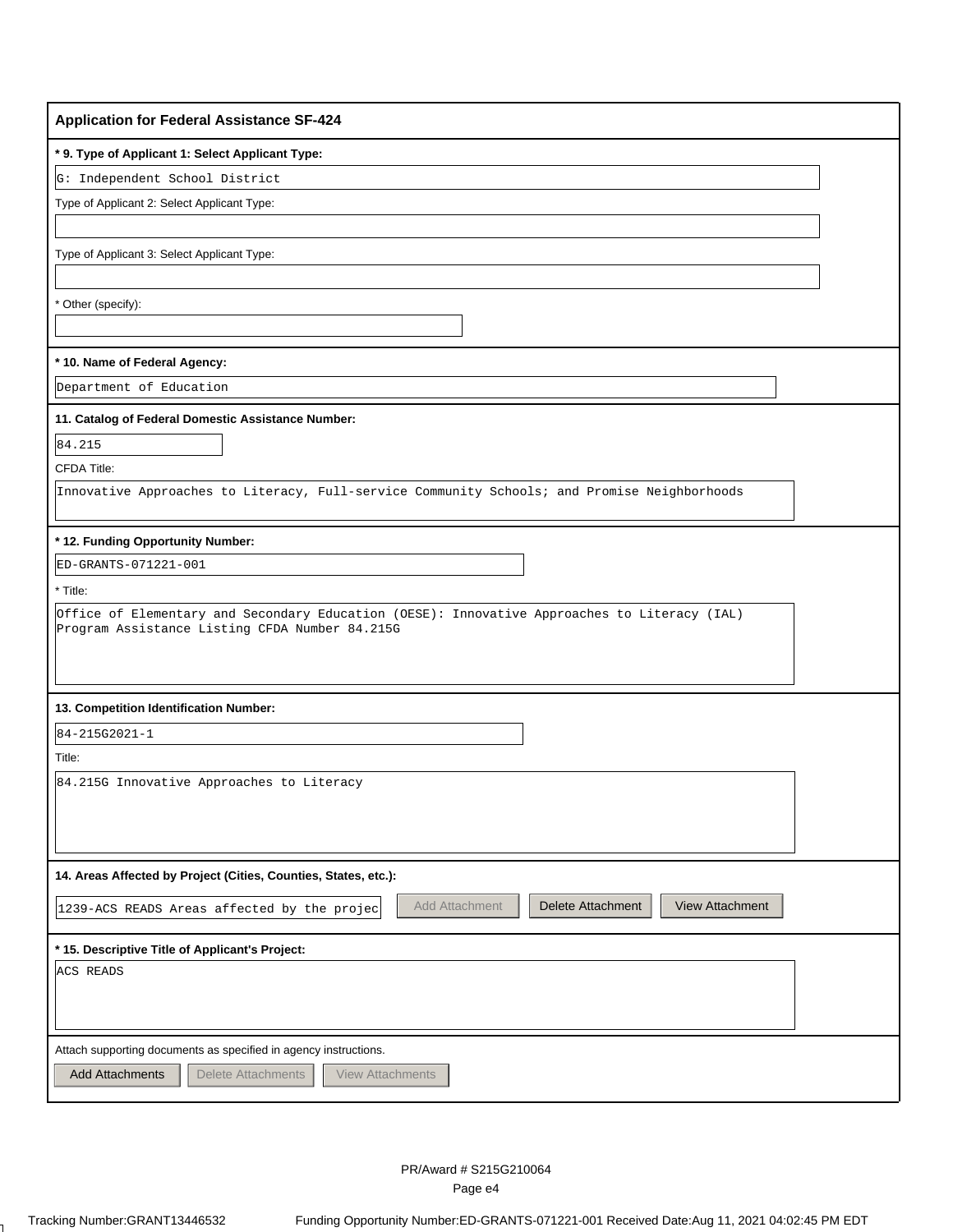## Application for Federal Assistance SF-424

**\* 9. Type of Applicant 1: Select Applicant Type:**

G: Independent School District

Type of Applicant 2: Select Applicant Type:

Type of Applicant 3: Select Applicant Type:

\* Other (specify):

**\* 10. Name of Federal Agency:**

Department of Education

**11. Catalog of Federal Domestic Assistance Number:**

84.215

CFDA Title:

Innovative Approaches to Literacy, Full-service Community Schools; and Promise Neighborhoods

**\* 12. Funding Opportunity Number:**

ED-GRANTS-071221-001

\* Title:

Office of Elementary and Secondary Education (OESE): Innovative Approaches to Literacy (IAL) Program Assistance Listing CFDA Number 84.215G

**13. Competition Identification Number:**

84-215G2021-1

Title:

84.215G Innovative Approaches to Literacy

**14. Areas Affected by Project (Cities, Counties, States, etc.):**

1239-ACS READS Areas affected by the projec

Add Attachment | Delete Attachment | View Attachment

**\* 15. Descriptive Title of Applicant's Project:**

ACS READS

Attach supporting documents as specified in agency instructions.

Add Attachments | Delete Attachments | View Attachments

PR/Award # S215G210064

Tracking Number:GRANT13446532 Funding Opportunity Number:ED-GRANTS-071221-001 Received Date:Aug 11, 2021 04:02:45 PM EDT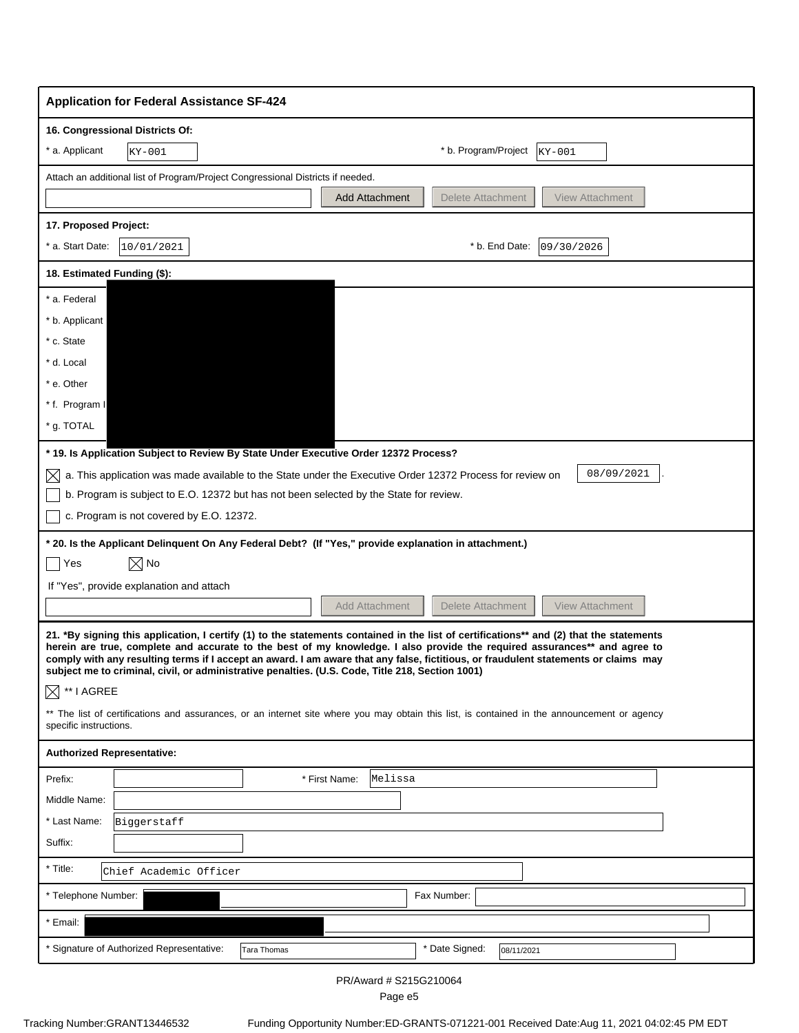## Application for Federal Assistance SF-424

**16. Congressional Districts Of:**

\* a. Applicant: KY-001

\* b. Program/Project: KY-001

Attach an additional list of Program/Project Congressional Districts if needed.

Add Attachment | Delete Attachment | View Attachment

**17. Proposed Project:**

\* a. Start Date: 10/01/2021

\* b. End Date: 09/30/2026

**18. Estimated Funding ($):**

\* a. Federal

\* b. Applicant

\* c. State

\* d. Local

\* e. Other

\* f. Program I

\* g. TOTAL

**\* 19. Is Application Subject to Review By State Under Executive Order 12372 Process?**

- [x] a. This application was made available to the State under the Executive Order 12372 Process for review on 08/09/2021.
- [ ] b. Program is subject to E.O. 12372 but has not been selected by the State for review.
- [ ] c. Program is not covered by E.O. 12372.

**\* 20. Is the Applicant Delinquent On Any Federal Debt? (If "Yes," provide explanation in attachment.)**

- [ ] Yes
- [x] No

If "Yes", provide explanation and attach

Add Attachment | Delete Attachment | View Attachment

**21. \*By signing this application, I certify (1) to the statements contained in the list of certifications\*\* and (2) that the statements herein are true, complete and accurate to the best of my knowledge. I also provide the required assurances\*\* and agree to comply with any resulting terms if I accept an award. I am aware that any false, fictitious, or fraudulent statements or claims may subject me to criminal, civil, or administrative penalties. (U.S. Code, Title 218, Section 1001)**

- [x] \*\* I AGREE

\*\* The list of certifications and assurances, or an internet site where you may obtain this list, is contained in the announcement or agency specific instructions.

**Authorized Representative:**

Prefix:

\* First Name: Melissa

Middle Name:

\* Last Name: Biggerstaff

Suffix:

\* Title: Chief Academic Officer

\* Telephone Number:

Fax Number:

\* Email:

\* Signature of Authorized Representative: Tara Thomas

\* Date Signed: 08/11/2021

PR/Award # S215G210064

Tracking Number:GRANT13446532 Funding Opportunity Number:ED-GRANTS-071221-001 Received Date:Aug 11, 2021 04:02:45 PM EDT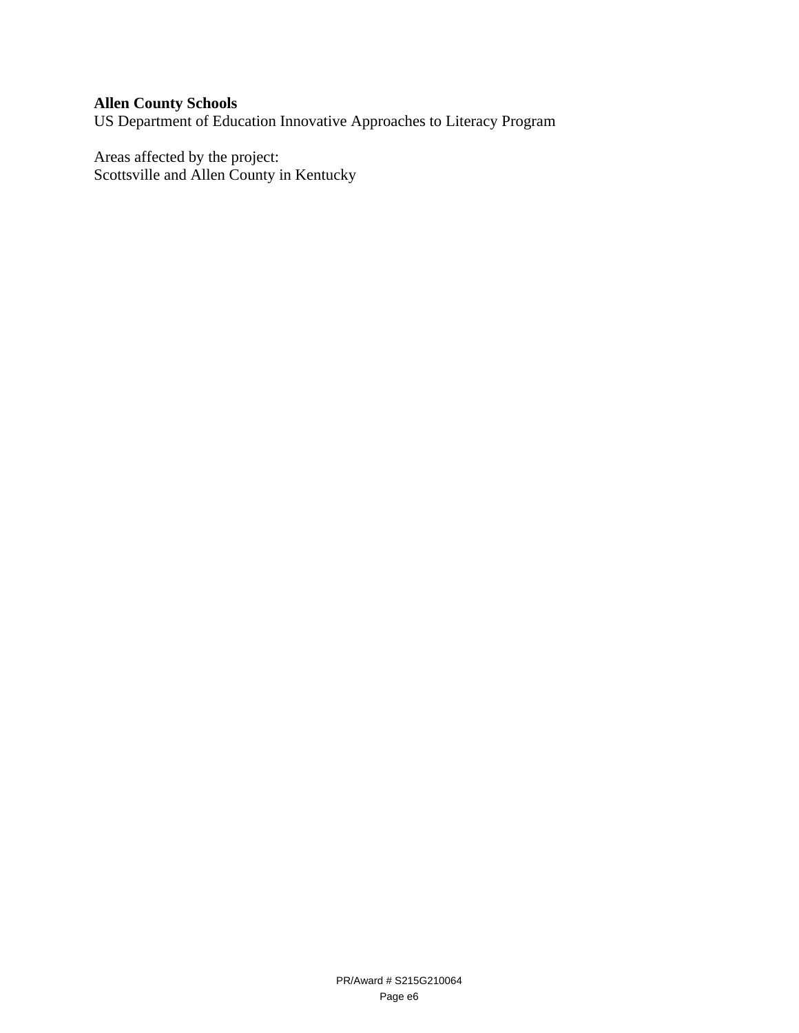**Allen County Schools**
US Department of Education Innovative Approaches to Literacy Program

Areas affected by the project:
Scottsville and Allen County in Kentucky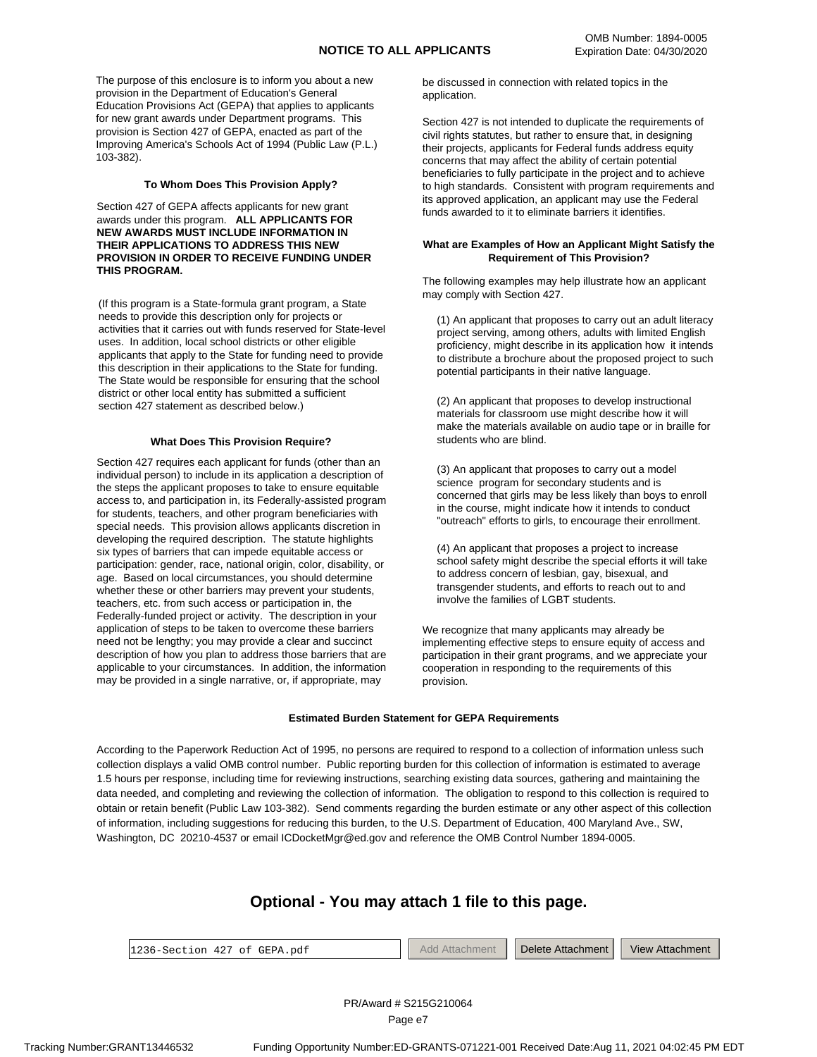OMB Number: 1894-0005
Expiration Date: 04/30/2020

# NOTICE TO ALL APPLICANTS

The purpose of this enclosure is to inform you about a new provision in the Department of Education's General Education Provisions Act (GEPA) that applies to applicants for new grant awards under Department programs. This provision is Section 427 of GEPA, enacted as part of the Improving America's Schools Act of 1994 (Public Law (P.L.) 103-382).

### To Whom Does This Provision Apply?

Section 427 of GEPA affects applicants for new grant awards under this program. **ALL APPLICANTS FOR NEW AWARDS MUST INCLUDE INFORMATION IN THEIR APPLICATIONS TO ADDRESS THIS NEW PROVISION IN ORDER TO RECEIVE FUNDING UNDER THIS PROGRAM.**

(If this program is a State-formula grant program, a State needs to provide this description only for projects or activities that it carries out with funds reserved for State-level uses. In addition, local school districts or other eligible applicants that apply to the State for funding need to provide this description in their applications to the State for funding. The State would be responsible for ensuring that the school district or other local entity has submitted a sufficient section 427 statement as described below.)

### What Does This Provision Require?

Section 427 requires each applicant for funds (other than an individual person) to include in its application a description of the steps the applicant proposes to take to ensure equitable access to, and participation in, its Federally-assisted program for students, teachers, and other program beneficiaries with special needs. This provision allows applicants discretion in developing the required description. The statute highlights six types of barriers that can impede equitable access or participation: gender, race, national origin, color, disability, or age. Based on local circumstances, you should determine whether these or other barriers may prevent your students, teachers, etc. from such access or participation in, the Federally-funded project or activity. The description in your application of steps to be taken to overcome these barriers need not be lengthy; you may provide a clear and succinct description of how you plan to address those barriers that are applicable to your circumstances. In addition, the information may be provided in a single narrative, or, if appropriate, may be discussed in connection with related topics in the application.

Section 427 is not intended to duplicate the requirements of civil rights statutes, but rather to ensure that, in designing their projects, applicants for Federal funds address equity concerns that may affect the ability of certain potential beneficiaries to fully participate in the project and to achieve to high standards. Consistent with program requirements and its approved application, an applicant may use the Federal funds awarded to it to eliminate barriers it identifies.

### What are Examples of How an Applicant Might Satisfy the Requirement of This Provision?

The following examples may help illustrate how an applicant may comply with Section 427.

(1) An applicant that proposes to carry out an adult literacy project serving, among others, adults with limited English proficiency, might describe in its application how it intends to distribute a brochure about the proposed project to such potential participants in their native language.

(2) An applicant that proposes to develop instructional materials for classroom use might describe how it will make the materials available on audio tape or in braille for students who are blind.

(3) An applicant that proposes to carry out a model science program for secondary students and is concerned that girls may be less likely than boys to enroll in the course, might indicate how it intends to conduct "outreach" efforts to girls, to encourage their enrollment.

(4) An applicant that proposes a project to increase school safety might describe the special efforts it will take to address concern of lesbian, gay, bisexual, and transgender students, and efforts to reach out to and involve the families of LGBT students.

We recognize that many applicants may already be implementing effective steps to ensure equity of access and participation in their grant programs, and we appreciate your cooperation in responding to the requirements of this provision.

### Estimated Burden Statement for GEPA Requirements

According to the Paperwork Reduction Act of 1995, no persons are required to respond to a collection of information unless such collection displays a valid OMB control number. Public reporting burden for this collection of information is estimated to average 1.5 hours per response, including time for reviewing instructions, searching existing data sources, gathering and maintaining the data needed, and completing and reviewing the collection of information. The obligation to respond to this collection is required to obtain or retain benefit (Public Law 103-382). Send comments regarding the burden estimate or any other aspect of this collection of information, including suggestions for reducing this burden, to the U.S. Department of Education, 400 Maryland Ave., SW, Washington, DC 20210-4537 or email ICDocketMgr@ed.gov and reference the OMB Control Number 1894-0005.

## Optional - You may attach 1 file to this page.

1236-Section 427 of GEPA.pdf | Add Attachment | Delete Attachment | View Attachment

PR/Award # S215G210064

Tracking Number:GRANT13446532 Funding Opportunity Number:ED-GRANTS-071221-001 Received Date:Aug 11, 2021 04:02:45 PM EDT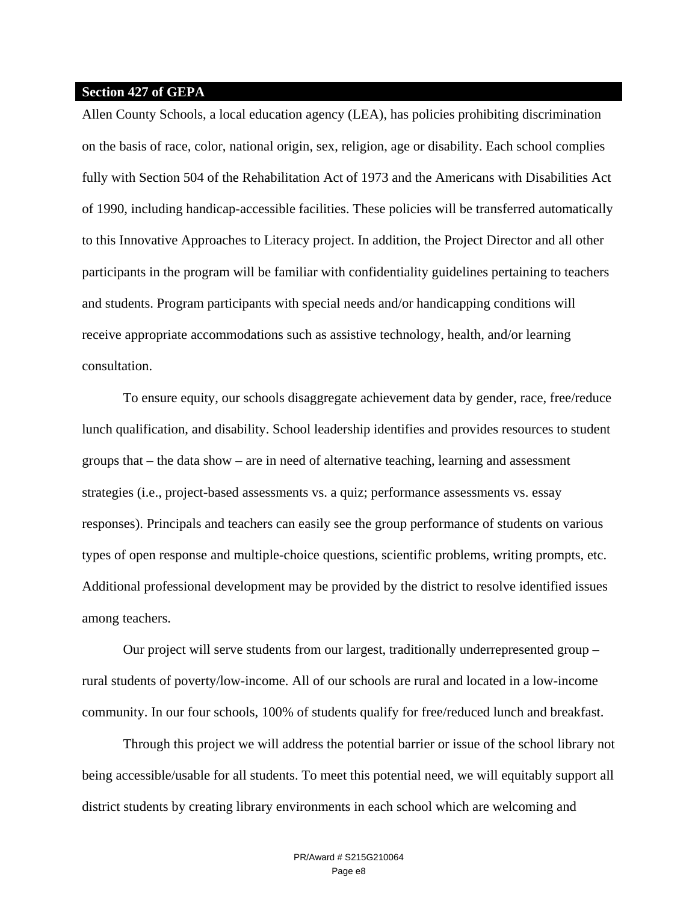## Section 427 of GEPA

Allen County Schools, a local education agency (LEA), has policies prohibiting discrimination on the basis of race, color, national origin, sex, religion, age or disability. Each school complies fully with Section 504 of the Rehabilitation Act of 1973 and the Americans with Disabilities Act of 1990, including handicap-accessible facilities. These policies will be transferred automatically to this Innovative Approaches to Literacy project. In addition, the Project Director and all other participants in the program will be familiar with confidentiality guidelines pertaining to teachers and students. Program participants with special needs and/or handicapping conditions will receive appropriate accommodations such as assistive technology, health, and/or learning consultation.

To ensure equity, our schools disaggregate achievement data by gender, race, free/reduce lunch qualification, and disability. School leadership identifies and provides resources to student groups that – the data show – are in need of alternative teaching, learning and assessment strategies (i.e., project-based assessments vs. a quiz; performance assessments vs. essay responses). Principals and teachers can easily see the group performance of students on various types of open response and multiple-choice questions, scientific problems, writing prompts, etc. Additional professional development may be provided by the district to resolve identified issues among teachers.

Our project will serve students from our largest, traditionally underrepresented group – rural students of poverty/low-income. All of our schools are rural and located in a low-income community. In our four schools, 100% of students qualify for free/reduced lunch and breakfast.

Through this project we will address the potential barrier or issue of the school library not being accessible/usable for all students. To meet this potential need, we will equitably support all district students by creating library environments in each school which are welcoming and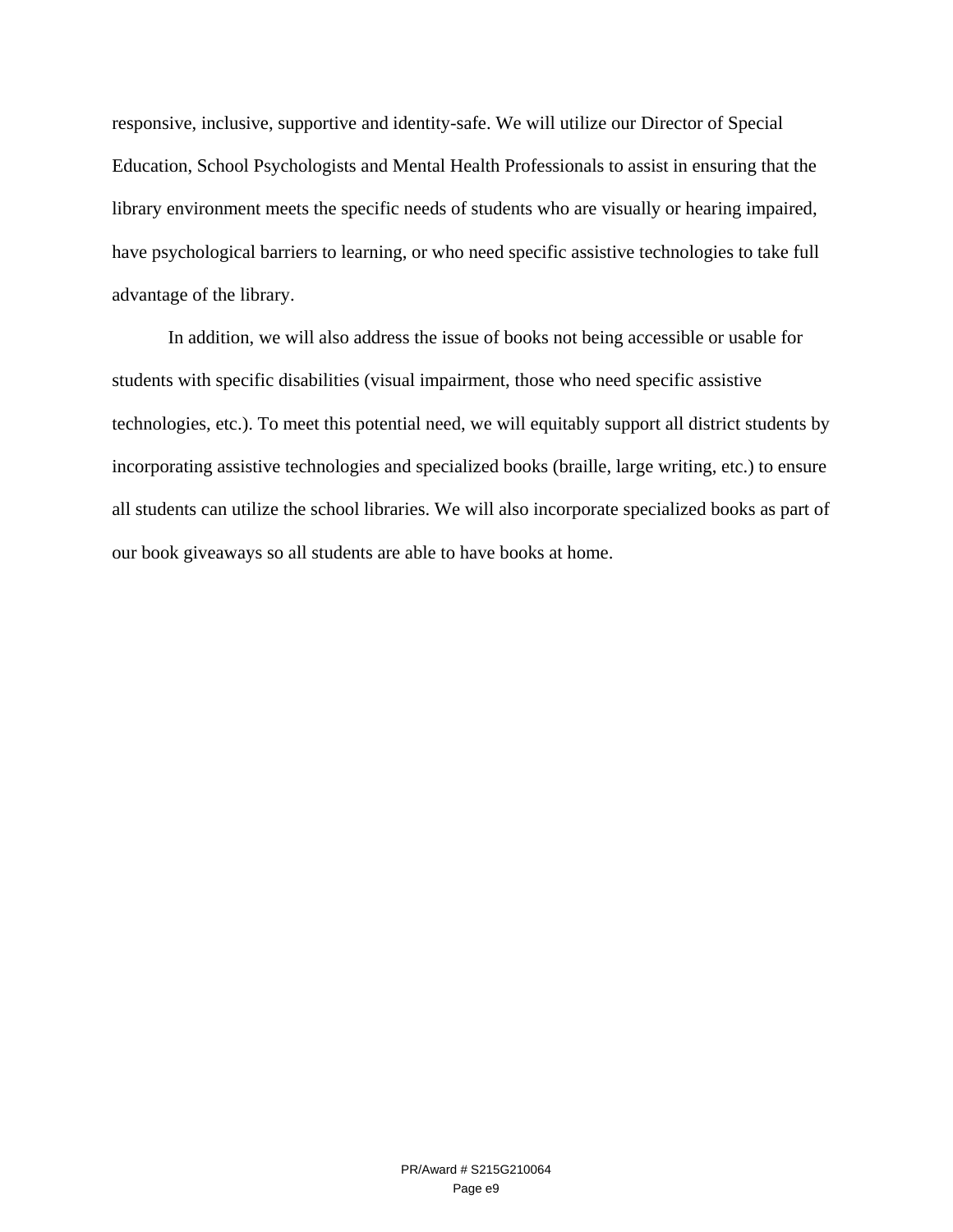responsive, inclusive, supportive and identity-safe. We will utilize our Director of Special Education, School Psychologists and Mental Health Professionals to assist in ensuring that the library environment meets the specific needs of students who are visually or hearing impaired, have psychological barriers to learning, or who need specific assistive technologies to take full advantage of the library.

In addition, we will also address the issue of books not being accessible or usable for students with specific disabilities (visual impairment, those who need specific assistive technologies, etc.). To meet this potential need, we will equitably support all district students by incorporating assistive technologies and specialized books (braille, large writing, etc.) to ensure all students can utilize the school libraries. We will also incorporate specialized books as part of our book giveaways so all students are able to have books at home.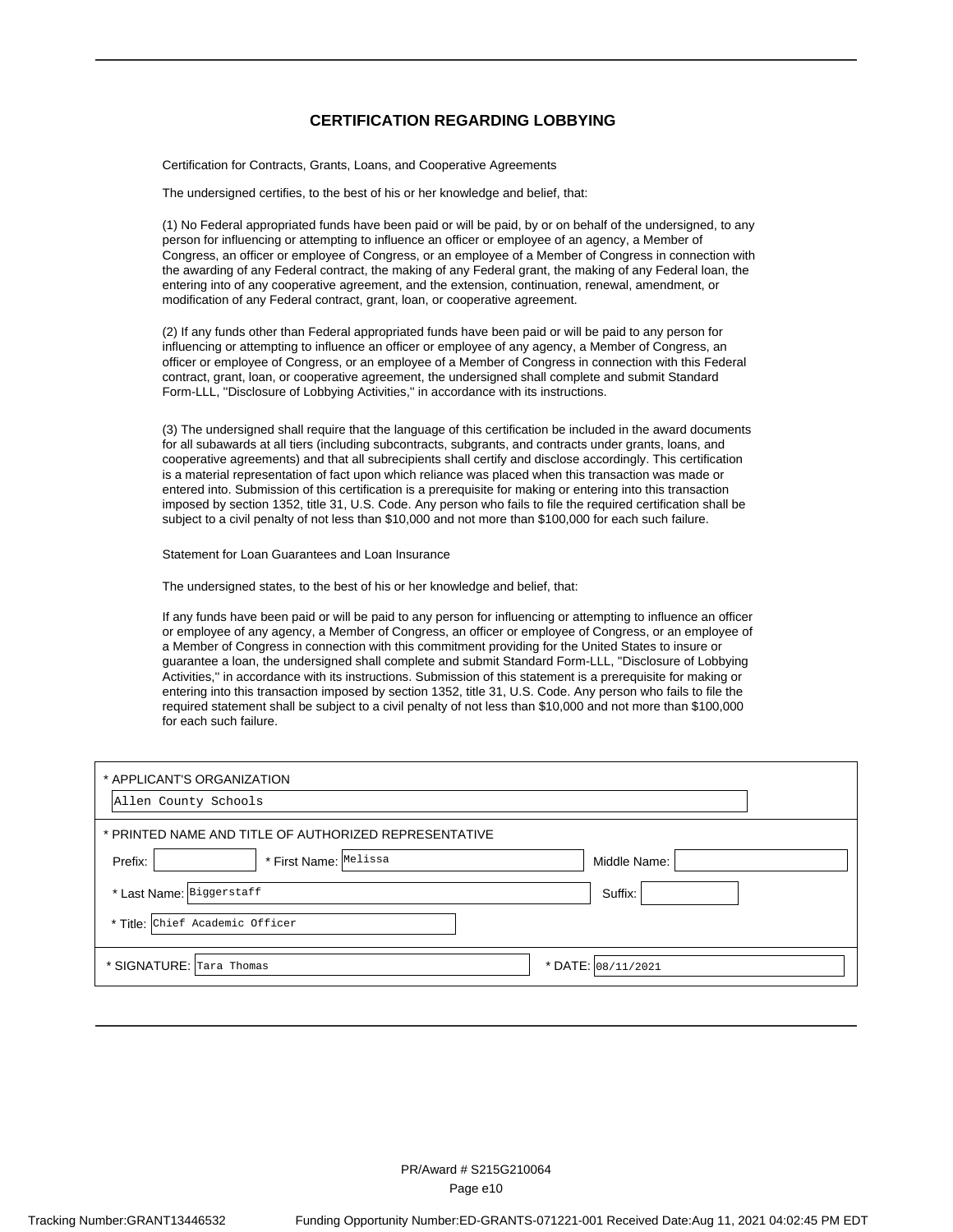# CERTIFICATION REGARDING LOBBYING

Certification for Contracts, Grants, Loans, and Cooperative Agreements

The undersigned certifies, to the best of his or her knowledge and belief, that:

(1) No Federal appropriated funds have been paid or will be paid, by or on behalf of the undersigned, to any person for influencing or attempting to influence an officer or employee of an agency, a Member of Congress, an officer or employee of Congress, or an employee of a Member of Congress in connection with the awarding of any Federal contract, the making of any Federal grant, the making of any Federal loan, the entering into of any cooperative agreement, and the extension, continuation, renewal, amendment, or modification of any Federal contract, grant, loan, or cooperative agreement.

(2) If any funds other than Federal appropriated funds have been paid or will be paid to any person for influencing or attempting to influence an officer or employee of any agency, a Member of Congress, an officer or employee of Congress, or an employee of a Member of Congress in connection with this Federal contract, grant, loan, or cooperative agreement, the undersigned shall complete and submit Standard Form-LLL, ''Disclosure of Lobbying Activities,'' in accordance with its instructions.

(3) The undersigned shall require that the language of this certification be included in the award documents for all subawards at all tiers (including subcontracts, subgrants, and contracts under grants, loans, and cooperative agreements) and that all subrecipients shall certify and disclose accordingly. This certification is a material representation of fact upon which reliance was placed when this transaction was made or entered into. Submission of this certification is a prerequisite for making or entering into this transaction imposed by section 1352, title 31, U.S. Code. Any person who fails to file the required certification shall be subject to a civil penalty of not less than $10,000 and not more than $100,000 for each such failure.

Statement for Loan Guarantees and Loan Insurance

The undersigned states, to the best of his or her knowledge and belief, that:

If any funds have been paid or will be paid to any person for influencing or attempting to influence an officer or employee of any agency, a Member of Congress, an officer or employee of Congress, or an employee of a Member of Congress in connection with this commitment providing for the United States to insure or guarantee a loan, the undersigned shall complete and submit Standard Form-LLL, ''Disclosure of Lobbying Activities,'' in accordance with its instructions. Submission of this statement is a prerequisite for making or entering into this transaction imposed by section 1352, title 31, U.S. Code. Any person who fails to file the required statement shall be subject to a civil penalty of not less than $10,000 and not more than $100,000 for each such failure.

\* APPLICANT'S ORGANIZATION

Allen County Schools

\* PRINTED NAME AND TITLE OF AUTHORIZED REPRESENTATIVE

Prefix: 

\* First Name: Melissa

Middle Name: 

\* Last Name: Biggerstaff

Suffix: 

\* Title: Chief Academic Officer

\* SIGNATURE: Tara Thomas

\* DATE: 08/11/2021

PR/Award # S215G210064

Page e10

Tracking Number:GRANT13446532 Funding Opportunity Number:ED-GRANTS-071221-001 Received Date:Aug 11, 2021 04:02:45 PM EDT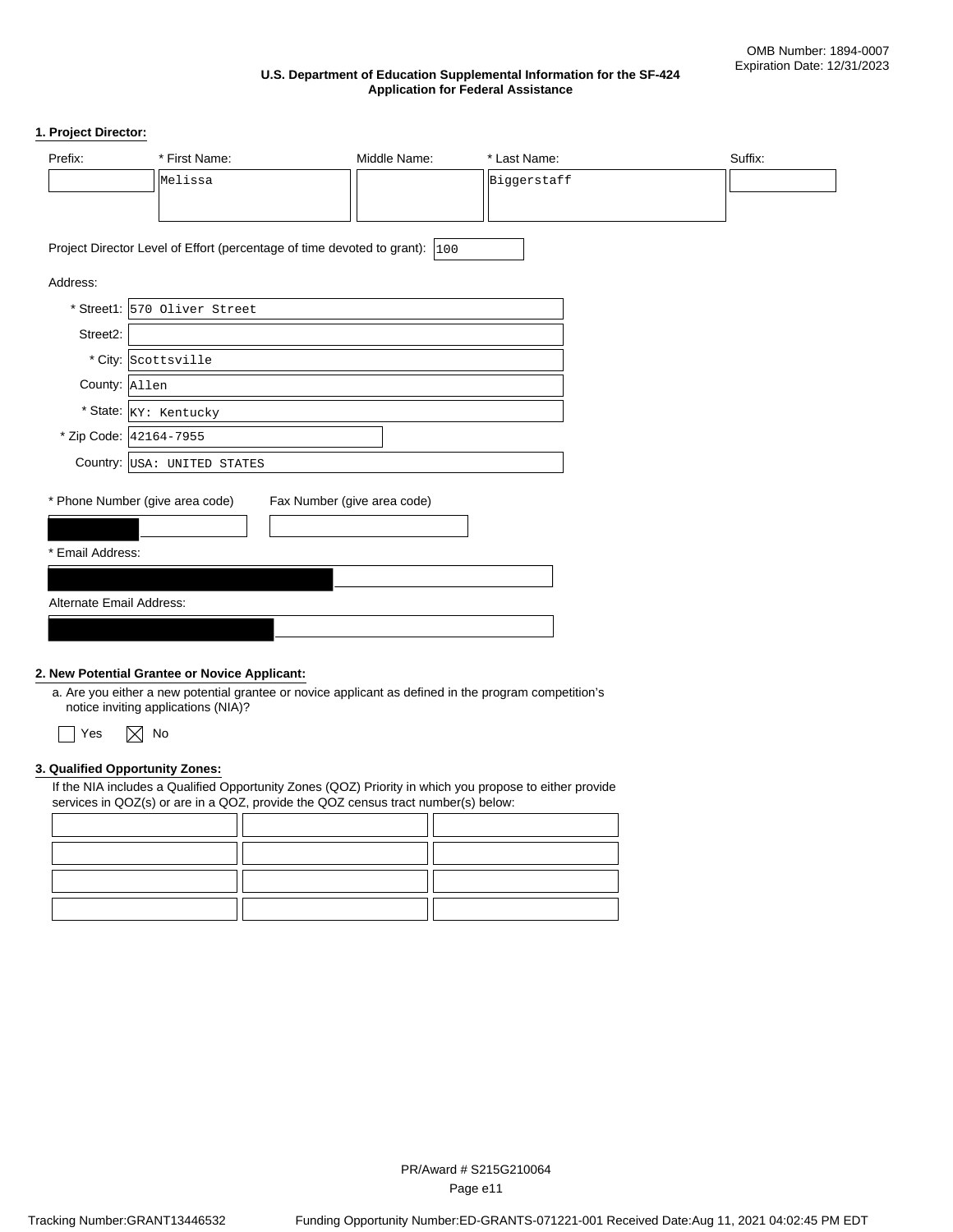OMB Number: 1894-0007
Expiration Date: 12/31/2023

## U.S. Department of Education Supplemental Information for the SF-424 Application for Federal Assistance

### 1. Project Director:

| Prefix: | * First Name: | Middle Name: | * Last Name: | Suffix: |
|---|---|---|---|---|
| | Melissa | | Biggerstaff | |

Project Director Level of Effort (percentage of time devoted to grant): 100

Address:

* Street1: 570 Oliver Street
* Street2:
* City: Scottsville
* County: Allen
* State: KY: Kentucky
* Zip Code: 42164-7955
* Country: USA: UNITED STATES

* Phone Number (give area code): [redacted]

Fax Number (give area code):

* Email Address: [redacted]

Alternate Email Address: [redacted]

### 2. New Potential Grantee or Novice Applicant:

a. Are you either a new potential grantee or novice applicant as defined in the program competition's notice inviting applications (NIA)?

☐ Yes ☒ No

### 3. Qualified Opportunity Zones:

If the NIA includes a Qualified Opportunity Zones (QOZ) Priority in which you propose to either provide services in QOZ(s) or are in a QOZ, provide the QOZ census tract number(s) below:

| | | |
|---|---|---|
| | | |
| | | |
| | | |
| | | |

PR/Award # S215G210064

Tracking Number:GRANT13446532 Funding Opportunity Number:ED-GRANTS-071221-001 Received Date:Aug 11, 2021 04:02:45 PM EDT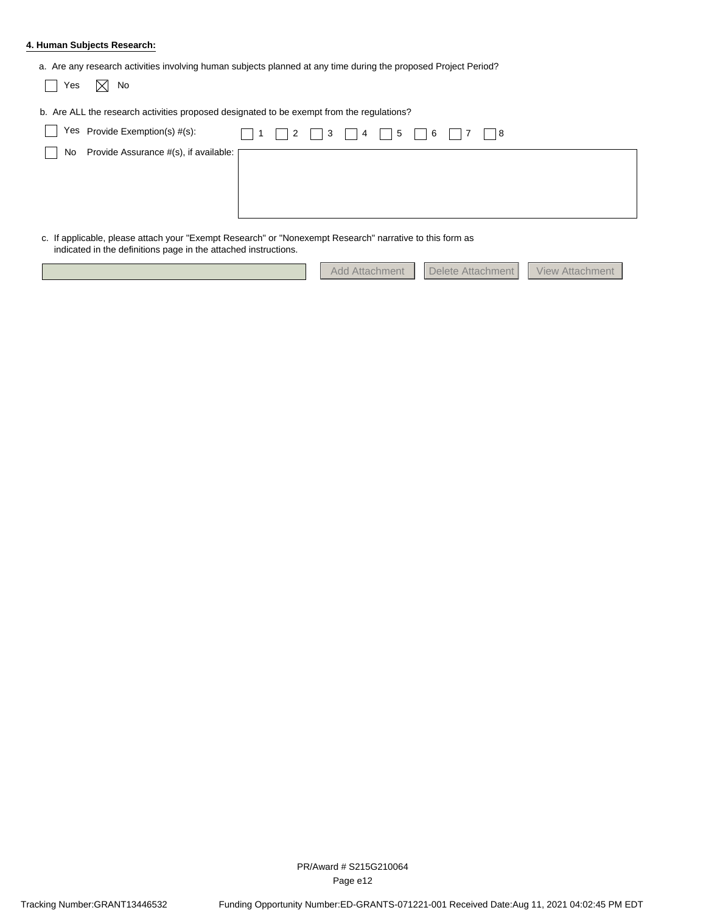**4. Human Subjects Research:**

a. Are any research activities involving human subjects planned at any time during the proposed Project Period?

☐ Yes ☒ No

b. Are ALL the research activities proposed designated to be exempt from the regulations?

☐ Yes Provide Exemption(s) #(s): ☐ 1 ☐ 2 ☐ 3 ☐ 4 ☐ 5 ☐ 6 ☐ 7 ☐ 8

☐ No Provide Assurance #(s), if available:

c. If applicable, please attach your "Exempt Research" or "Nonexempt Research" narrative to this form as indicated in the definitions page in the attached instructions.

Add Attachment | Delete Attachment | View Attachment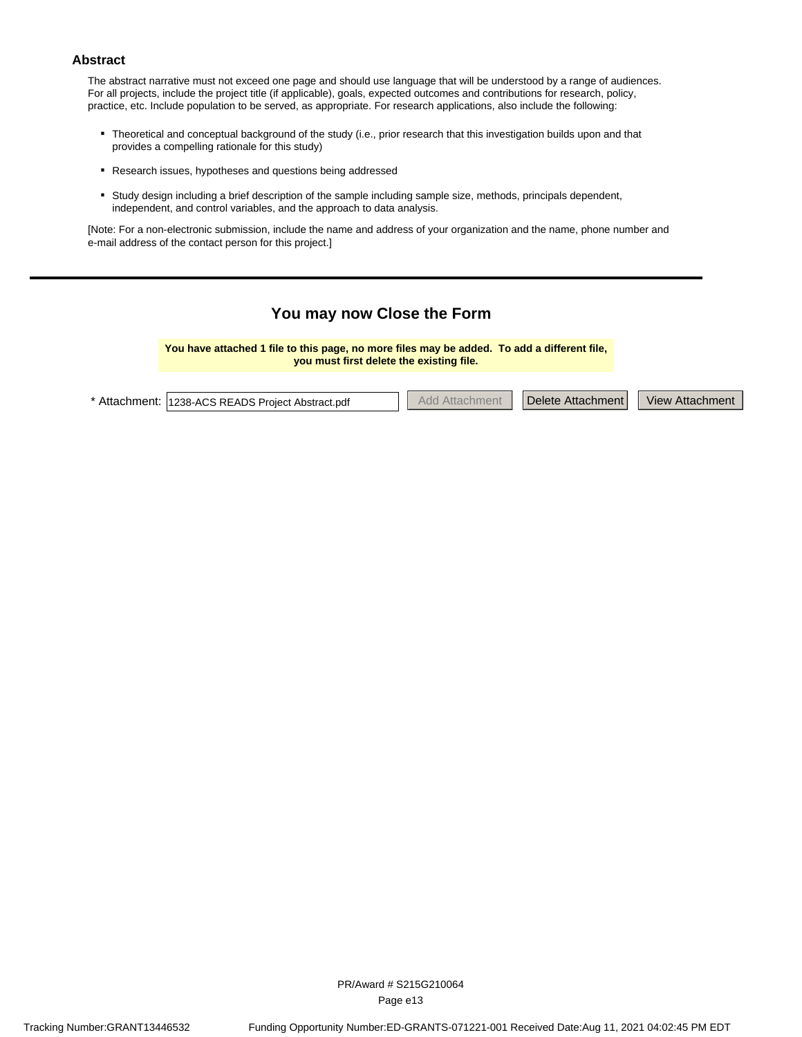## Abstract

The abstract narrative must not exceed one page and should use language that will be understood by a range of audiences. For all projects, include the project title (if applicable), goals, expected outcomes and contributions for research, policy, practice, etc. Include population to be served, as appropriate. For research applications, also include the following:

- Theoretical and conceptual background of the study (i.e., prior research that this investigation builds upon and that provides a compelling rationale for this study)
- Research issues, hypotheses and questions being addressed
- Study design including a brief description of the sample including sample size, methods, principals dependent, independent, and control variables, and the approach to data analysis.

[Note: For a non-electronic submission, include the name and address of your organization and the name, phone number and e-mail address of the contact person for this project.]

---

### You may now Close the Form

**You have attached 1 file to this page, no more files may be added. To add a different file, you must first delete the existing file.**

* Attachment: 1238-ACS READS Project Abstract.pdf | Add Attachment | Delete Attachment | View Attachment

PR/Award # S215G210064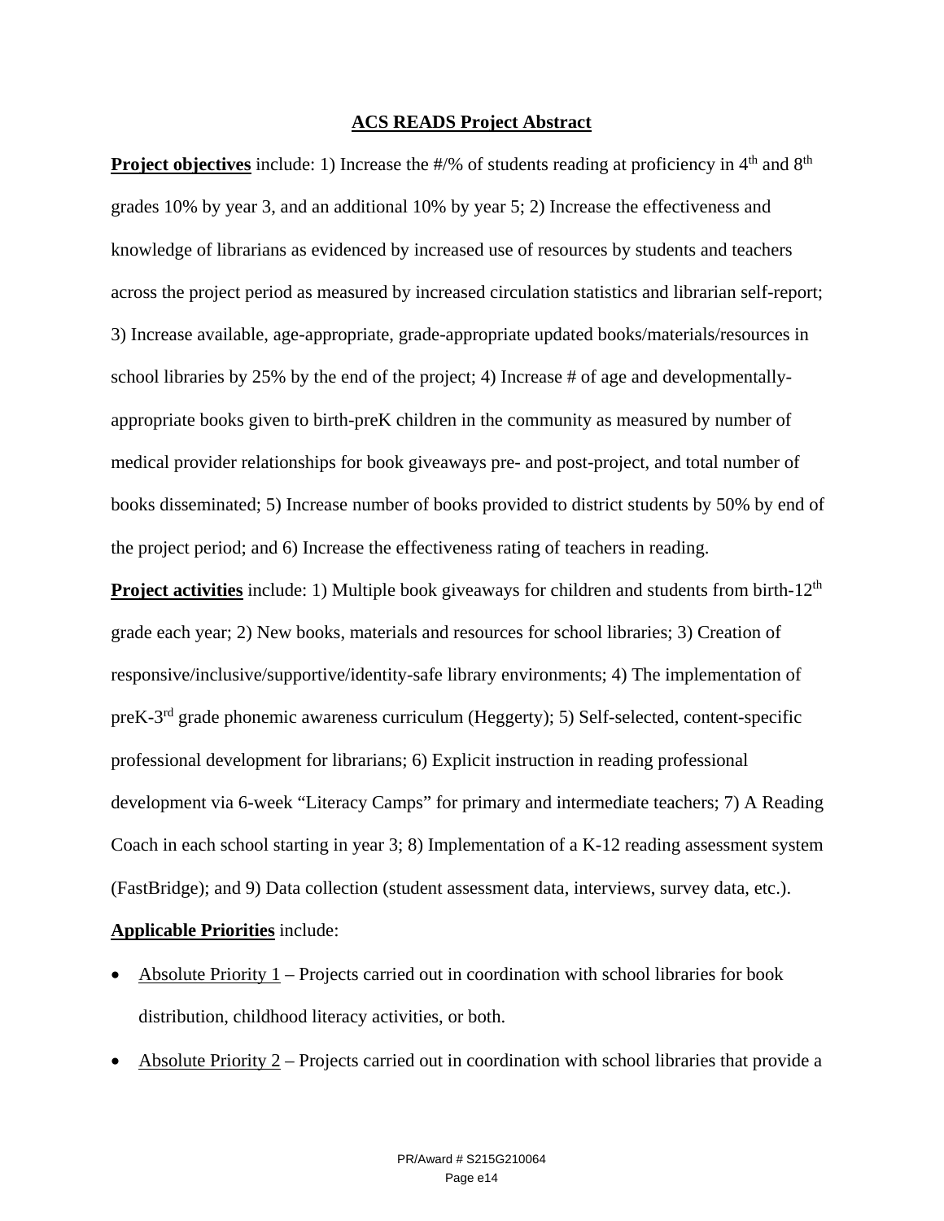**ACS READS Project Abstract**

**Project objectives** include: 1) Increase the #/% of students reading at proficiency in 4th and 8th grades 10% by year 3, and an additional 10% by year 5; 2) Increase the effectiveness and knowledge of librarians as evidenced by increased use of resources by students and teachers across the project period as measured by increased circulation statistics and librarian self-report; 3) Increase available, age-appropriate, grade-appropriate updated books/materials/resources in school libraries by 25% by the end of the project; 4) Increase # of age and developmentally-appropriate books given to birth-preK children in the community as measured by number of medical provider relationships for book giveaways pre- and post-project, and total number of books disseminated; 5) Increase number of books provided to district students by 50% by end of the project period; and 6) Increase the effectiveness rating of teachers in reading.

**Project activities** include: 1) Multiple book giveaways for children and students from birth-12th grade each year; 2) New books, materials and resources for school libraries; 3) Creation of responsive/inclusive/supportive/identity-safe library environments; 4) The implementation of preK-3rd grade phonemic awareness curriculum (Heggerty); 5) Self-selected, content-specific professional development for librarians; 6) Explicit instruction in reading professional development via 6-week "Literacy Camps" for primary and intermediate teachers; 7) A Reading Coach in each school starting in year 3; 8) Implementation of a K-12 reading assessment system (FastBridge); and 9) Data collection (student assessment data, interviews, survey data, etc.).

**Applicable Priorities** include:

- Absolute Priority 1 – Projects carried out in coordination with school libraries for book distribution, childhood literacy activities, or both.
- Absolute Priority 2 – Projects carried out in coordination with school libraries that provide a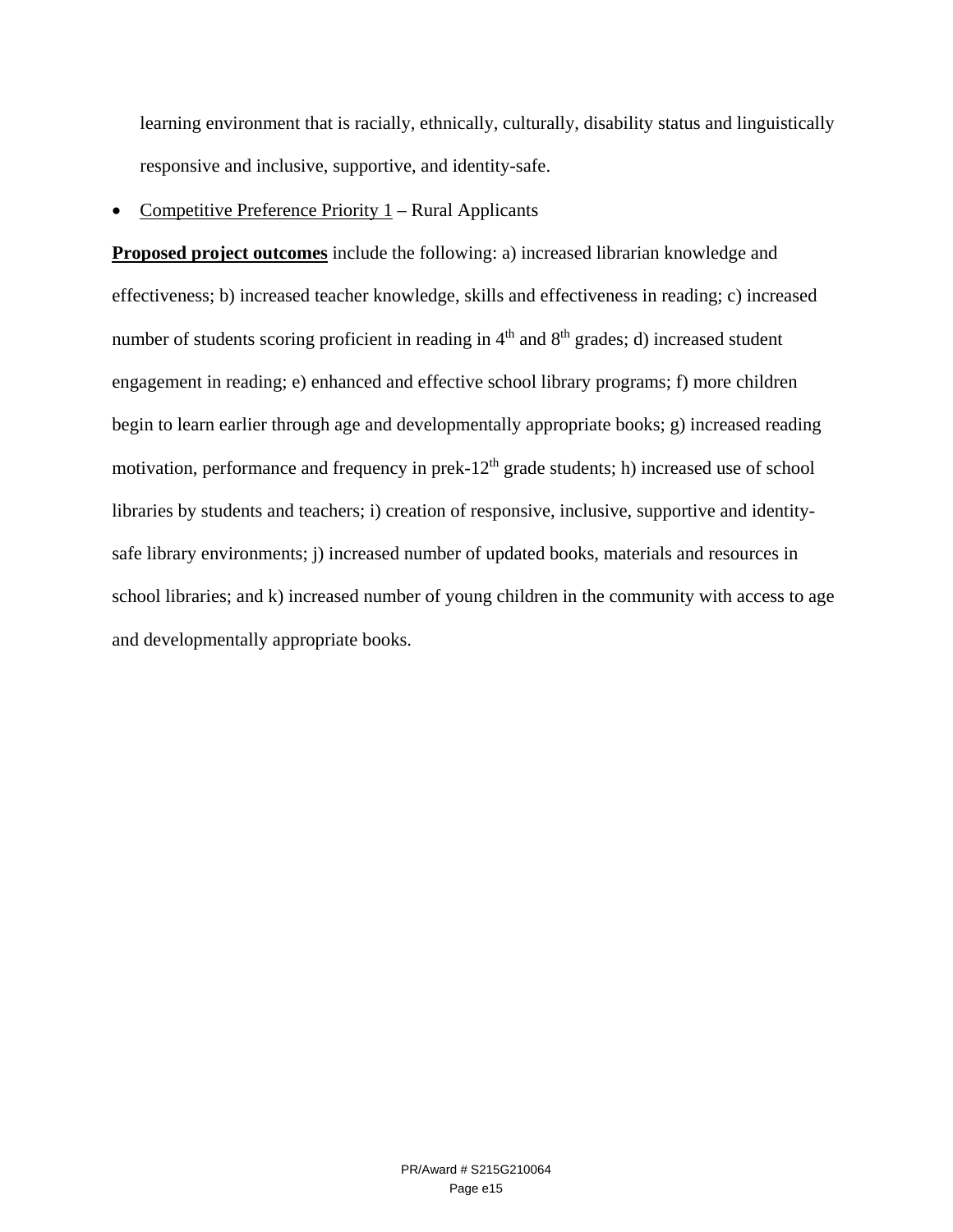learning environment that is racially, ethnically, culturally, disability status and linguistically responsive and inclusive, supportive, and identity-safe.

- Competitive Preference Priority 1 – Rural Applicants

**Proposed project outcomes** include the following: a) increased librarian knowledge and effectiveness; b) increased teacher knowledge, skills and effectiveness in reading; c) increased number of students scoring proficient in reading in 4th and 8th grades; d) increased student engagement in reading; e) enhanced and effective school library programs; f) more children begin to learn earlier through age and developmentally appropriate books; g) increased reading motivation, performance and frequency in prek-12th grade students; h) increased use of school libraries by students and teachers; i) creation of responsive, inclusive, supportive and identity-safe library environments; j) increased number of updated books, materials and resources in school libraries; and k) increased number of young children in the community with access to age and developmentally appropriate books.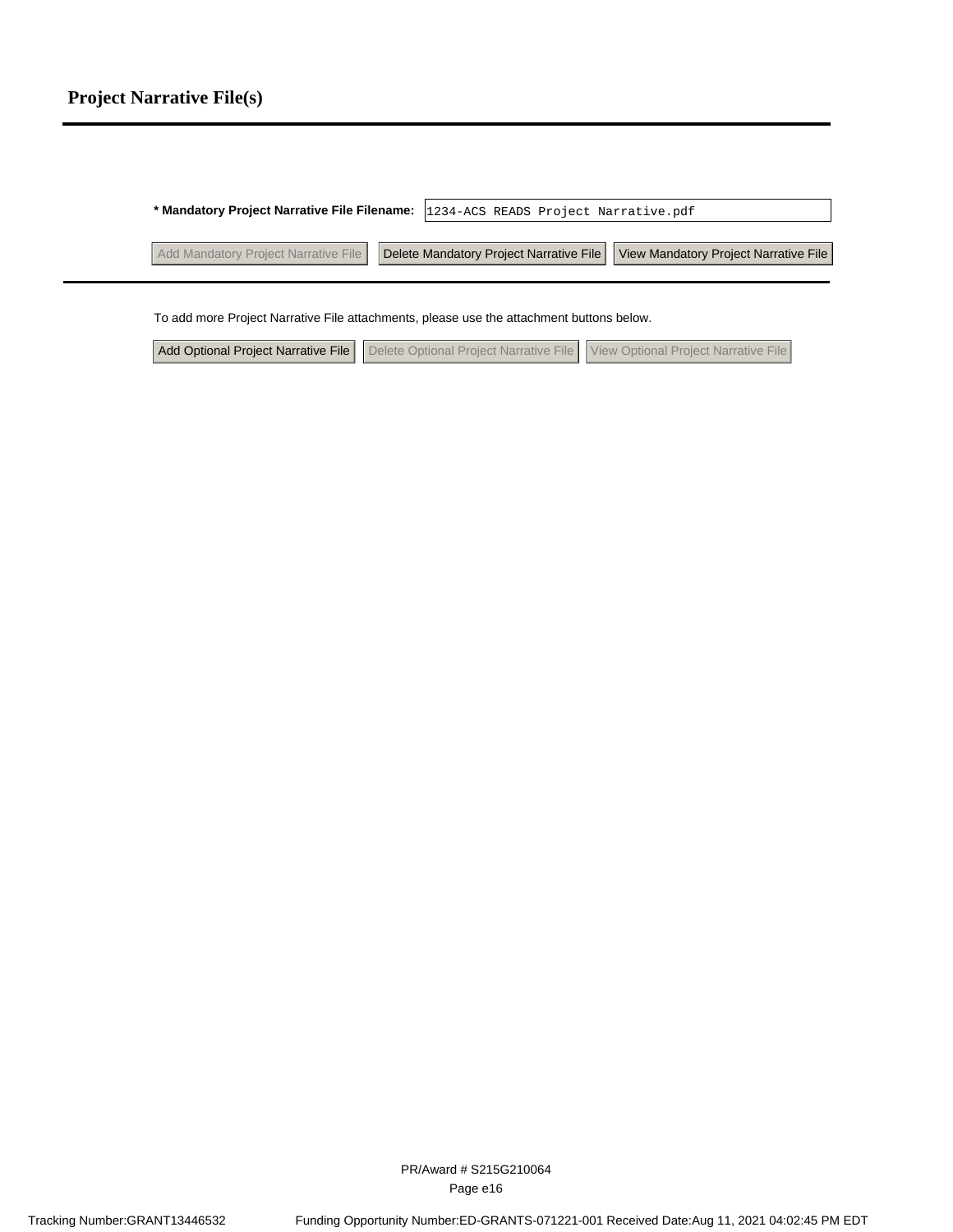## Project Narrative File(s)

---

**\* Mandatory Project Narrative File Filename:** 1234-ACS READS Project Narrative.pdf

Add Mandatory Project Narrative File | Delete Mandatory Project Narrative File | View Mandatory Project Narrative File

---

To add more Project Narrative File attachments, please use the attachment buttons below.

Add Optional Project Narrative File | Delete Optional Project Narrative File | View Optional Project Narrative File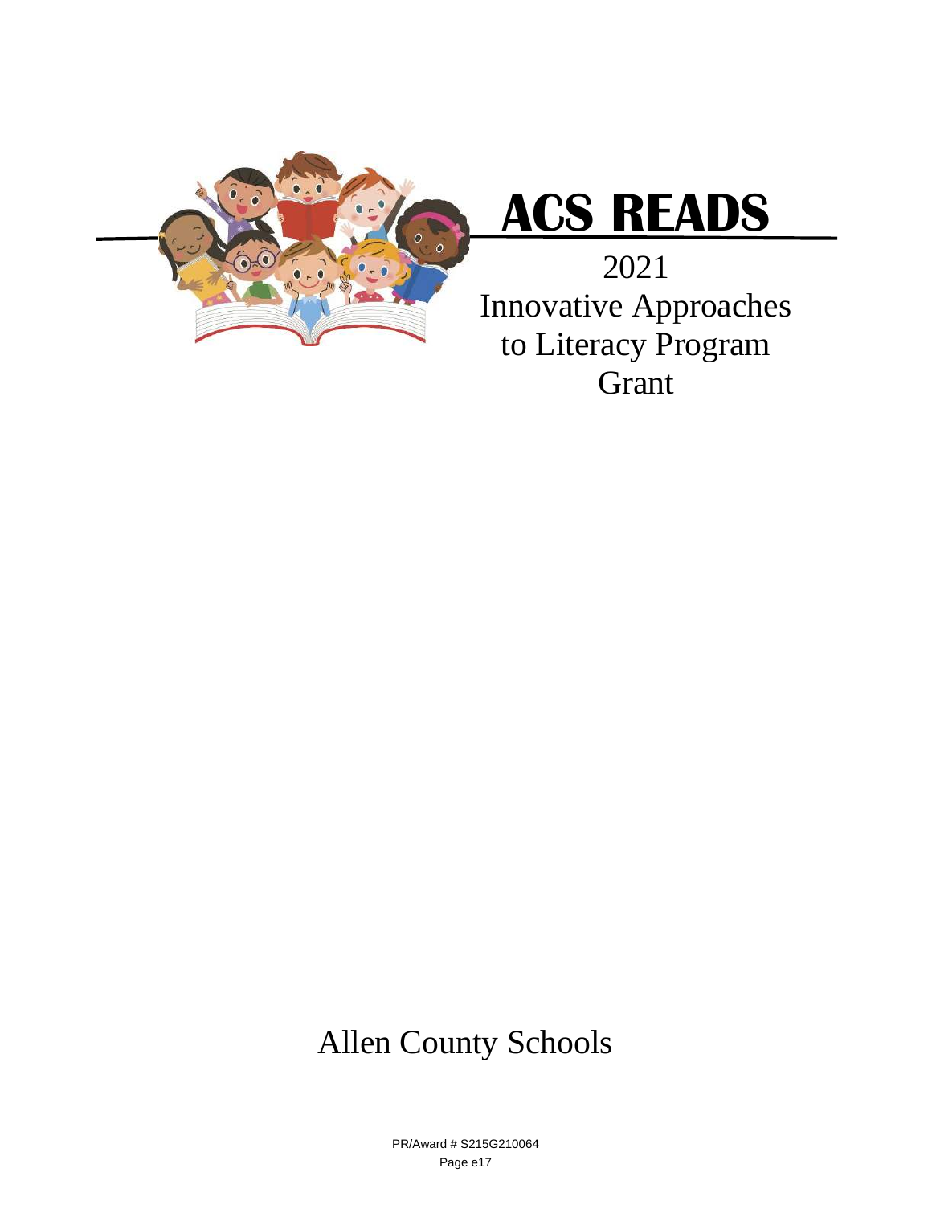# ACS READS

2021
Innovative Approaches
to Literacy Program
Grant

Allen County Schools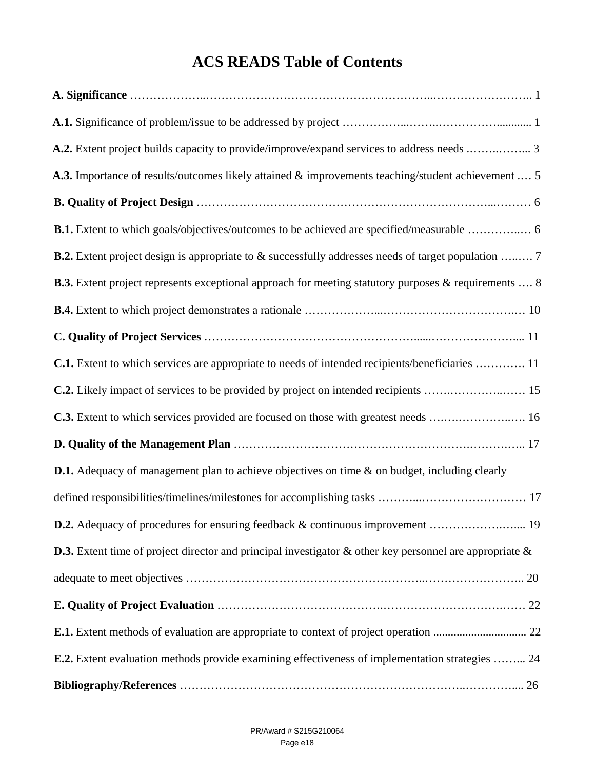# ACS READS Table of Contents

**A. Significance** ……………….……………………………………………………..…………………….. 1

**A.1.** Significance of problem/issue to be addressed by project ……………..……..…………….......... 1

**A.2.** Extent project builds capacity to provide/improve/expand services to address needs .……..……... 3

**A.3.** Importance of results/outcomes likely attained & improvements teaching/student achievement .… 5

**B. Quality of Project Design** …………………………………………………………………...……… 6

**B.1.** Extent to which goals/objectives/outcomes to be achieved are specified/measurable …………..… 6

**B.2.** Extent project design is appropriate to & successfully addresses needs of target population …..…. 7

**B.3.** Extent project represents exceptional approach for meeting statutory purposes & requirements …. 8

**B.4.** Extent to which project demonstrates a rationale ………………...………………………………..… 10

**C. Quality of Project Services** ………………………………………………......…………………..... 11

**C.1.** Extent to which services are appropriate to needs of intended recipients/beneficiaries …………. 11

**C.2.** Likely impact of services to be provided by project on intended recipients …….…………..…… 15

**C.3.** Extent to which services provided are focused on those with greatest needs ….….…………..… 16

**D. Quality of the Management Plan** ………………………………………………….…………..….. 17

**D.1.** Adequacy of management plan to achieve objectives on time & on budget, including clearly defined responsibilities/timelines/milestones for accomplishing tasks ………...……………………… 17

**D.2.** Adequacy of procedures for ensuring feedback & continuous improvement ………………….….... 19

**D.3.** Extent time of project director and principal investigator & other key personnel are appropriate & adequate to meet objectives ……………………………………………………..…………………….. 20

**E. Quality of Project Evaluation** …………………………………….……………………………….…… 22

**E.1.** Extent methods of evaluation are appropriate to context of project operation ................................ 22

**E.2.** Extent evaluation methods provide examining effectiveness of implementation strategies ……... 24

**Bibliography/References** ……………………………………………………………….…………..... 26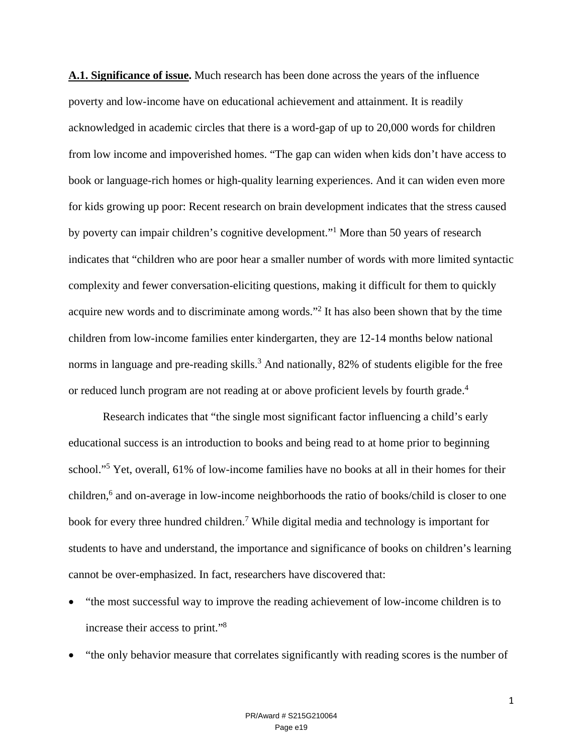**<u>A.1. Significance of issue</u>.** Much research has been done across the years of the influence poverty and low-income have on educational achievement and attainment. It is readily acknowledged in academic circles that there is a word-gap of up to 20,000 words for children from low income and impoverished homes. "The gap can widen when kids don't have access to book or language-rich homes or high-quality learning experiences. And it can widen even more for kids growing up poor: Recent research on brain development indicates that the stress caused by poverty can impair children's cognitive development."[1] More than 50 years of research indicates that "children who are poor hear a smaller number of words with more limited syntactic complexity and fewer conversation-eliciting questions, making it difficult for them to quickly acquire new words and to discriminate among words."[2] It has also been shown that by the time children from low-income families enter kindergarten, they are 12-14 months below national norms in language and pre-reading skills.[3] And nationally, 82% of students eligible for the free or reduced lunch program are not reading at or above proficient levels by fourth grade.[4]

Research indicates that "the single most significant factor influencing a child's early educational success is an introduction to books and being read to at home prior to beginning school."[5] Yet, overall, 61% of low-income families have no books at all in their homes for their children,[6] and on-average in low-income neighborhoods the ratio of books/child is closer to one book for every three hundred children.[7] While digital media and technology is important for students to have and understand, the importance and significance of books on children's learning cannot be over-emphasized. In fact, researchers have discovered that:

- "the most successful way to improve the reading achievement of low-income children is to increase their access to print."[8]
- "the only behavior measure that correlates significantly with reading scores is the number of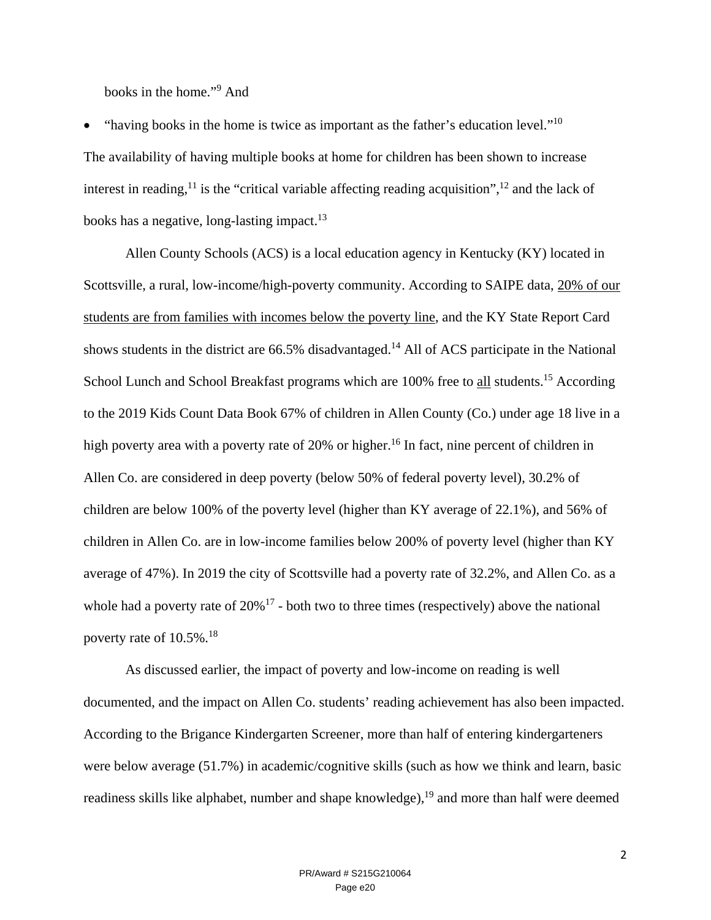books in the home."[9] And

- "having books in the home is twice as important as the father's education level."[10]

The availability of having multiple books at home for children has been shown to increase interest in reading,[11] is the "critical variable affecting reading acquisition",[12] and the lack of books has a negative, long-lasting impact.[13]

Allen County Schools (ACS) is a local education agency in Kentucky (KY) located in Scottsville, a rural, low-income/high-poverty community. According to SAIPE data, 20% of our students are from families with incomes below the poverty line, and the KY State Report Card shows students in the district are 66.5% disadvantaged.[14] All of ACS participate in the National School Lunch and School Breakfast programs which are 100% free to all students.[15] According to the 2019 Kids Count Data Book 67% of children in Allen County (Co.) under age 18 live in a high poverty area with a poverty rate of 20% or higher.[16] In fact, nine percent of children in Allen Co. are considered in deep poverty (below 50% of federal poverty level), 30.2% of children are below 100% of the poverty level (higher than KY average of 22.1%), and 56% of children in Allen Co. are in low-income families below 200% of poverty level (higher than KY average of 47%). In 2019 the city of Scottsville had a poverty rate of 32.2%, and Allen Co. as a whole had a poverty rate of 20%[17] - both two to three times (respectively) above the national poverty rate of 10.5%.[18]

As discussed earlier, the impact of poverty and low-income on reading is well documented, and the impact on Allen Co. students' reading achievement has also been impacted. According to the Brigance Kindergarten Screener, more than half of entering kindergarteners were below average (51.7%) in academic/cognitive skills (such as how we think and learn, basic readiness skills like alphabet, number and shape knowledge),[19] and more than half were deemed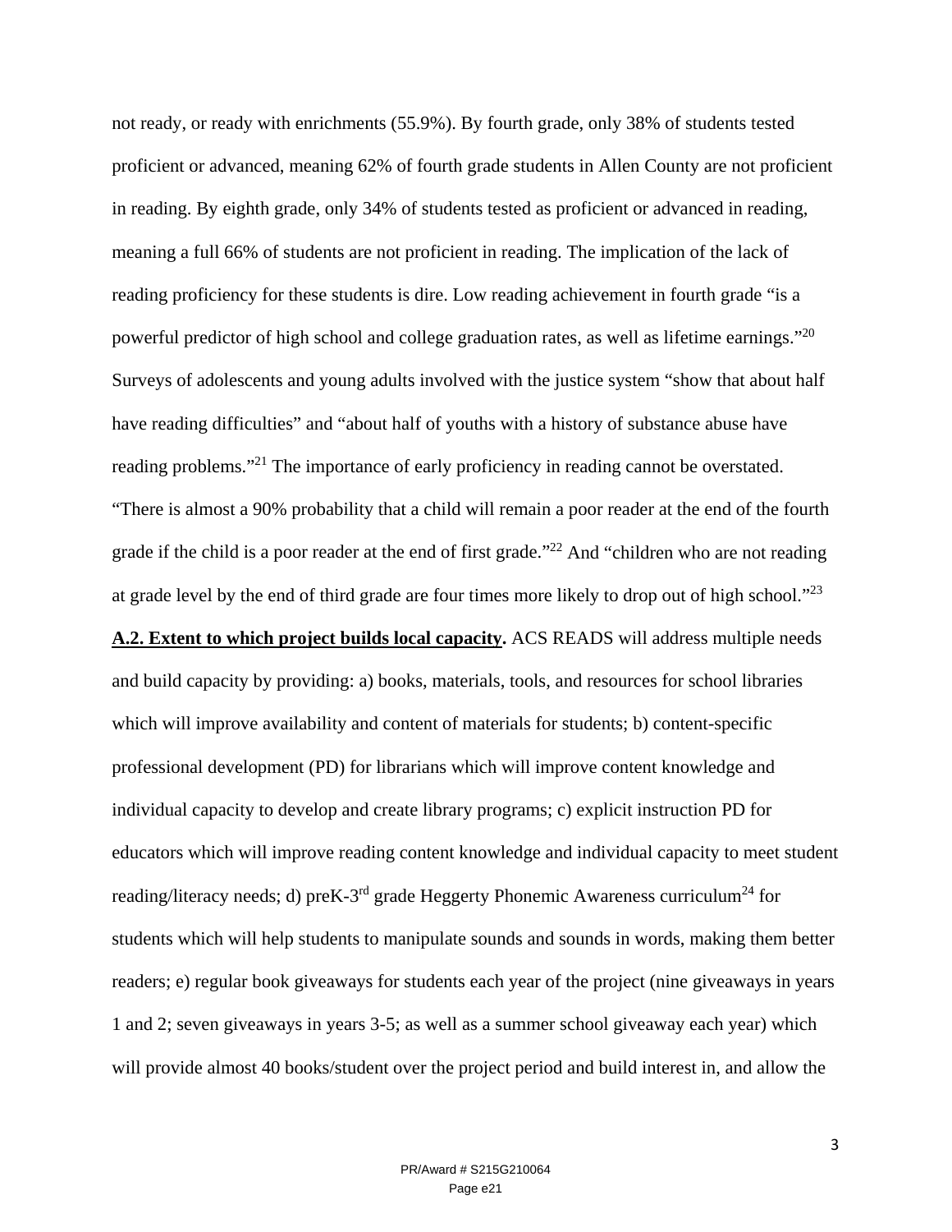not ready, or ready with enrichments (55.9%). By fourth grade, only 38% of students tested proficient or advanced, meaning 62% of fourth grade students in Allen County are not proficient in reading. By eighth grade, only 34% of students tested as proficient or advanced in reading, meaning a full 66% of students are not proficient in reading. The implication of the lack of reading proficiency for these students is dire. Low reading achievement in fourth grade "is a powerful predictor of high school and college graduation rates, as well as lifetime earnings."[20] Surveys of adolescents and young adults involved with the justice system "show that about half have reading difficulties" and "about half of youths with a history of substance abuse have reading problems."[21] The importance of early proficiency in reading cannot be overstated. "There is almost a 90% probability that a child will remain a poor reader at the end of the fourth grade if the child is a poor reader at the end of first grade."[22] And "children who are not reading at grade level by the end of third grade are four times more likely to drop out of high school."[23]

**A.2. Extent to which project builds local capacity.** ACS READS will address multiple needs and build capacity by providing: a) books, materials, tools, and resources for school libraries which will improve availability and content of materials for students; b) content-specific professional development (PD) for librarians which will improve content knowledge and individual capacity to develop and create library programs; c) explicit instruction PD for educators which will improve reading content knowledge and individual capacity to meet student reading/literacy needs; d) preK-3rd grade Heggerty Phonemic Awareness curriculum[24] for students which will help students to manipulate sounds and sounds in words, making them better readers; e) regular book giveaways for students each year of the project (nine giveaways in years 1 and 2; seven giveaways in years 3-5; as well as a summer school giveaway each year) which will provide almost 40 books/student over the project period and build interest in, and allow the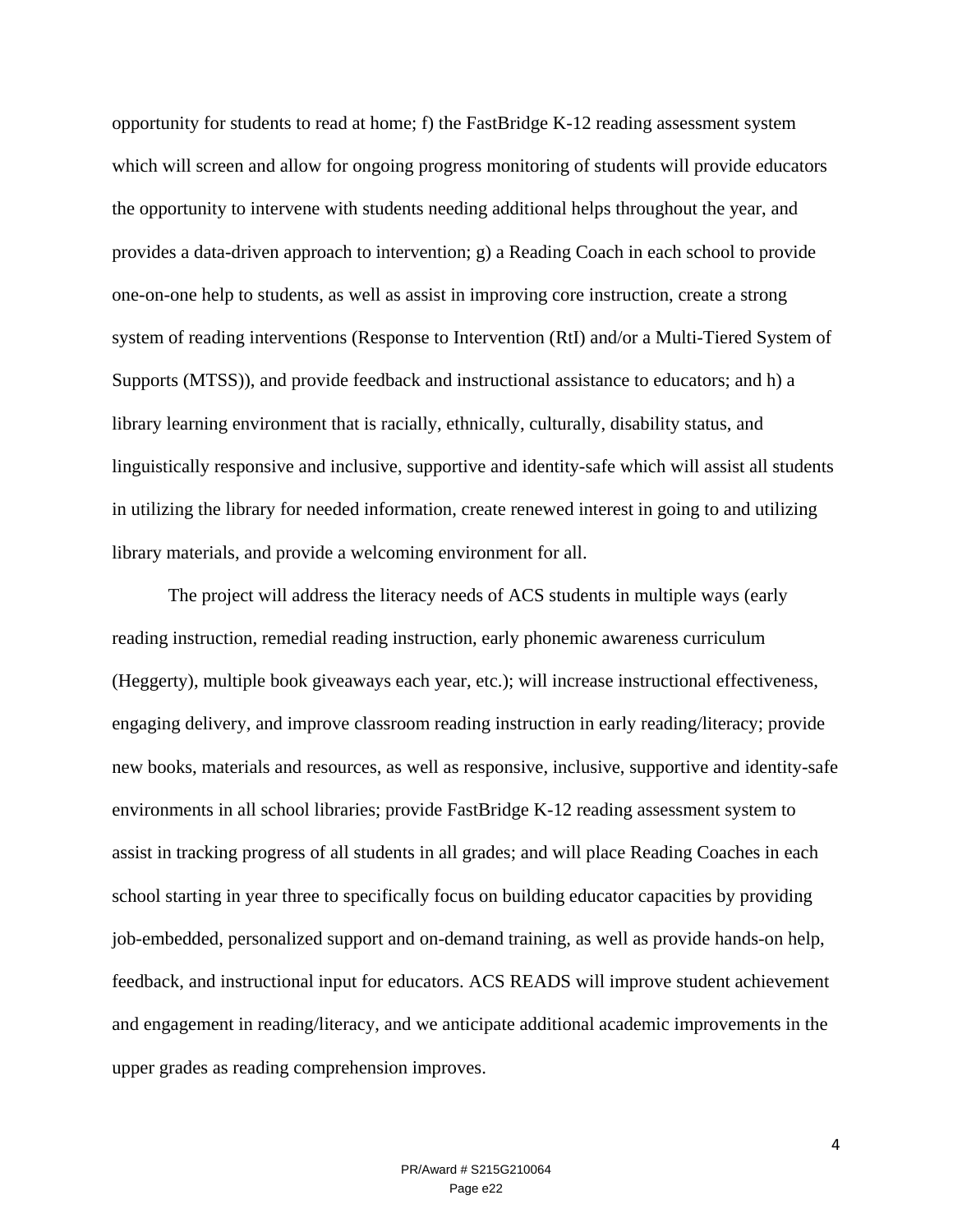opportunity for students to read at home; f) the FastBridge K-12 reading assessment system which will screen and allow for ongoing progress monitoring of students will provide educators the opportunity to intervene with students needing additional helps throughout the year, and provides a data-driven approach to intervention; g) a Reading Coach in each school to provide one-on-one help to students, as well as assist in improving core instruction, create a strong system of reading interventions (Response to Intervention (RtI) and/or a Multi-Tiered System of Supports (MTSS)), and provide feedback and instructional assistance to educators; and h) a library learning environment that is racially, ethnically, culturally, disability status, and linguistically responsive and inclusive, supportive and identity-safe which will assist all students in utilizing the library for needed information, create renewed interest in going to and utilizing library materials, and provide a welcoming environment for all.

The project will address the literacy needs of ACS students in multiple ways (early reading instruction, remedial reading instruction, early phonemic awareness curriculum (Heggerty), multiple book giveaways each year, etc.); will increase instructional effectiveness, engaging delivery, and improve classroom reading instruction in early reading/literacy; provide new books, materials and resources, as well as responsive, inclusive, supportive and identity-safe environments in all school libraries; provide FastBridge K-12 reading assessment system to assist in tracking progress of all students in all grades; and will place Reading Coaches in each school starting in year three to specifically focus on building educator capacities by providing job-embedded, personalized support and on-demand training, as well as provide hands-on help, feedback, and instructional input for educators. ACS READS will improve student achievement and engagement in reading/literacy, and we anticipate additional academic improvements in the upper grades as reading comprehension improves.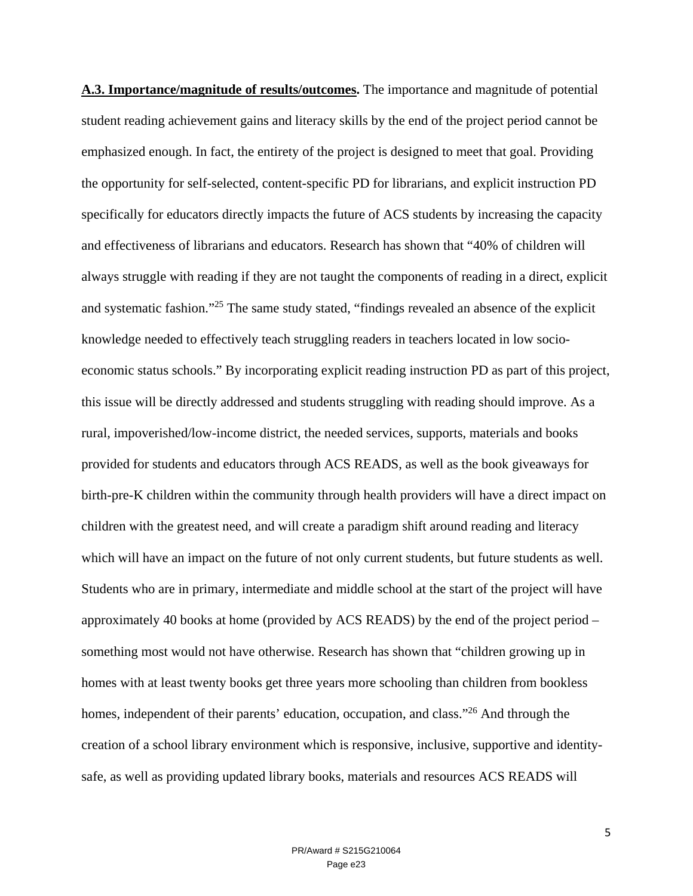**A.3. Importance/magnitude of results/outcomes.** The importance and magnitude of potential student reading achievement gains and literacy skills by the end of the project period cannot be emphasized enough. In fact, the entirety of the project is designed to meet that goal. Providing the opportunity for self-selected, content-specific PD for librarians, and explicit instruction PD specifically for educators directly impacts the future of ACS students by increasing the capacity and effectiveness of librarians and educators. Research has shown that "40% of children will always struggle with reading if they are not taught the components of reading in a direct, explicit and systematic fashion."[25] The same study stated, "findings revealed an absence of the explicit knowledge needed to effectively teach struggling readers in teachers located in low socio-economic status schools." By incorporating explicit reading instruction PD as part of this project, this issue will be directly addressed and students struggling with reading should improve. As a rural, impoverished/low-income district, the needed services, supports, materials and books provided for students and educators through ACS READS, as well as the book giveaways for birth-pre-K children within the community through health providers will have a direct impact on children with the greatest need, and will create a paradigm shift around reading and literacy which will have an impact on the future of not only current students, but future students as well. Students who are in primary, intermediate and middle school at the start of the project will have approximately 40 books at home (provided by ACS READS) by the end of the project period – something most would not have otherwise. Research has shown that "children growing up in homes with at least twenty books get three years more schooling than children from bookless homes, independent of their parents' education, occupation, and class."[26] And through the creation of a school library environment which is responsive, inclusive, supportive and identity-safe, as well as providing updated library books, materials and resources ACS READS will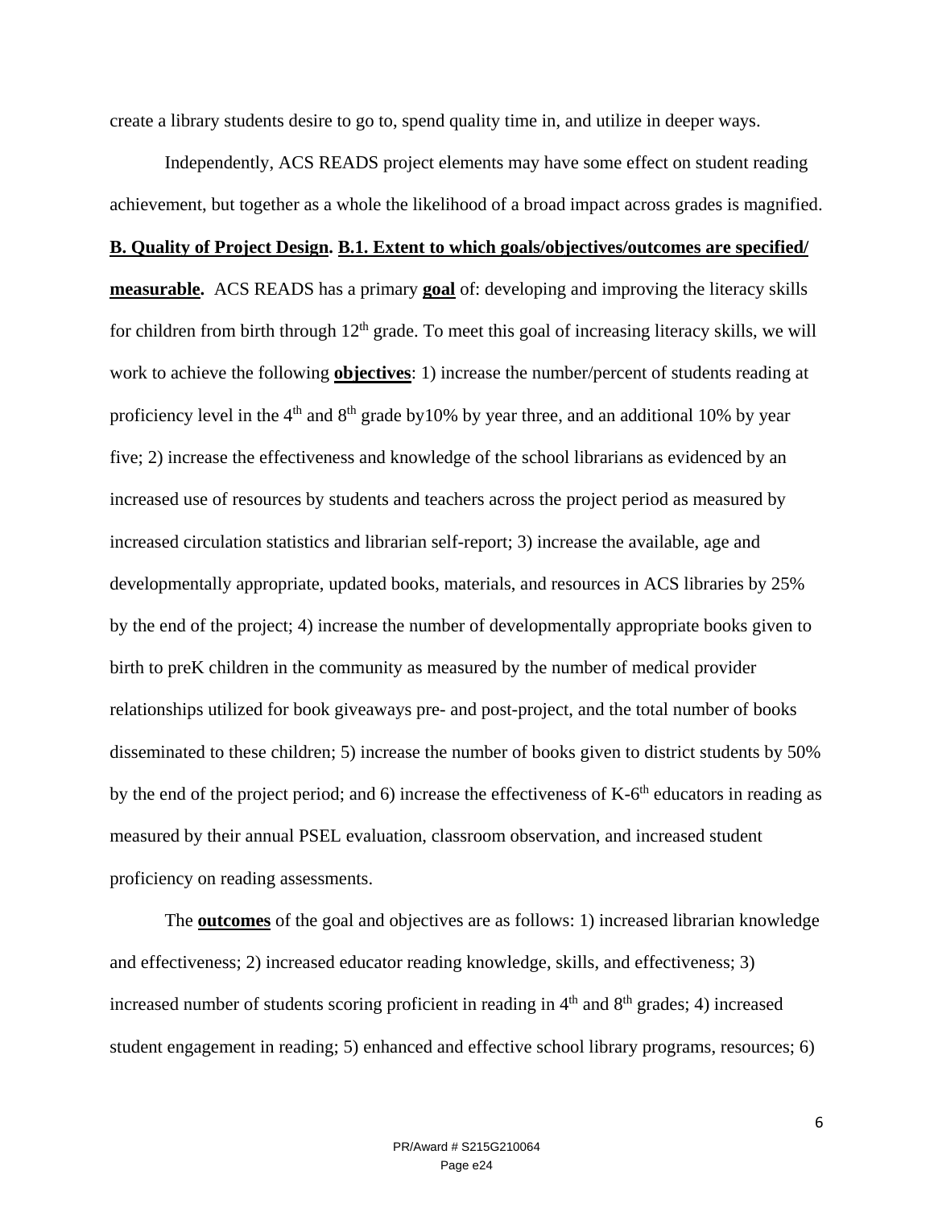create a library students desire to go to, spend quality time in, and utilize in deeper ways.

Independently, ACS READS project elements may have some effect on student reading achievement, but together as a whole the likelihood of a broad impact across grades is magnified.

**B. Quality of Project Design. B.1. Extent to which goals/objectives/outcomes are specified/ measurable.** ACS READS has a primary **goal** of: developing and improving the literacy skills for children from birth through 12th grade. To meet this goal of increasing literacy skills, we will work to achieve the following **objectives**: 1) increase the number/percent of students reading at proficiency level in the 4th and 8th grade by10% by year three, and an additional 10% by year five; 2) increase the effectiveness and knowledge of the school librarians as evidenced by an increased use of resources by students and teachers across the project period as measured by increased circulation statistics and librarian self-report; 3) increase the available, age and developmentally appropriate, updated books, materials, and resources in ACS libraries by 25% by the end of the project; 4) increase the number of developmentally appropriate books given to birth to preK children in the community as measured by the number of medical provider relationships utilized for book giveaways pre- and post-project, and the total number of books disseminated to these children; 5) increase the number of books given to district students by 50% by the end of the project period; and 6) increase the effectiveness of K-6th educators in reading as measured by their annual PSEL evaluation, classroom observation, and increased student proficiency on reading assessments.

The **outcomes** of the goal and objectives are as follows: 1) increased librarian knowledge and effectiveness; 2) increased educator reading knowledge, skills, and effectiveness; 3) increased number of students scoring proficient in reading in 4th and 8th grades; 4) increased student engagement in reading; 5) enhanced and effective school library programs, resources; 6)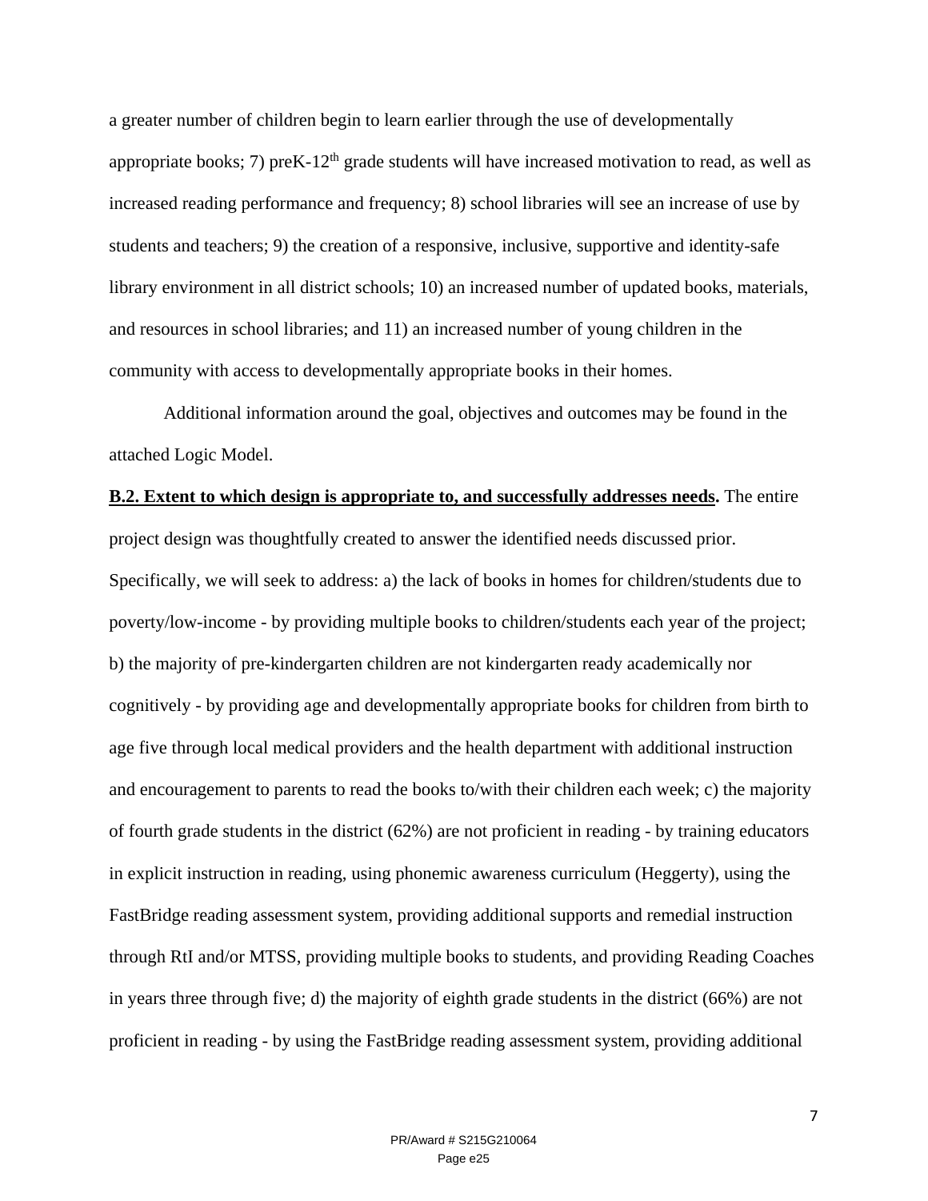a greater number of children begin to learn earlier through the use of developmentally appropriate books; 7) preK-12th grade students will have increased motivation to read, as well as increased reading performance and frequency; 8) school libraries will see an increase of use by students and teachers; 9) the creation of a responsive, inclusive, supportive and identity-safe library environment in all district schools; 10) an increased number of updated books, materials, and resources in school libraries; and 11) an increased number of young children in the community with access to developmentally appropriate books in their homes.

Additional information around the goal, objectives and outcomes may be found in the attached Logic Model.

**B.2. Extent to which design is appropriate to, and successfully addresses needs.** The entire project design was thoughtfully created to answer the identified needs discussed prior. Specifically, we will seek to address: a) the lack of books in homes for children/students due to poverty/low-income - by providing multiple books to children/students each year of the project; b) the majority of pre-kindergarten children are not kindergarten ready academically nor cognitively - by providing age and developmentally appropriate books for children from birth to age five through local medical providers and the health department with additional instruction and encouragement to parents to read the books to/with their children each week; c) the majority of fourth grade students in the district (62%) are not proficient in reading - by training educators in explicit instruction in reading, using phonemic awareness curriculum (Heggerty), using the FastBridge reading assessment system, providing additional supports and remedial instruction through RtI and/or MTSS, providing multiple books to students, and providing Reading Coaches in years three through five; d) the majority of eighth grade students in the district (66%) are not proficient in reading - by using the FastBridge reading assessment system, providing additional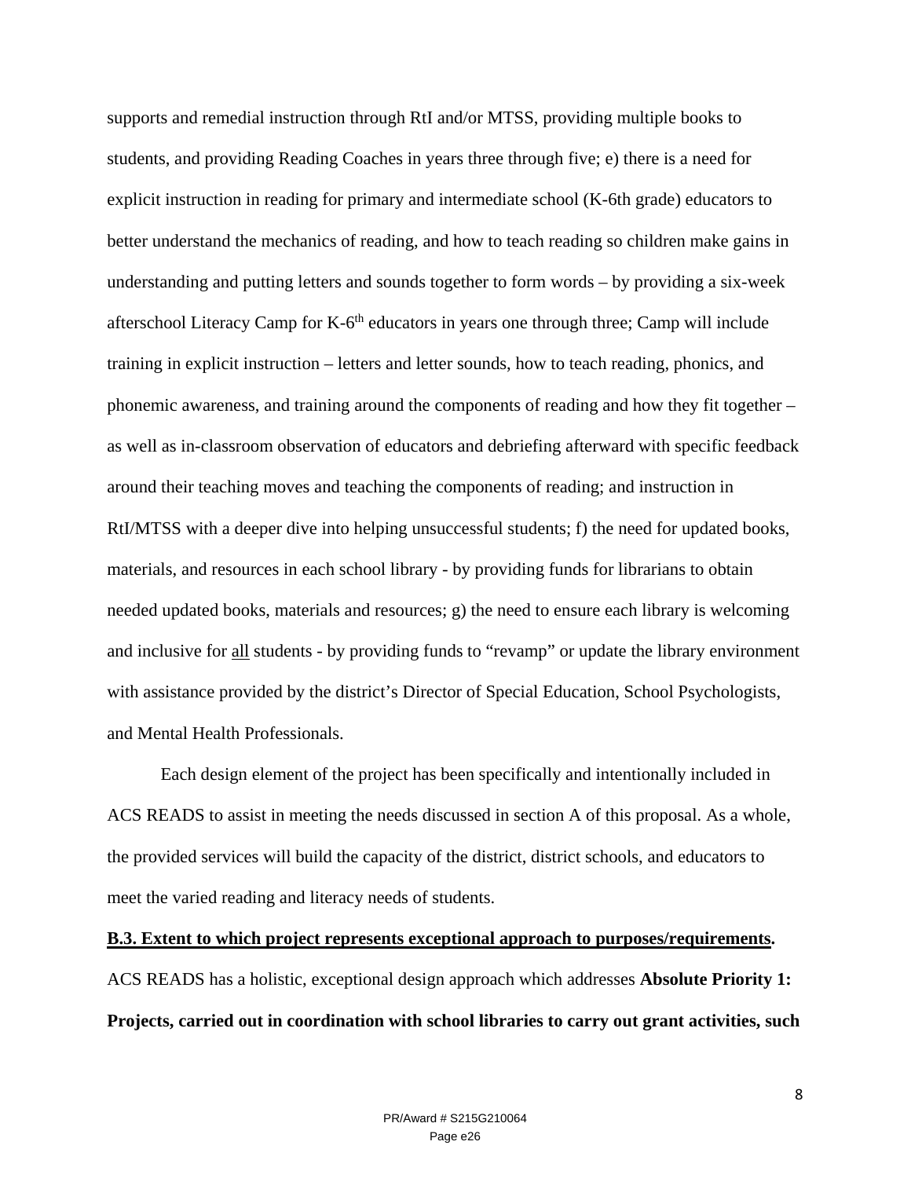supports and remedial instruction through RtI and/or MTSS, providing multiple books to students, and providing Reading Coaches in years three through five; e) there is a need for explicit instruction in reading for primary and intermediate school (K-6th grade) educators to better understand the mechanics of reading, and how to teach reading so children make gains in understanding and putting letters and sounds together to form words – by providing a six-week afterschool Literacy Camp for K-6th educators in years one through three; Camp will include training in explicit instruction – letters and letter sounds, how to teach reading, phonics, and phonemic awareness, and training around the components of reading and how they fit together – as well as in-classroom observation of educators and debriefing afterward with specific feedback around their teaching moves and teaching the components of reading; and instruction in RtI/MTSS with a deeper dive into helping unsuccessful students; f) the need for updated books, materials, and resources in each school library - by providing funds for librarians to obtain needed updated books, materials and resources; g) the need to ensure each library is welcoming and inclusive for <u>all</u> students - by providing funds to "revamp" or update the library environment with assistance provided by the district's Director of Special Education, School Psychologists, and Mental Health Professionals.

Each design element of the project has been specifically and intentionally included in ACS READS to assist in meeting the needs discussed in section A of this proposal. As a whole, the provided services will build the capacity of the district, district schools, and educators to meet the varied reading and literacy needs of students.

**<u>B.3. Extent to which project represents exceptional approach to purposes/requirements</u>.**

ACS READS has a holistic, exceptional design approach which addresses **Absolute Priority 1: Projects, carried out in coordination with school libraries to carry out grant activities, such**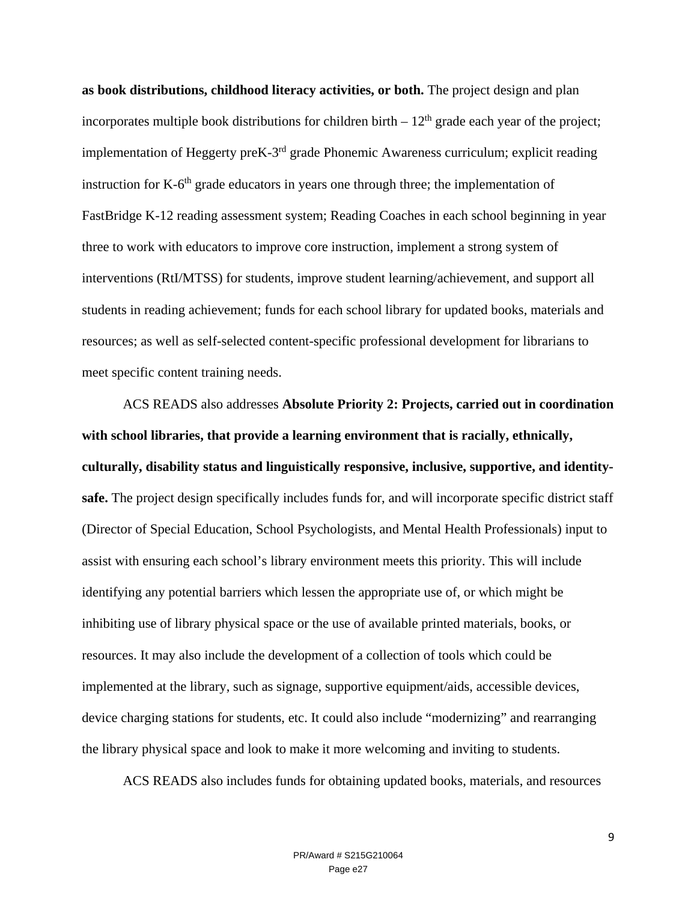**as book distributions, childhood literacy activities, or both.** The project design and plan incorporates multiple book distributions for children birth – 12th grade each year of the project; implementation of Heggerty preK-3rd grade Phonemic Awareness curriculum; explicit reading instruction for K-6th grade educators in years one through three; the implementation of FastBridge K-12 reading assessment system; Reading Coaches in each school beginning in year three to work with educators to improve core instruction, implement a strong system of interventions (RtI/MTSS) for students, improve student learning/achievement, and support all students in reading achievement; funds for each school library for updated books, materials and resources; as well as self-selected content-specific professional development for librarians to meet specific content training needs.

ACS READS also addresses **Absolute Priority 2: Projects, carried out in coordination with school libraries, that provide a learning environment that is racially, ethnically, culturally, disability status and linguistically responsive, inclusive, supportive, and identity-safe.** The project design specifically includes funds for, and will incorporate specific district staff (Director of Special Education, School Psychologists, and Mental Health Professionals) input to assist with ensuring each school's library environment meets this priority. This will include identifying any potential barriers which lessen the appropriate use of, or which might be inhibiting use of library physical space or the use of available printed materials, books, or resources. It may also include the development of a collection of tools which could be implemented at the library, such as signage, supportive equipment/aids, accessible devices, device charging stations for students, etc. It could also include "modernizing" and rearranging the library physical space and look to make it more welcoming and inviting to students.

ACS READS also includes funds for obtaining updated books, materials, and resources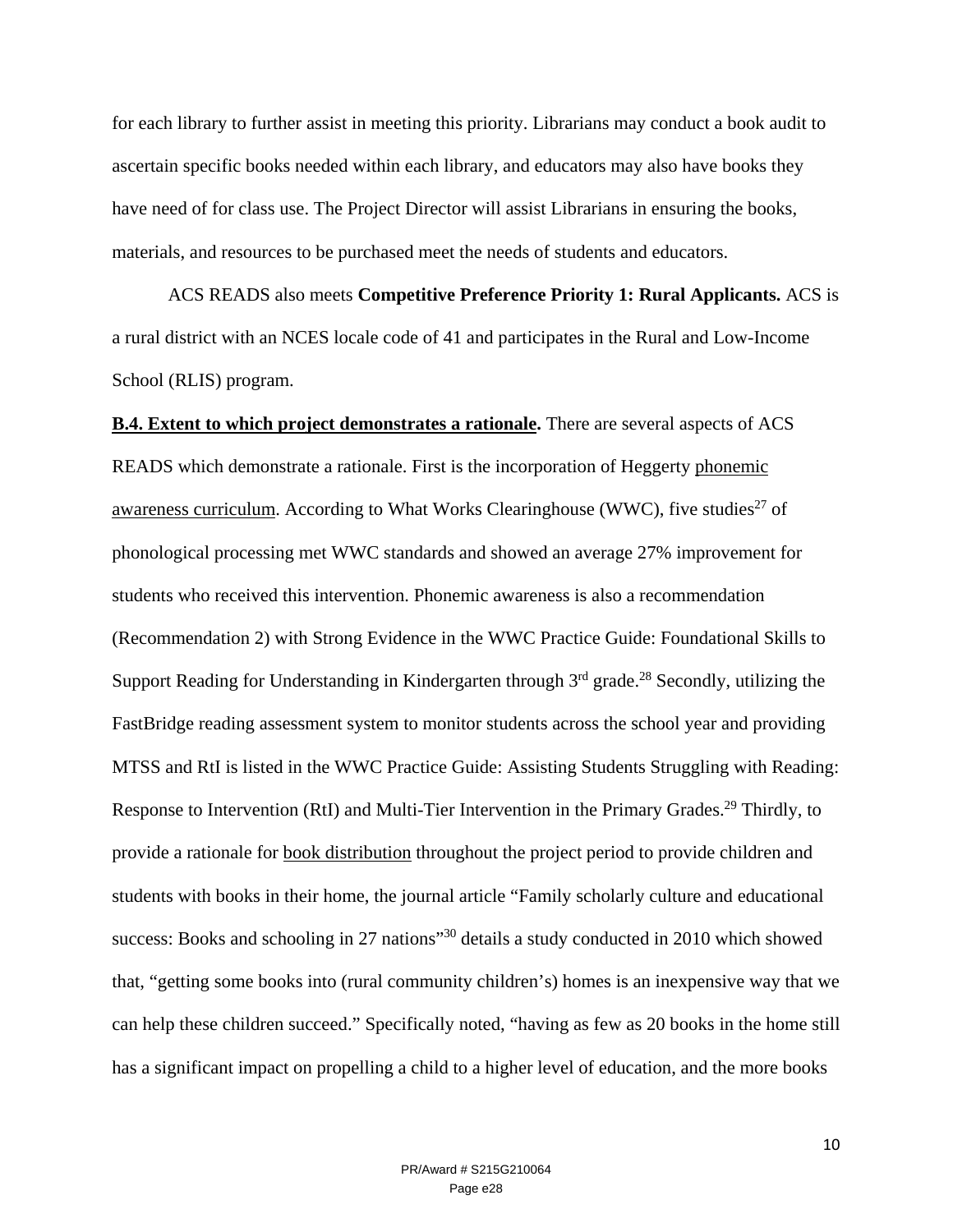for each library to further assist in meeting this priority. Librarians may conduct a book audit to ascertain specific books needed within each library, and educators may also have books they have need of for class use. The Project Director will assist Librarians in ensuring the books, materials, and resources to be purchased meet the needs of students and educators.

ACS READS also meets **Competitive Preference Priority 1: Rural Applicants.** ACS is a rural district with an NCES locale code of 41 and participates in the Rural and Low-Income School (RLIS) program.

**B.4. Extent to which project demonstrates a rationale.** There are several aspects of ACS READS which demonstrate a rationale. First is the incorporation of Heggerty phonemic awareness curriculum. According to What Works Clearinghouse (WWC), five studies[27] of phonological processing met WWC standards and showed an average 27% improvement for students who received this intervention. Phonemic awareness is also a recommendation (Recommendation 2) with Strong Evidence in the WWC Practice Guide: Foundational Skills to Support Reading for Understanding in Kindergarten through 3rd grade.[28] Secondly, utilizing the FastBridge reading assessment system to monitor students across the school year and providing MTSS and RtI is listed in the WWC Practice Guide: Assisting Students Struggling with Reading: Response to Intervention (RtI) and Multi-Tier Intervention in the Primary Grades.[29] Thirdly, to provide a rationale for book distribution throughout the project period to provide children and students with books in their home, the journal article "Family scholarly culture and educational success: Books and schooling in 27 nations"[30] details a study conducted in 2010 which showed that, "getting some books into (rural community children's) homes is an inexpensive way that we can help these children succeed." Specifically noted, "having as few as 20 books in the home still has a significant impact on propelling a child to a higher level of education, and the more books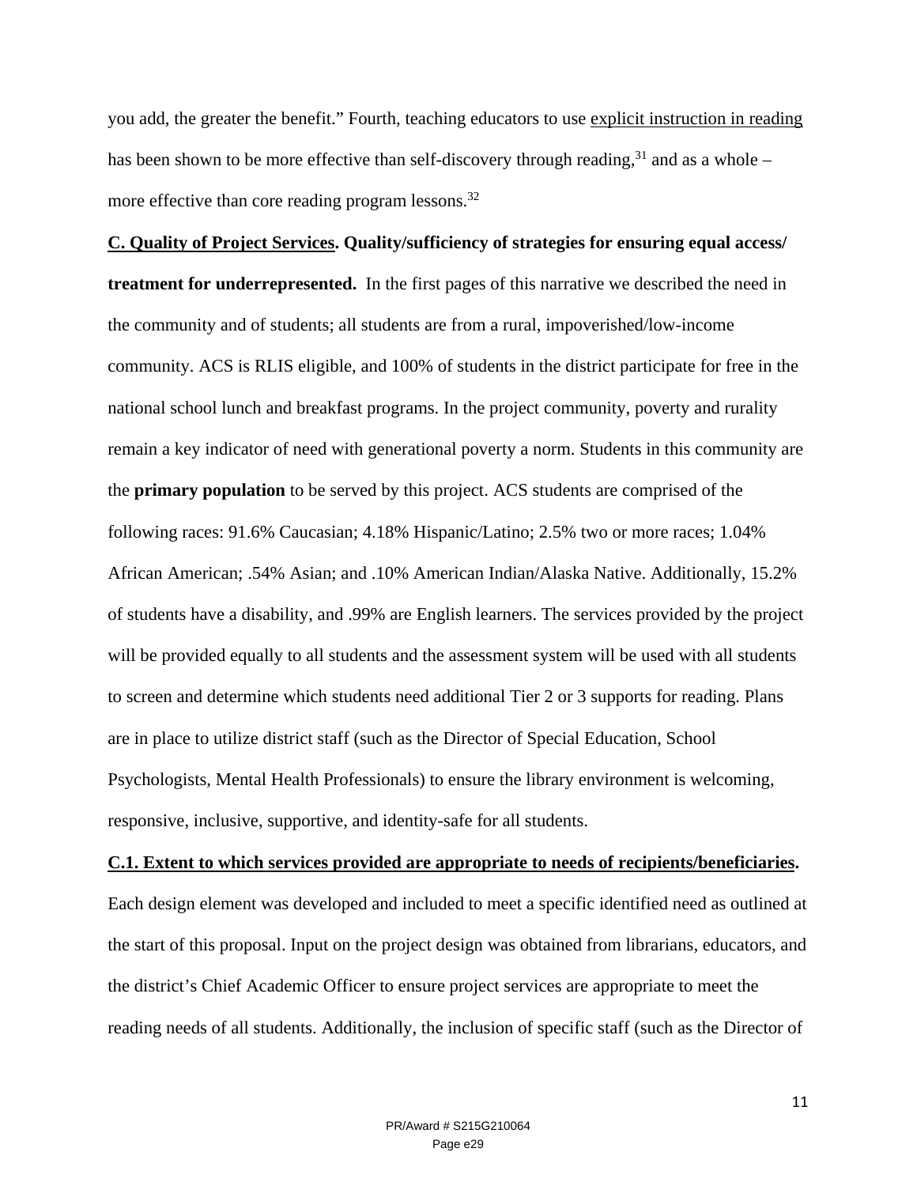you add, the greater the benefit." Fourth, teaching educators to use explicit instruction in reading has been shown to be more effective than self-discovery through reading,[31] and as a whole – more effective than core reading program lessons.[32]

**C. Quality of Project Services. Quality/sufficiency of strategies for ensuring equal access/ treatment for underrepresented.** In the first pages of this narrative we described the need in the community and of students; all students are from a rural, impoverished/low-income community. ACS is RLIS eligible, and 100% of students in the district participate for free in the national school lunch and breakfast programs. In the project community, poverty and rurality remain a key indicator of need with generational poverty a norm. Students in this community are the **primary population** to be served by this project. ACS students are comprised of the following races: 91.6% Caucasian; 4.18% Hispanic/Latino; 2.5% two or more races; 1.04% African American; .54% Asian; and .10% American Indian/Alaska Native. Additionally, 15.2% of students have a disability, and .99% are English learners. The services provided by the project will be provided equally to all students and the assessment system will be used with all students to screen and determine which students need additional Tier 2 or 3 supports for reading. Plans are in place to utilize district staff (such as the Director of Special Education, School Psychologists, Mental Health Professionals) to ensure the library environment is welcoming, responsive, inclusive, supportive, and identity-safe for all students.

**C.1. Extent to which services provided are appropriate to needs of recipients/beneficiaries.**

Each design element was developed and included to meet a specific identified need as outlined at the start of this proposal. Input on the project design was obtained from librarians, educators, and the district's Chief Academic Officer to ensure project services are appropriate to meet the reading needs of all students. Additionally, the inclusion of specific staff (such as the Director of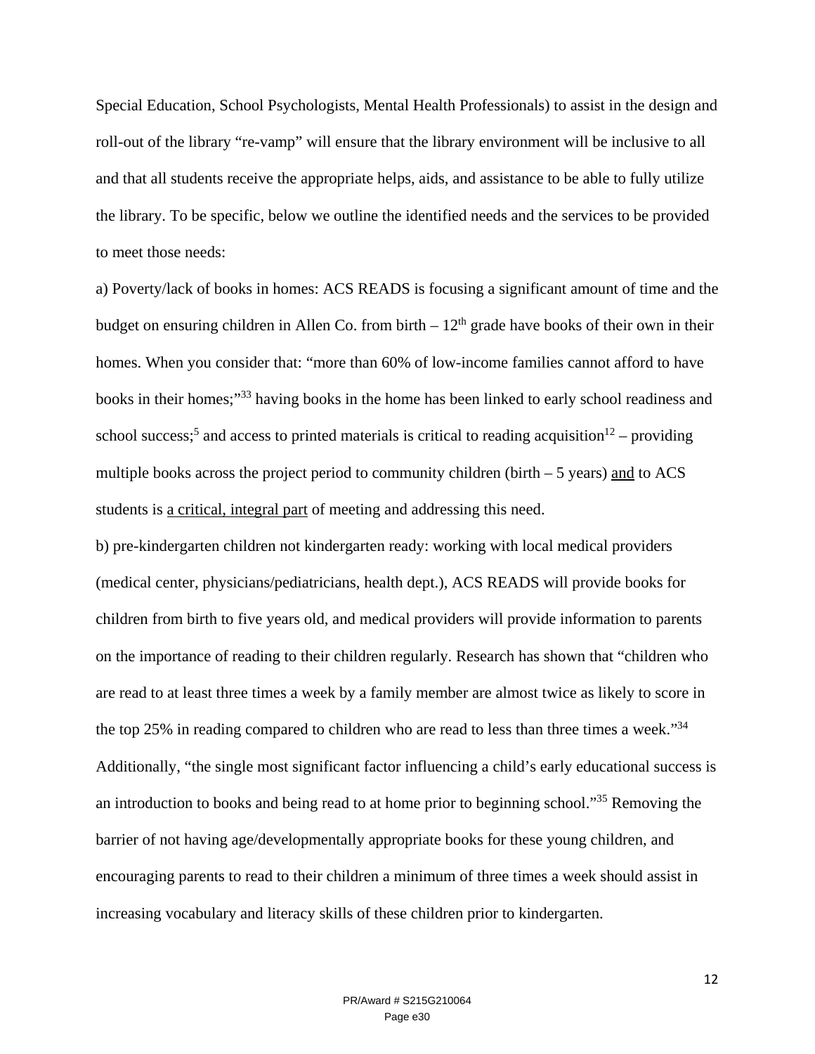Special Education, School Psychologists, Mental Health Professionals) to assist in the design and roll-out of the library "re-vamp" will ensure that the library environment will be inclusive to all and that all students receive the appropriate helps, aids, and assistance to be able to fully utilize the library. To be specific, below we outline the identified needs and the services to be provided to meet those needs:

a) Poverty/lack of books in homes: ACS READS is focusing a significant amount of time and the budget on ensuring children in Allen Co. from birth – 12th grade have books of their own in their homes. When you consider that: "more than 60% of low-income families cannot afford to have books in their homes;"[33] having books in the home has been linked to early school readiness and school success;[5] and access to printed materials is critical to reading acquisition[12] – providing multiple books across the project period to community children (birth – 5 years) <u>and</u> to ACS students is <u>a critical, integral part</u> of meeting and addressing this need.

b) pre-kindergarten children not kindergarten ready: working with local medical providers (medical center, physicians/pediatricians, health dept.), ACS READS will provide books for children from birth to five years old, and medical providers will provide information to parents on the importance of reading to their children regularly. Research has shown that "children who are read to at least three times a week by a family member are almost twice as likely to score in the top 25% in reading compared to children who are read to less than three times a week."[34] Additionally, "the single most significant factor influencing a child's early educational success is an introduction to books and being read to at home prior to beginning school."[35] Removing the barrier of not having age/developmentally appropriate books for these young children, and encouraging parents to read to their children a minimum of three times a week should assist in increasing vocabulary and literacy skills of these children prior to kindergarten.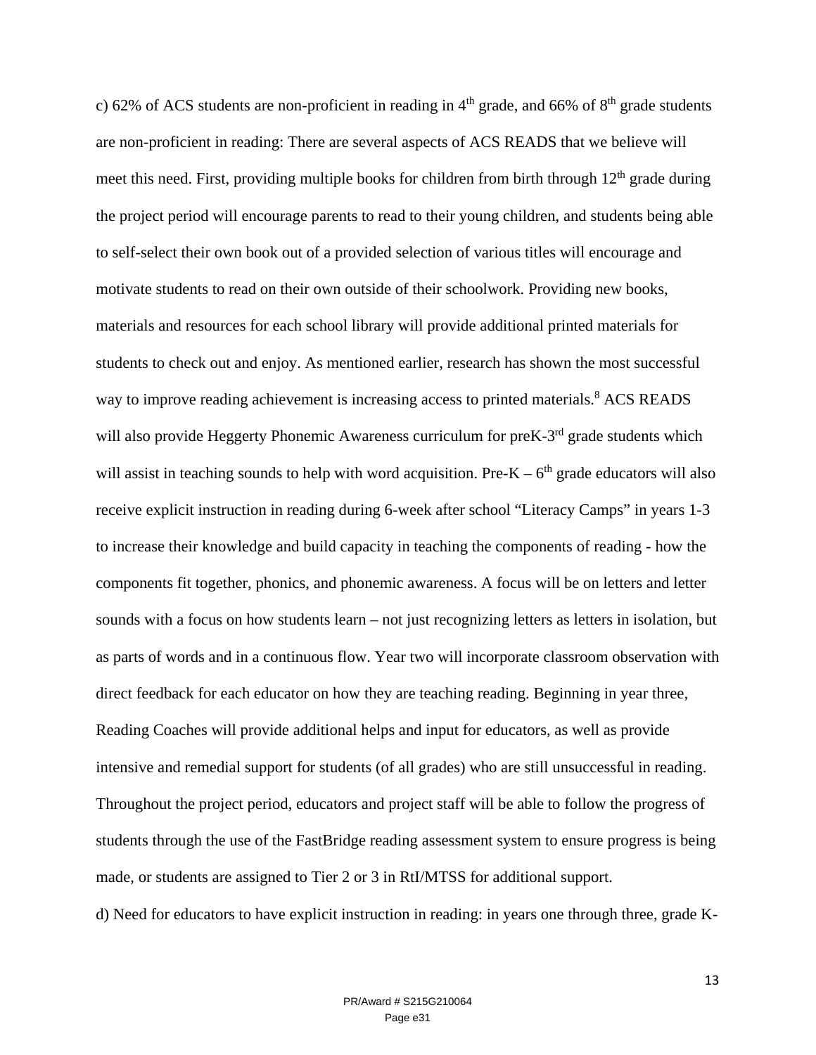c) 62% of ACS students are non-proficient in reading in 4th grade, and 66% of 8th grade students are non-proficient in reading: There are several aspects of ACS READS that we believe will meet this need. First, providing multiple books for children from birth through 12th grade during the project period will encourage parents to read to their young children, and students being able to self-select their own book out of a provided selection of various titles will encourage and motivate students to read on their own outside of their schoolwork. Providing new books, materials and resources for each school library will provide additional printed materials for students to check out and enjoy. As mentioned earlier, research has shown the most successful way to improve reading achievement is increasing access to printed materials.[8] ACS READS will also provide Heggerty Phonemic Awareness curriculum for preK-3rd grade students which will assist in teaching sounds to help with word acquisition. Pre-K – 6th grade educators will also receive explicit instruction in reading during 6-week after school "Literacy Camps" in years 1-3 to increase their knowledge and build capacity in teaching the components of reading - how the components fit together, phonics, and phonemic awareness. A focus will be on letters and letter sounds with a focus on how students learn – not just recognizing letters as letters in isolation, but as parts of words and in a continuous flow. Year two will incorporate classroom observation with direct feedback for each educator on how they are teaching reading. Beginning in year three, Reading Coaches will provide additional helps and input for educators, as well as provide intensive and remedial support for students (of all grades) who are still unsuccessful in reading. Throughout the project period, educators and project staff will be able to follow the progress of students through the use of the FastBridge reading assessment system to ensure progress is being made, or students are assigned to Tier 2 or 3 in RtI/MTSS for additional support.

d) Need for educators to have explicit instruction in reading: in years one through three, grade K-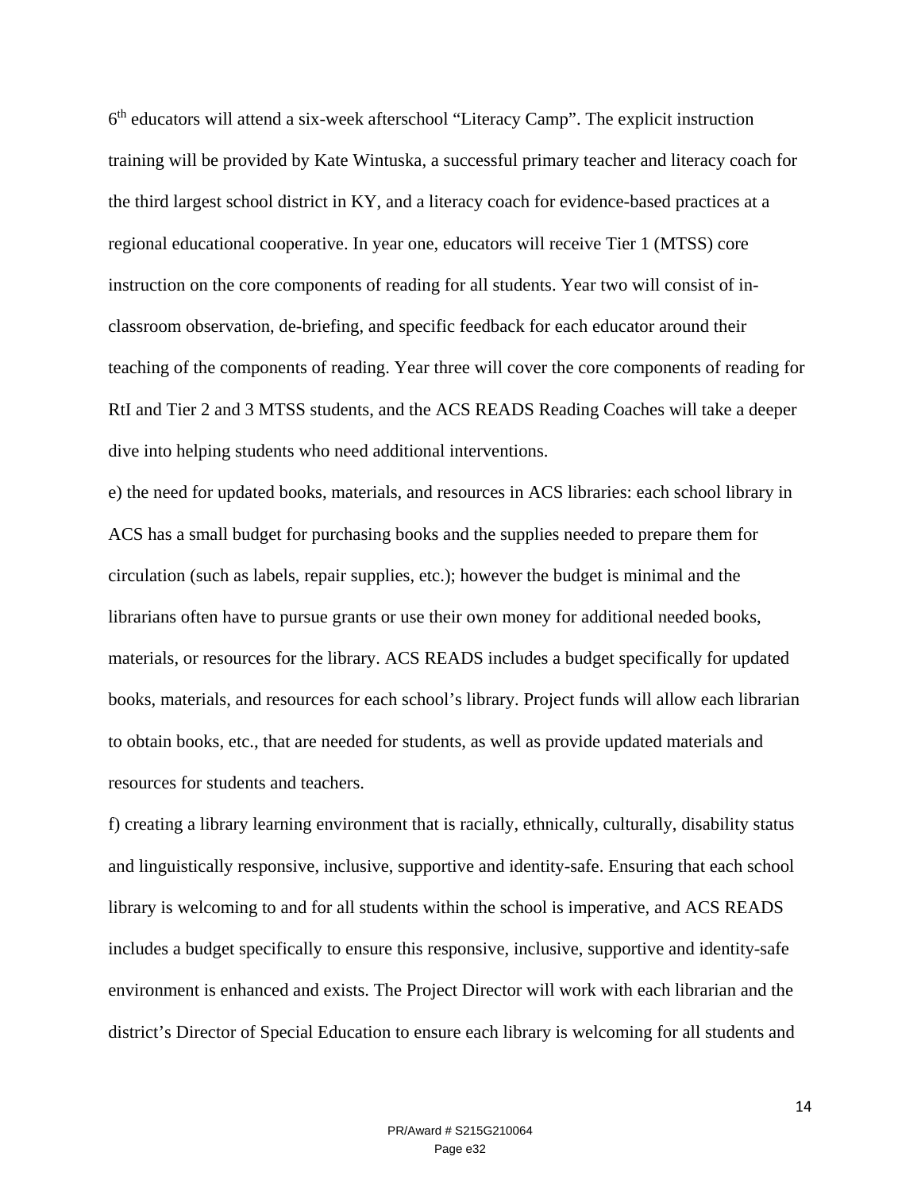6th educators will attend a six-week afterschool “Literacy Camp”. The explicit instruction training will be provided by Kate Wintuska, a successful primary teacher and literacy coach for the third largest school district in KY, and a literacy coach for evidence-based practices at a regional educational cooperative. In year one, educators will receive Tier 1 (MTSS) core instruction on the core components of reading for all students. Year two will consist of in-classroom observation, de-briefing, and specific feedback for each educator around their teaching of the components of reading. Year three will cover the core components of reading for RtI and Tier 2 and 3 MTSS students, and the ACS READS Reading Coaches will take a deeper dive into helping students who need additional interventions.

e) the need for updated books, materials, and resources in ACS libraries: each school library in ACS has a small budget for purchasing books and the supplies needed to prepare them for circulation (such as labels, repair supplies, etc.); however the budget is minimal and the librarians often have to pursue grants or use their own money for additional needed books, materials, or resources for the library. ACS READS includes a budget specifically for updated books, materials, and resources for each school’s library. Project funds will allow each librarian to obtain books, etc., that are needed for students, as well as provide updated materials and resources for students and teachers.

f) creating a library learning environment that is racially, ethnically, culturally, disability status and linguistically responsive, inclusive, supportive and identity-safe. Ensuring that each school library is welcoming to and for all students within the school is imperative, and ACS READS includes a budget specifically to ensure this responsive, inclusive, supportive and identity-safe environment is enhanced and exists. The Project Director will work with each librarian and the district’s Director of Special Education to ensure each library is welcoming for all students and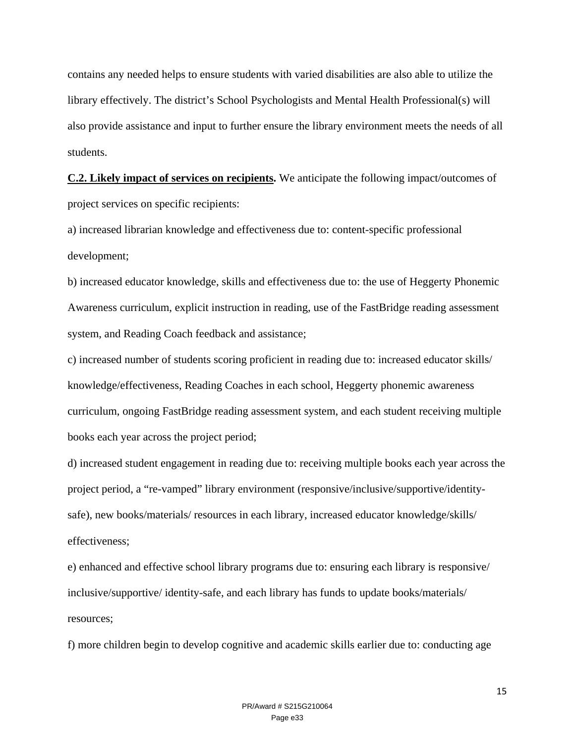contains any needed helps to ensure students with varied disabilities are also able to utilize the library effectively. The district's School Psychologists and Mental Health Professional(s) will also provide assistance and input to further ensure the library environment meets the needs of all students.

**C.2. Likely impact of services on recipients.** We anticipate the following impact/outcomes of project services on specific recipients:

a) increased librarian knowledge and effectiveness due to: content-specific professional development;

b) increased educator knowledge, skills and effectiveness due to: the use of Heggerty Phonemic Awareness curriculum, explicit instruction in reading, use of the FastBridge reading assessment system, and Reading Coach feedback and assistance;

c) increased number of students scoring proficient in reading due to: increased educator skills/ knowledge/effectiveness, Reading Coaches in each school, Heggerty phonemic awareness curriculum, ongoing FastBridge reading assessment system, and each student receiving multiple books each year across the project period;

d) increased student engagement in reading due to: receiving multiple books each year across the project period, a "re-vamped" library environment (responsive/inclusive/supportive/identity-safe), new books/materials/ resources in each library, increased educator knowledge/skills/ effectiveness;

e) enhanced and effective school library programs due to: ensuring each library is responsive/ inclusive/supportive/ identity-safe, and each library has funds to update books/materials/ resources;

f) more children begin to develop cognitive and academic skills earlier due to: conducting age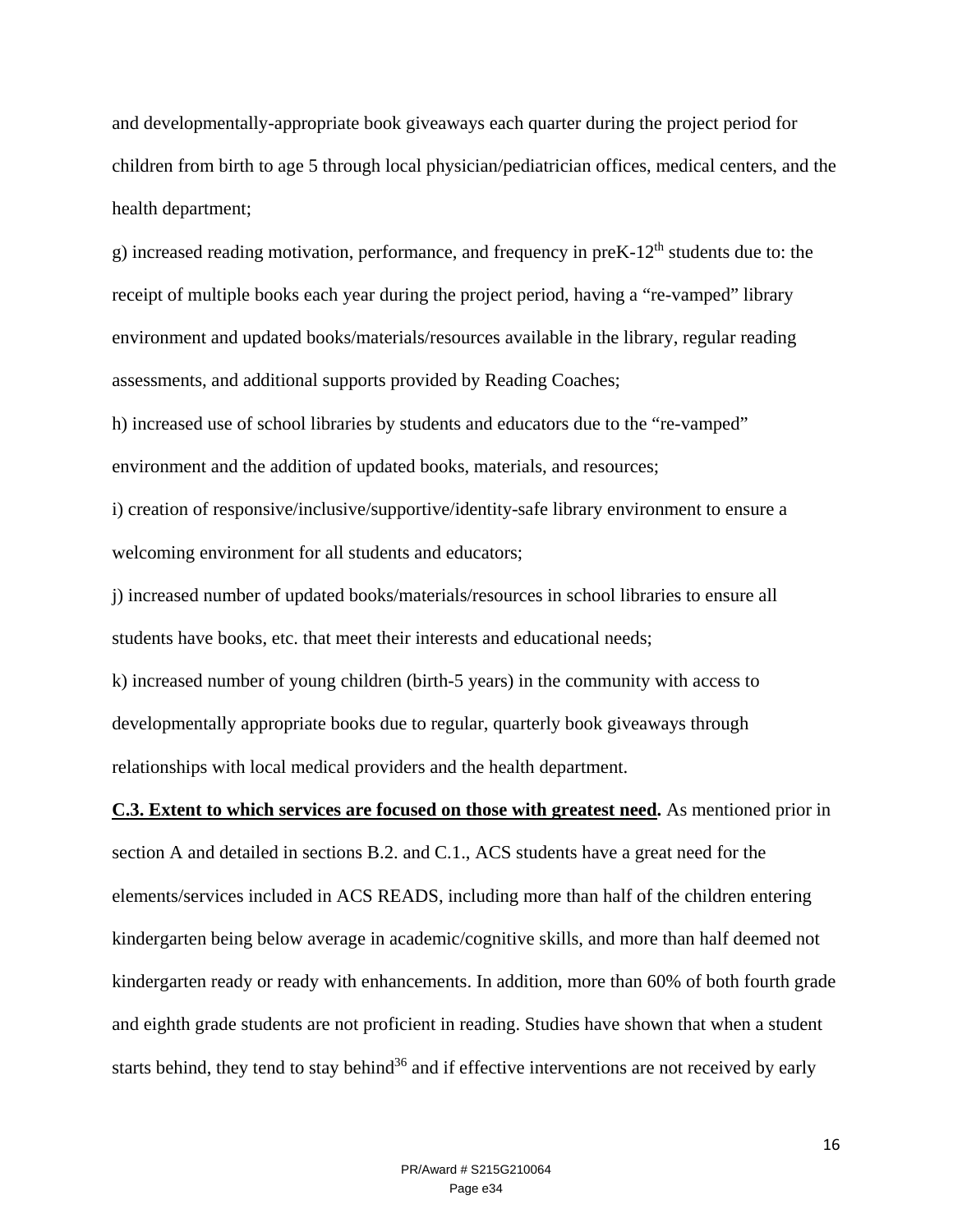and developmentally-appropriate book giveaways each quarter during the project period for children from birth to age 5 through local physician/pediatrician offices, medical centers, and the health department;

g) increased reading motivation, performance, and frequency in preK-12$^{th}$ students due to: the receipt of multiple books each year during the project period, having a “re-vamped” library environment and updated books/materials/resources available in the library, regular reading assessments, and additional supports provided by Reading Coaches;

h) increased use of school libraries by students and educators due to the “re-vamped” environment and the addition of updated books, materials, and resources;

i) creation of responsive/inclusive/supportive/identity-safe library environment to ensure a welcoming environment for all students and educators;

j) increased number of updated books/materials/resources in school libraries to ensure all students have books, etc. that meet their interests and educational needs;

k) increased number of young children (birth-5 years) in the community with access to developmentally appropriate books due to regular, quarterly book giveaways through relationships with local medical providers and the health department.

**C.3. Extent to which services are focused on those with greatest need.** As mentioned prior in section A and detailed in sections B.2. and C.1., ACS students have a great need for the elements/services included in ACS READS, including more than half of the children entering kindergarten being below average in academic/cognitive skills, and more than half deemed not kindergarten ready or ready with enhancements. In addition, more than 60% of both fourth grade and eighth grade students are not proficient in reading. Studies have shown that when a student starts behind, they tend to stay behind[36] and if effective interventions are not received by early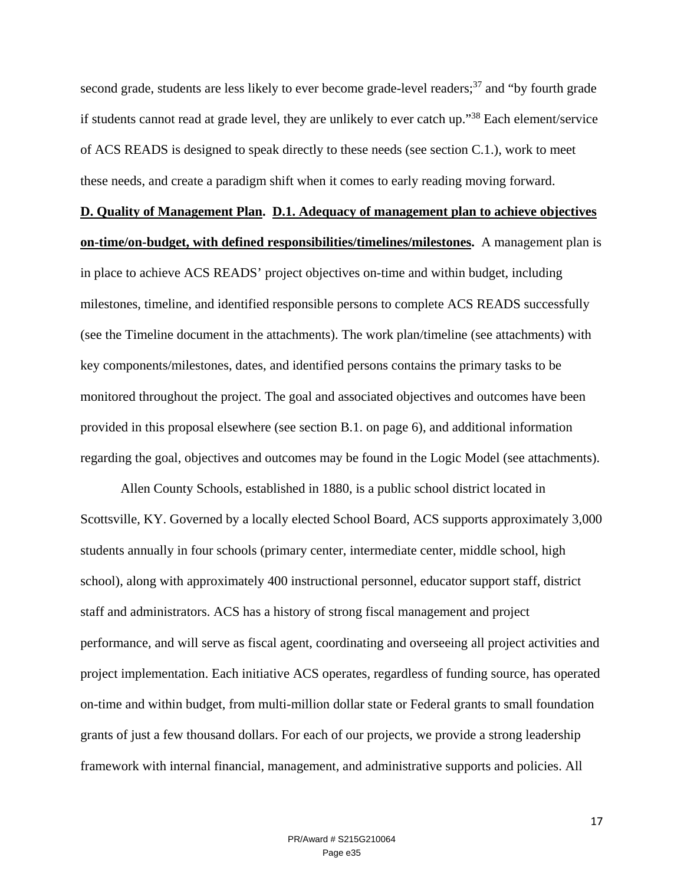second grade, students are less likely to ever become grade-level readers;[37] and "by fourth grade if students cannot read at grade level, they are unlikely to ever catch up."[38] Each element/service of ACS READS is designed to speak directly to these needs (see section C.1.), work to meet these needs, and create a paradigm shift when it comes to early reading moving forward.

**D. Quality of Management Plan. D.1. Adequacy of management plan to achieve objectives on-time/on-budget, with defined responsibilities/timelines/milestones.** A management plan is in place to achieve ACS READS' project objectives on-time and within budget, including milestones, timeline, and identified responsible persons to complete ACS READS successfully (see the Timeline document in the attachments). The work plan/timeline (see attachments) with key components/milestones, dates, and identified persons contains the primary tasks to be monitored throughout the project. The goal and associated objectives and outcomes have been provided in this proposal elsewhere (see section B.1. on page 6), and additional information regarding the goal, objectives and outcomes may be found in the Logic Model (see attachments).

Allen County Schools, established in 1880, is a public school district located in Scottsville, KY. Governed by a locally elected School Board, ACS supports approximately 3,000 students annually in four schools (primary center, intermediate center, middle school, high school), along with approximately 400 instructional personnel, educator support staff, district staff and administrators. ACS has a history of strong fiscal management and project performance, and will serve as fiscal agent, coordinating and overseeing all project activities and project implementation. Each initiative ACS operates, regardless of funding source, has operated on-time and within budget, from multi-million dollar state or Federal grants to small foundation grants of just a few thousand dollars. For each of our projects, we provide a strong leadership framework with internal financial, management, and administrative supports and policies. All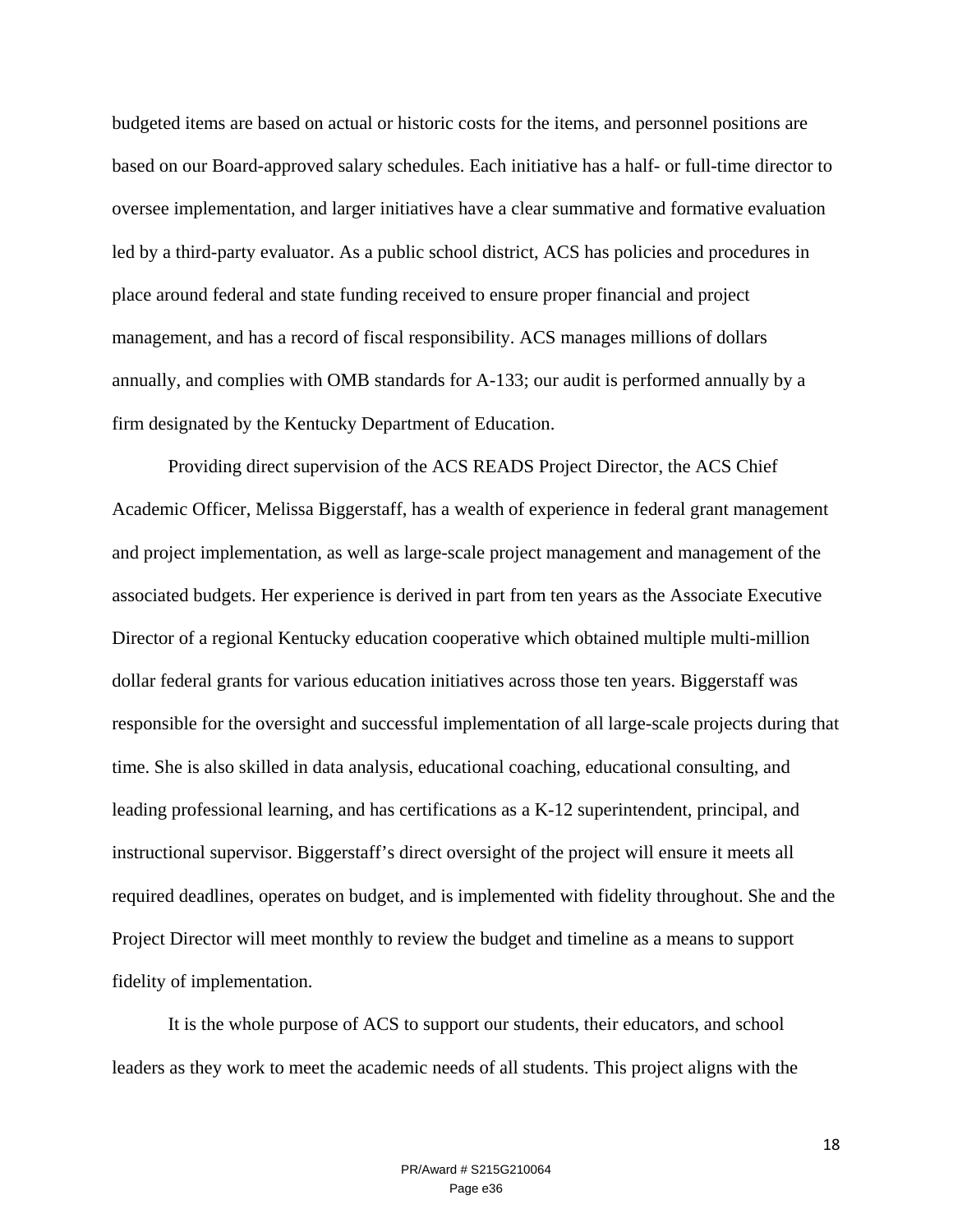budgeted items are based on actual or historic costs for the items, and personnel positions are based on our Board-approved salary schedules. Each initiative has a half- or full-time director to oversee implementation, and larger initiatives have a clear summative and formative evaluation led by a third-party evaluator. As a public school district, ACS has policies and procedures in place around federal and state funding received to ensure proper financial and project management, and has a record of fiscal responsibility. ACS manages millions of dollars annually, and complies with OMB standards for A-133; our audit is performed annually by a firm designated by the Kentucky Department of Education.

Providing direct supervision of the ACS READS Project Director, the ACS Chief Academic Officer, Melissa Biggerstaff, has a wealth of experience in federal grant management and project implementation, as well as large-scale project management and management of the associated budgets. Her experience is derived in part from ten years as the Associate Executive Director of a regional Kentucky education cooperative which obtained multiple multi-million dollar federal grants for various education initiatives across those ten years. Biggerstaff was responsible for the oversight and successful implementation of all large-scale projects during that time. She is also skilled in data analysis, educational coaching, educational consulting, and leading professional learning, and has certifications as a K-12 superintendent, principal, and instructional supervisor. Biggerstaff's direct oversight of the project will ensure it meets all required deadlines, operates on budget, and is implemented with fidelity throughout. She and the Project Director will meet monthly to review the budget and timeline as a means to support fidelity of implementation.

It is the whole purpose of ACS to support our students, their educators, and school leaders as they work to meet the academic needs of all students. This project aligns with the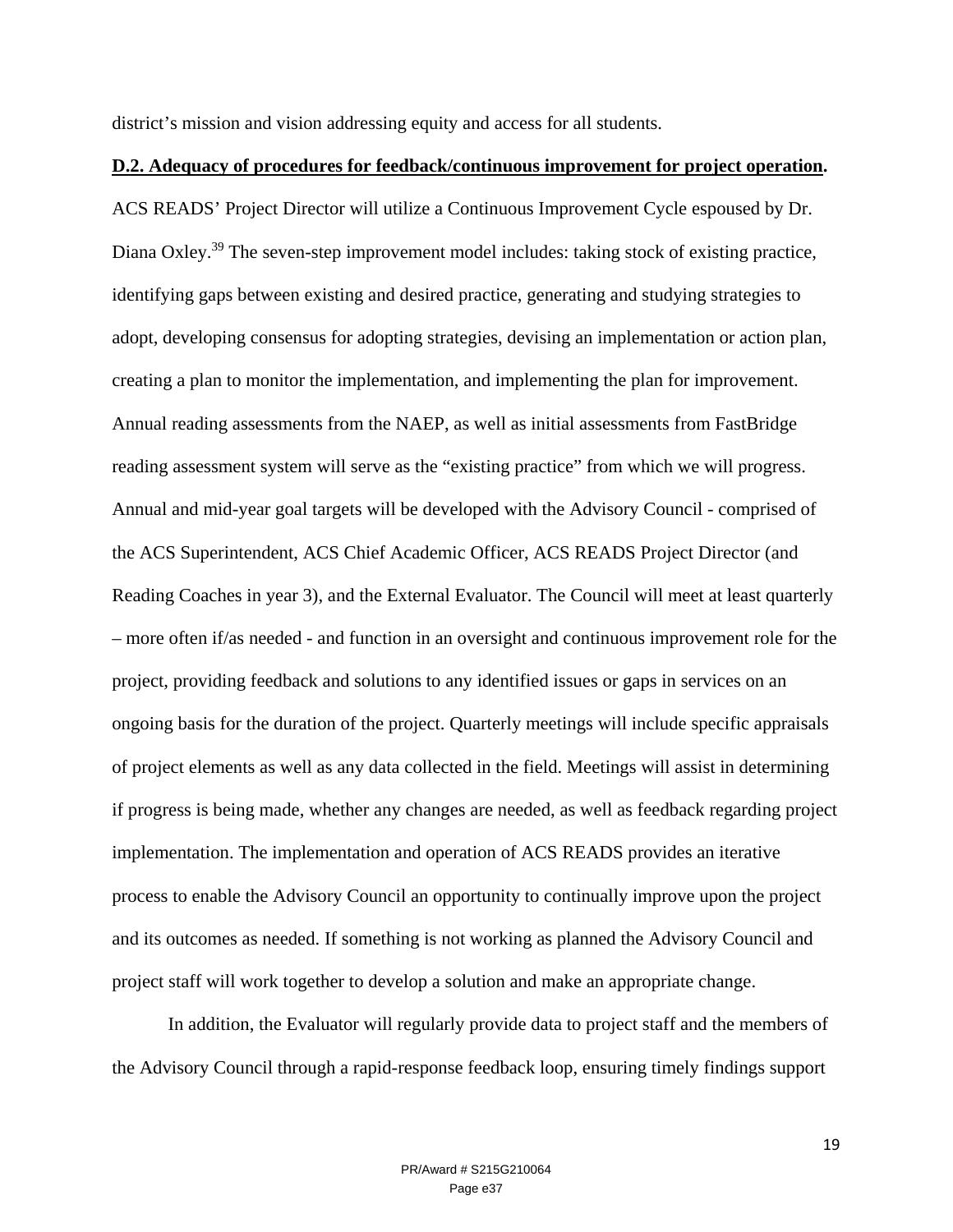district's mission and vision addressing equity and access for all students.

**D.2. Adequacy of procedures for feedback/continuous improvement for project operation.** ACS READS' Project Director will utilize a Continuous Improvement Cycle espoused by Dr. Diana Oxley.[39] The seven-step improvement model includes: taking stock of existing practice, identifying gaps between existing and desired practice, generating and studying strategies to adopt, developing consensus for adopting strategies, devising an implementation or action plan, creating a plan to monitor the implementation, and implementing the plan for improvement. Annual reading assessments from the NAEP, as well as initial assessments from FastBridge reading assessment system will serve as the "existing practice" from which we will progress. Annual and mid-year goal targets will be developed with the Advisory Council - comprised of the ACS Superintendent, ACS Chief Academic Officer, ACS READS Project Director (and Reading Coaches in year 3), and the External Evaluator. The Council will meet at least quarterly – more often if/as needed - and function in an oversight and continuous improvement role for the project, providing feedback and solutions to any identified issues or gaps in services on an ongoing basis for the duration of the project. Quarterly meetings will include specific appraisals of project elements as well as any data collected in the field. Meetings will assist in determining if progress is being made, whether any changes are needed, as well as feedback regarding project implementation. The implementation and operation of ACS READS provides an iterative process to enable the Advisory Council an opportunity to continually improve upon the project and its outcomes as needed. If something is not working as planned the Advisory Council and project staff will work together to develop a solution and make an appropriate change.

In addition, the Evaluator will regularly provide data to project staff and the members of the Advisory Council through a rapid-response feedback loop, ensuring timely findings support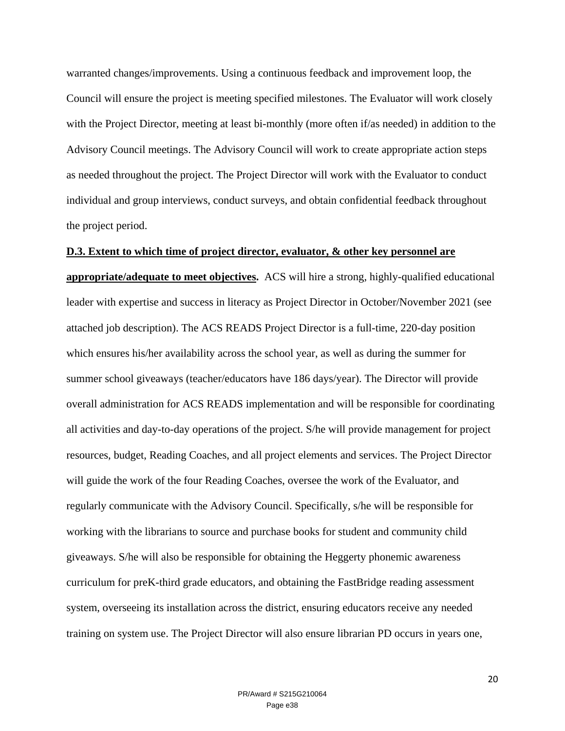warranted changes/improvements. Using a continuous feedback and improvement loop, the Council will ensure the project is meeting specified milestones. The Evaluator will work closely with the Project Director, meeting at least bi-monthly (more often if/as needed) in addition to the Advisory Council meetings. The Advisory Council will work to create appropriate action steps as needed throughout the project. The Project Director will work with the Evaluator to conduct individual and group interviews, conduct surveys, and obtain confidential feedback throughout the project period.

**D.3. Extent to which time of project director, evaluator, & other key personnel are appropriate/adequate to meet objectives.** ACS will hire a strong, highly-qualified educational leader with expertise and success in literacy as Project Director in October/November 2021 (see attached job description). The ACS READS Project Director is a full-time, 220-day position which ensures his/her availability across the school year, as well as during the summer for summer school giveaways (teacher/educators have 186 days/year). The Director will provide overall administration for ACS READS implementation and will be responsible for coordinating all activities and day-to-day operations of the project. S/he will provide management for project resources, budget, Reading Coaches, and all project elements and services. The Project Director will guide the work of the four Reading Coaches, oversee the work of the Evaluator, and regularly communicate with the Advisory Council. Specifically, s/he will be responsible for working with the librarians to source and purchase books for student and community child giveaways. S/he will also be responsible for obtaining the Heggerty phonemic awareness curriculum for preK-third grade educators, and obtaining the FastBridge reading assessment system, overseeing its installation across the district, ensuring educators receive any needed training on system use. The Project Director will also ensure librarian PD occurs in years one,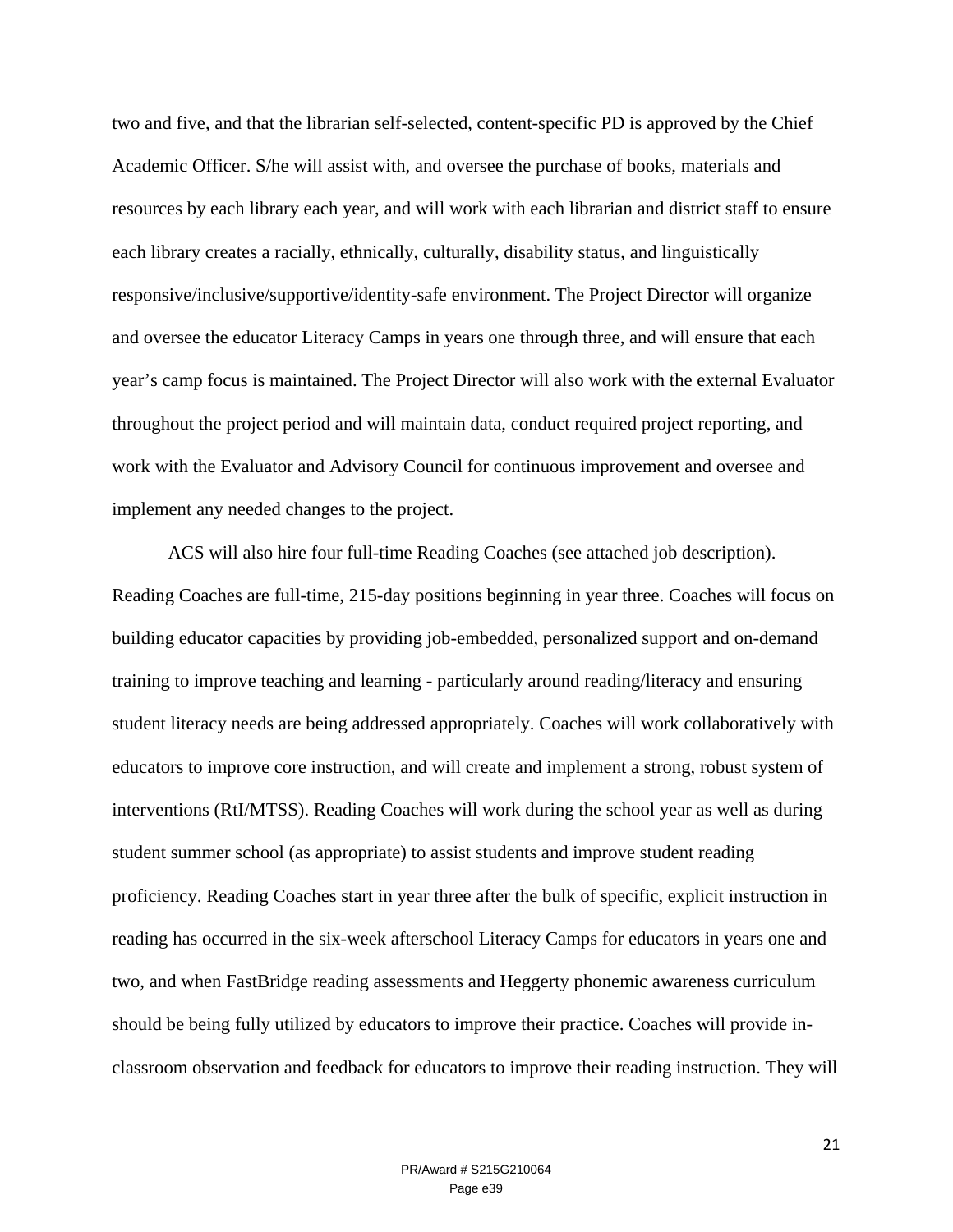two and five, and that the librarian self-selected, content-specific PD is approved by the Chief Academic Officer. S/he will assist with, and oversee the purchase of books, materials and resources by each library each year, and will work with each librarian and district staff to ensure each library creates a racially, ethnically, culturally, disability status, and linguistically responsive/inclusive/supportive/identity-safe environment. The Project Director will organize and oversee the educator Literacy Camps in years one through three, and will ensure that each year's camp focus is maintained. The Project Director will also work with the external Evaluator throughout the project period and will maintain data, conduct required project reporting, and work with the Evaluator and Advisory Council for continuous improvement and oversee and implement any needed changes to the project.

ACS will also hire four full-time Reading Coaches (see attached job description). Reading Coaches are full-time, 215-day positions beginning in year three. Coaches will focus on building educator capacities by providing job-embedded, personalized support and on-demand training to improve teaching and learning - particularly around reading/literacy and ensuring student literacy needs are being addressed appropriately. Coaches will work collaboratively with educators to improve core instruction, and will create and implement a strong, robust system of interventions (RtI/MTSS). Reading Coaches will work during the school year as well as during student summer school (as appropriate) to assist students and improve student reading proficiency. Reading Coaches start in year three after the bulk of specific, explicit instruction in reading has occurred in the six-week afterschool Literacy Camps for educators in years one and two, and when FastBridge reading assessments and Heggerty phonemic awareness curriculum should be being fully utilized by educators to improve their practice. Coaches will provide in-classroom observation and feedback for educators to improve their reading instruction. They will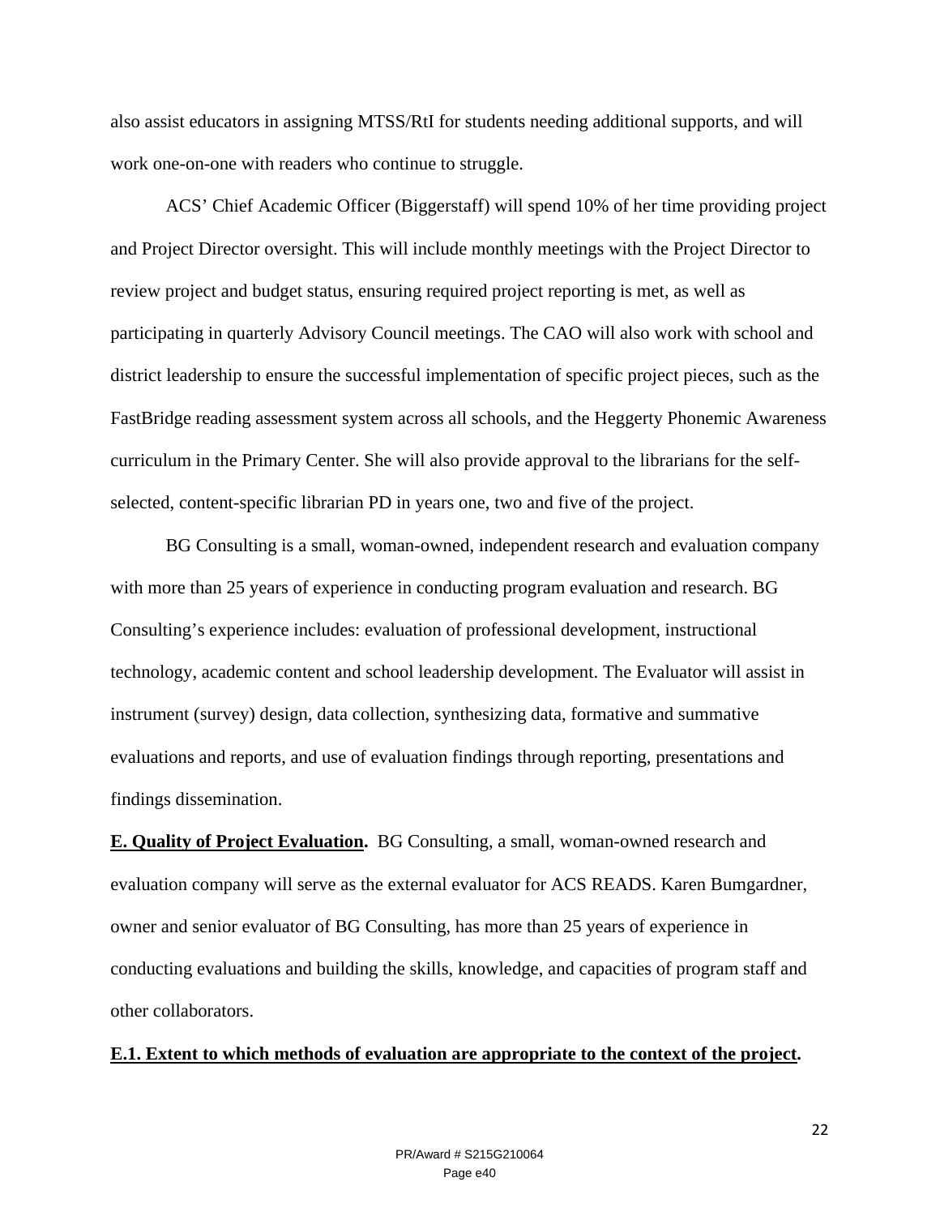also assist educators in assigning MTSS/RtI for students needing additional supports, and will work one-on-one with readers who continue to struggle.

ACS' Chief Academic Officer (Biggerstaff) will spend 10% of her time providing project and Project Director oversight. This will include monthly meetings with the Project Director to review project and budget status, ensuring required project reporting is met, as well as participating in quarterly Advisory Council meetings. The CAO will also work with school and district leadership to ensure the successful implementation of specific project pieces, such as the FastBridge reading assessment system across all schools, and the Heggerty Phonemic Awareness curriculum in the Primary Center. She will also provide approval to the librarians for the self-selected, content-specific librarian PD in years one, two and five of the project.

BG Consulting is a small, woman-owned, independent research and evaluation company with more than 25 years of experience in conducting program evaluation and research. BG Consulting's experience includes: evaluation of professional development, instructional technology, academic content and school leadership development. The Evaluator will assist in instrument (survey) design, data collection, synthesizing data, formative and summative evaluations and reports, and use of evaluation findings through reporting, presentations and findings dissemination.

**E. Quality of Project Evaluation.** BG Consulting, a small, woman-owned research and evaluation company will serve as the external evaluator for ACS READS. Karen Bumgardner, owner and senior evaluator of BG Consulting, has more than 25 years of experience in conducting evaluations and building the skills, knowledge, and capacities of program staff and other collaborators.

**E.1. Extent to which methods of evaluation are appropriate to the context of the project.**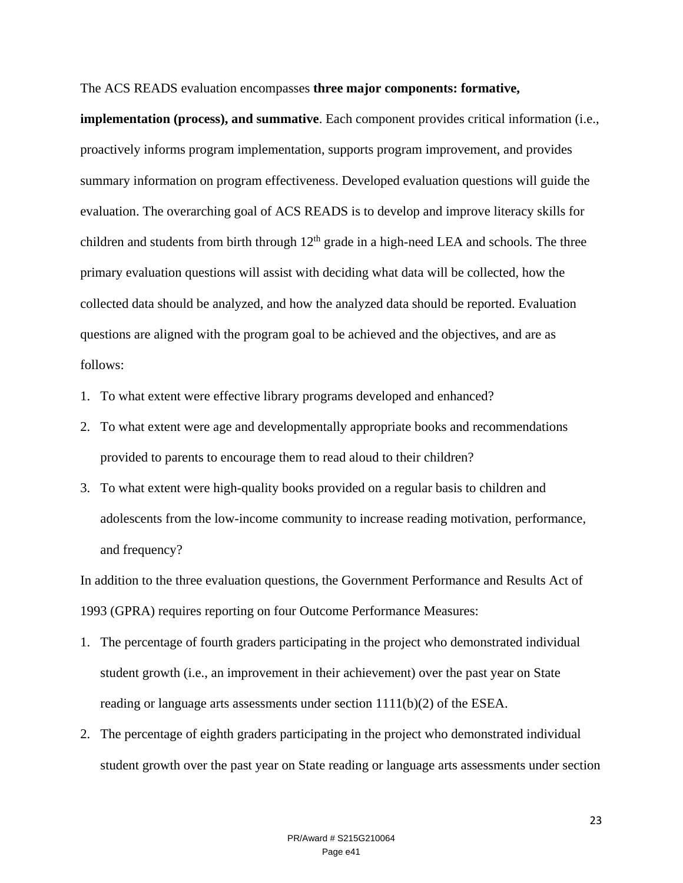The ACS READS evaluation encompasses **three major components: formative, implementation (process), and summative**. Each component provides critical information (i.e., proactively informs program implementation, supports program improvement, and provides summary information on program effectiveness. Developed evaluation questions will guide the evaluation. The overarching goal of ACS READS is to develop and improve literacy skills for children and students from birth through 12th grade in a high-need LEA and schools. The three primary evaluation questions will assist with deciding what data will be collected, how the collected data should be analyzed, and how the analyzed data should be reported. Evaluation questions are aligned with the program goal to be achieved and the objectives, and are as follows:

1. To what extent were effective library programs developed and enhanced?
2. To what extent were age and developmentally appropriate books and recommendations provided to parents to encourage them to read aloud to their children?
3. To what extent were high-quality books provided on a regular basis to children and adolescents from the low-income community to increase reading motivation, performance, and frequency?

In addition to the three evaluation questions, the Government Performance and Results Act of 1993 (GPRA) requires reporting on four Outcome Performance Measures:

1. The percentage of fourth graders participating in the project who demonstrated individual student growth (i.e., an improvement in their achievement) over the past year on State reading or language arts assessments under section 1111(b)(2) of the ESEA.
2. The percentage of eighth graders participating in the project who demonstrated individual student growth over the past year on State reading or language arts assessments under section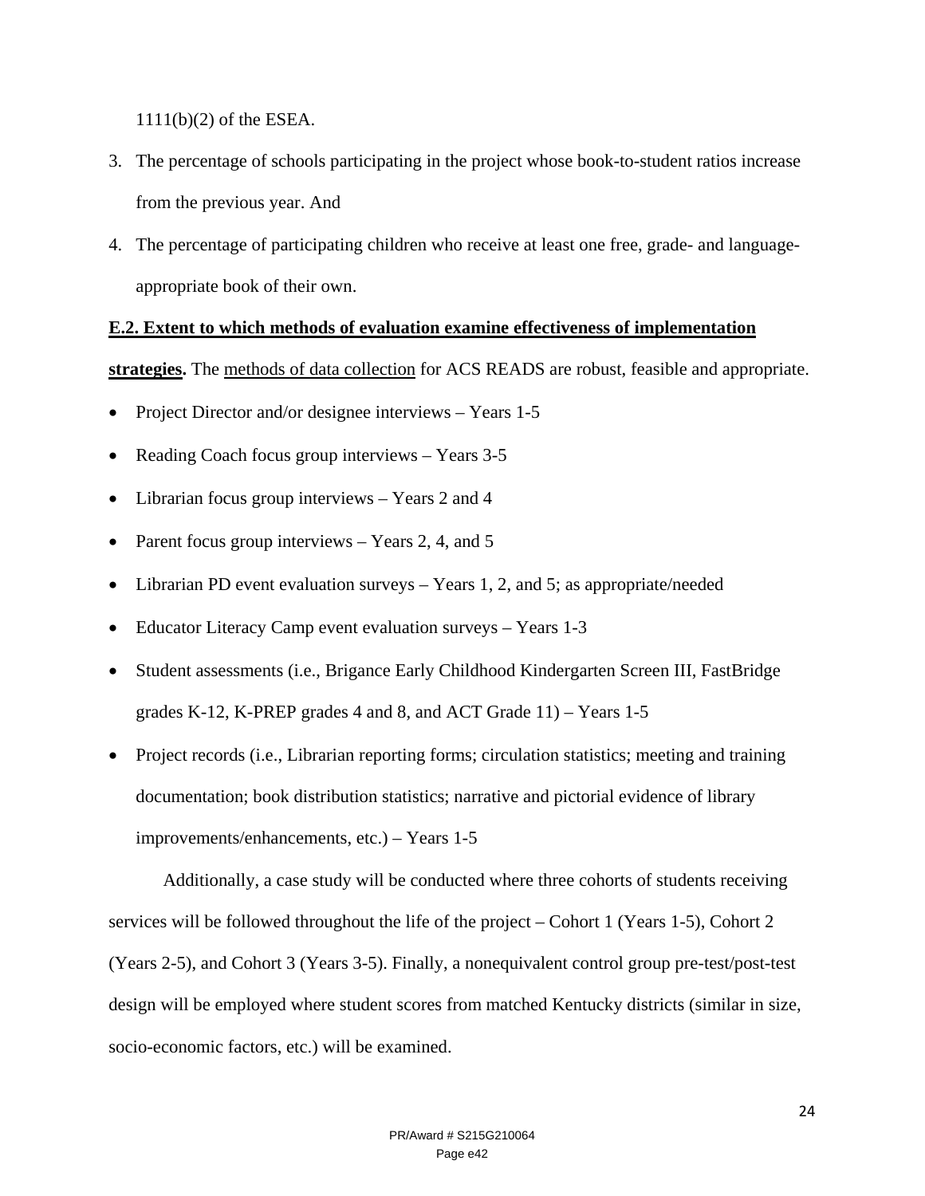1111(b)(2) of the ESEA.

3. The percentage of schools participating in the project whose book-to-student ratios increase from the previous year. And
4. The percentage of participating children who receive at least one free, grade- and language-appropriate book of their own.

**E.2. Extent to which methods of evaluation examine effectiveness of implementation strategies.** The methods of data collection for ACS READS are robust, feasible and appropriate.

- Project Director and/or designee interviews – Years 1-5
- Reading Coach focus group interviews – Years 3-5
- Librarian focus group interviews – Years 2 and 4
- Parent focus group interviews – Years 2, 4, and 5
- Librarian PD event evaluation surveys – Years 1, 2, and 5; as appropriate/needed
- Educator Literacy Camp event evaluation surveys – Years 1-3
- Student assessments (i.e., Brigance Early Childhood Kindergarten Screen III, FastBridge grades K-12, K-PREP grades 4 and 8, and ACT Grade 11) – Years 1-5
- Project records (i.e., Librarian reporting forms; circulation statistics; meeting and training documentation; book distribution statistics; narrative and pictorial evidence of library improvements/enhancements, etc.) – Years 1-5

Additionally, a case study will be conducted where three cohorts of students receiving services will be followed throughout the life of the project – Cohort 1 (Years 1-5), Cohort 2 (Years 2-5), and Cohort 3 (Years 3-5). Finally, a nonequivalent control group pre-test/post-test design will be employed where student scores from matched Kentucky districts (similar in size, socio-economic factors, etc.) will be examined.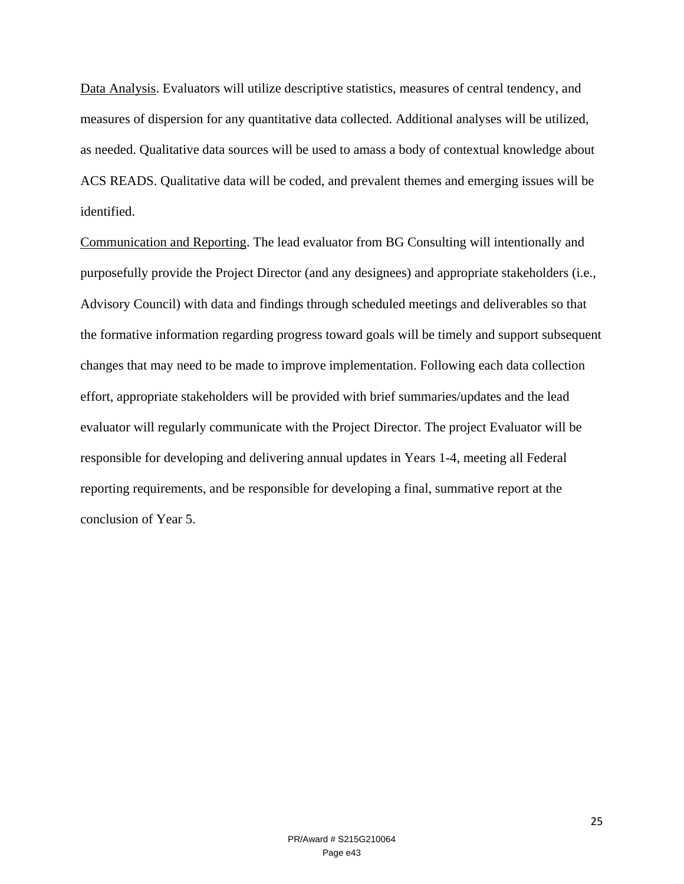<u>Data Analysis</u>. Evaluators will utilize descriptive statistics, measures of central tendency, and measures of dispersion for any quantitative data collected. Additional analyses will be utilized, as needed. Qualitative data sources will be used to amass a body of contextual knowledge about ACS READS. Qualitative data will be coded, and prevalent themes and emerging issues will be identified.

<u>Communication and Reporting</u>. The lead evaluator from BG Consulting will intentionally and purposefully provide the Project Director (and any designees) and appropriate stakeholders (i.e., Advisory Council) with data and findings through scheduled meetings and deliverables so that the formative information regarding progress toward goals will be timely and support subsequent changes that may need to be made to improve implementation. Following each data collection effort, appropriate stakeholders will be provided with brief summaries/updates and the lead evaluator will regularly communicate with the Project Director. The project Evaluator will be responsible for developing and delivering annual updates in Years 1-4, meeting all Federal reporting requirements, and be responsible for developing a final, summative report at the conclusion of Year 5.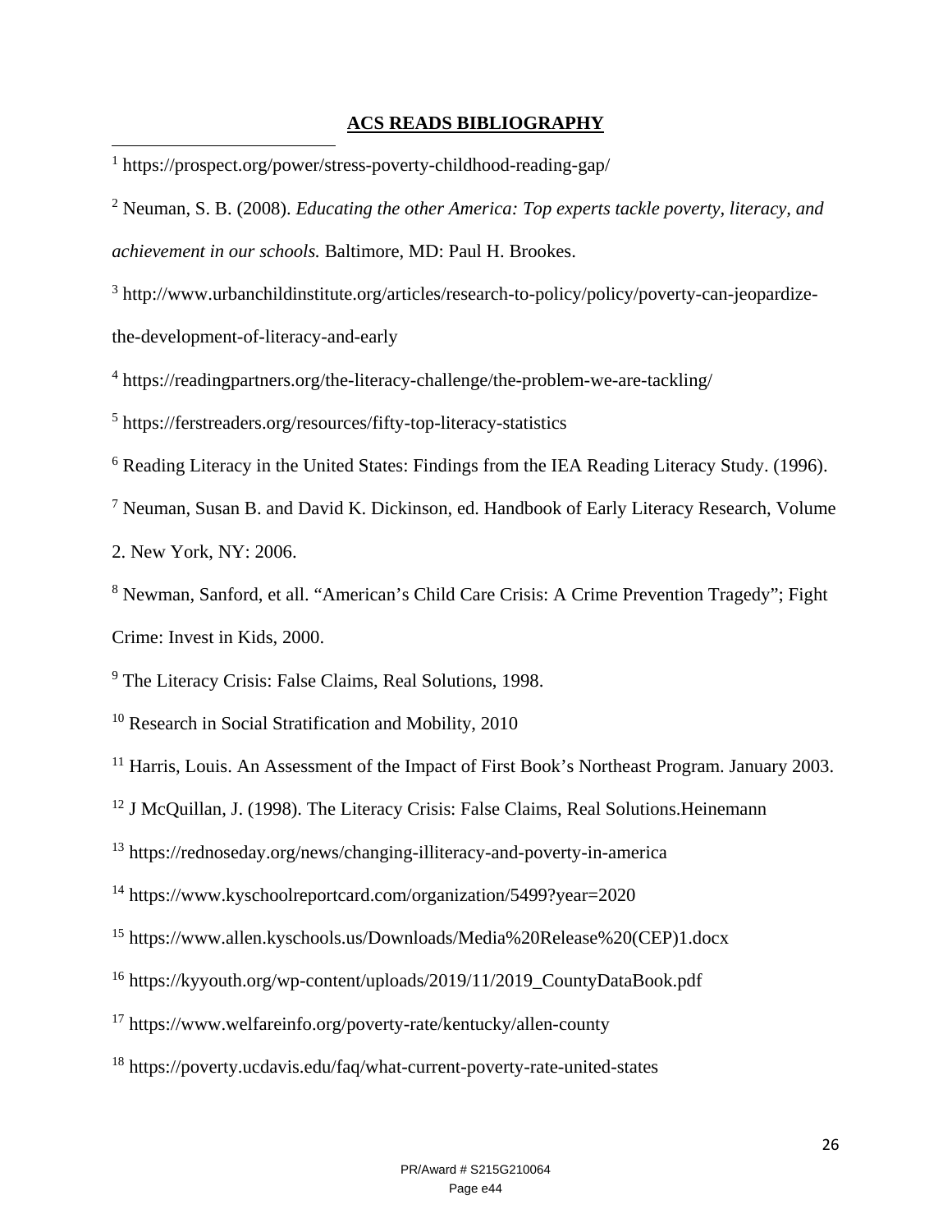## ACS READS BIBLIOGRAPHY

[1] https://prospect.org/power/stress-poverty-childhood-reading-gap/

[2] Neuman, S. B. (2008). *Educating the other America: Top experts tackle poverty, literacy, and achievement in our schools.* Baltimore, MD: Paul H. Brookes.

[3] http://www.urbanchildinstitute.org/articles/research-to-policy/policy/poverty-can-jeopardize-the-development-of-literacy-and-early

[4] https://readingpartners.org/the-literacy-challenge/the-problem-we-are-tackling/

[5] https://ferstreaders.org/resources/fifty-top-literacy-statistics

[6] Reading Literacy in the United States: Findings from the IEA Reading Literacy Study. (1996).

[7] Neuman, Susan B. and David K. Dickinson, ed. Handbook of Early Literacy Research, Volume 2. New York, NY: 2006.

[8] Newman, Sanford, et all. "American's Child Care Crisis: A Crime Prevention Tragedy"; Fight Crime: Invest in Kids, 2000.

[9] The Literacy Crisis: False Claims, Real Solutions, 1998.

[10] Research in Social Stratification and Mobility, 2010

[11] Harris, Louis. An Assessment of the Impact of First Book's Northeast Program. January 2003.

[12] J McQuillan, J. (1998). The Literacy Crisis: False Claims, Real Solutions.Heinemann

[13] https://rednoseday.org/news/changing-illiteracy-and-poverty-in-america

[14] https://www.kyschoolreportcard.com/organization/5499?year=2020

[15] https://www.allen.kyschools.us/Downloads/Media%20Release%20(CEP)1.docx

[16] https://kyyouth.org/wp-content/uploads/2019/11/2019_CountyDataBook.pdf

[17] https://www.welfareinfo.org/poverty-rate/kentucky/allen-county

[18] https://poverty.ucdavis.edu/faq/what-current-poverty-rate-united-states

PR/Award # S215G210064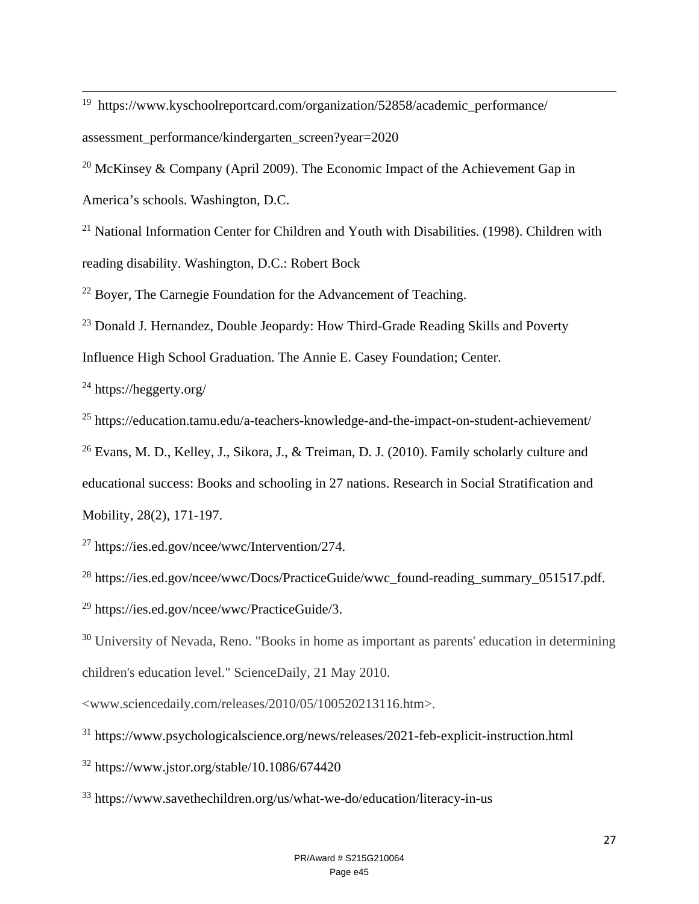[19] https://www.kyschoolreportcard.com/organization/52858/academic_performance/assessment_performance/kindergarten_screen?year=2020

[20] McKinsey & Company (April 2009). The Economic Impact of the Achievement Gap in America's schools. Washington, D.C.

[21] National Information Center for Children and Youth with Disabilities. (1998). Children with reading disability. Washington, D.C.: Robert Bock

[22] Boyer, The Carnegie Foundation for the Advancement of Teaching.

[23] Donald J. Hernandez, Double Jeopardy: How Third-Grade Reading Skills and Poverty Influence High School Graduation. The Annie E. Casey Foundation; Center.

[24] https://heggerty.org/

[25] https://education.tamu.edu/a-teachers-knowledge-and-the-impact-on-student-achievement/

[26] Evans, M. D., Kelley, J., Sikora, J., & Treiman, D. J. (2010). Family scholarly culture and educational success: Books and schooling in 27 nations. Research in Social Stratification and Mobility, 28(2), 171-197.

[27] https://ies.ed.gov/ncee/wwc/Intervention/274.

[28] https://ies.ed.gov/ncee/wwc/Docs/PracticeGuide/wwc_found-reading_summary_051517.pdf.

[29] https://ies.ed.gov/ncee/wwc/PracticeGuide/3.

[30] University of Nevada, Reno. "Books in home as important as parents' education in determining children's education level." ScienceDaily, 21 May 2010. <www.sciencedaily.com/releases/2010/05/100520213116.htm>.

[31] https://www.psychologicalscience.org/news/releases/2021-feb-explicit-instruction.html

[32] https://www.jstor.org/stable/10.1086/674420

[33] https://www.savethechildren.org/us/what-we-do/education/literacy-in-us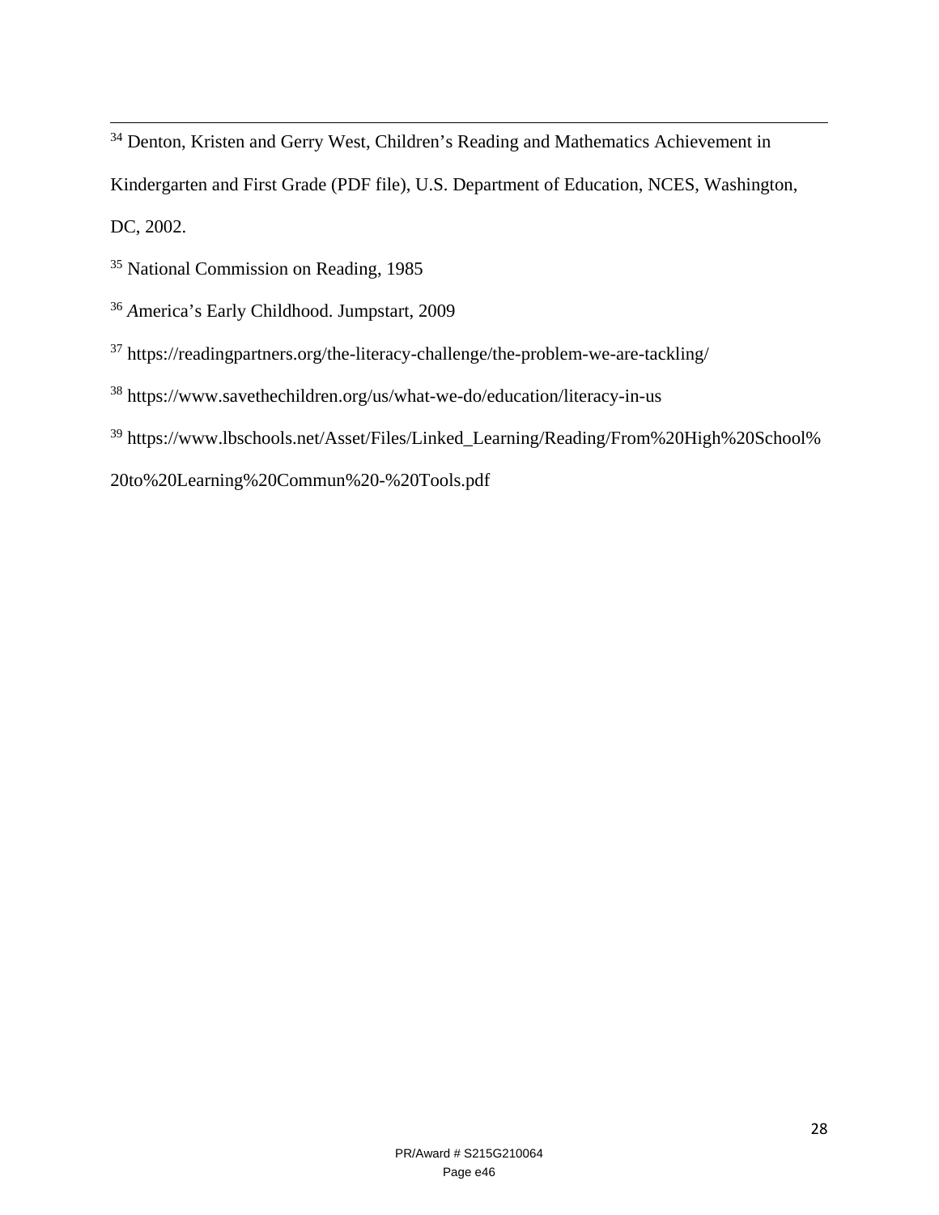[34] Denton, Kristen and Gerry West, Children's Reading and Mathematics Achievement in Kindergarten and First Grade (PDF file), U.S. Department of Education, NCES, Washington, DC, 2002.

[35] National Commission on Reading, 1985

[36] *A*merica's Early Childhood. Jumpstart, 2009

[37] https://readingpartners.org/the-literacy-challenge/the-problem-we-are-tackling/

[38] https://www.savethechildren.org/us/what-we-do/education/literacy-in-us

[39] https://www.lbschools.net/Asset/Files/Linked_Learning/Reading/From%20High%20School%20to%20Learning%20Commun%20-%20Tools.pdf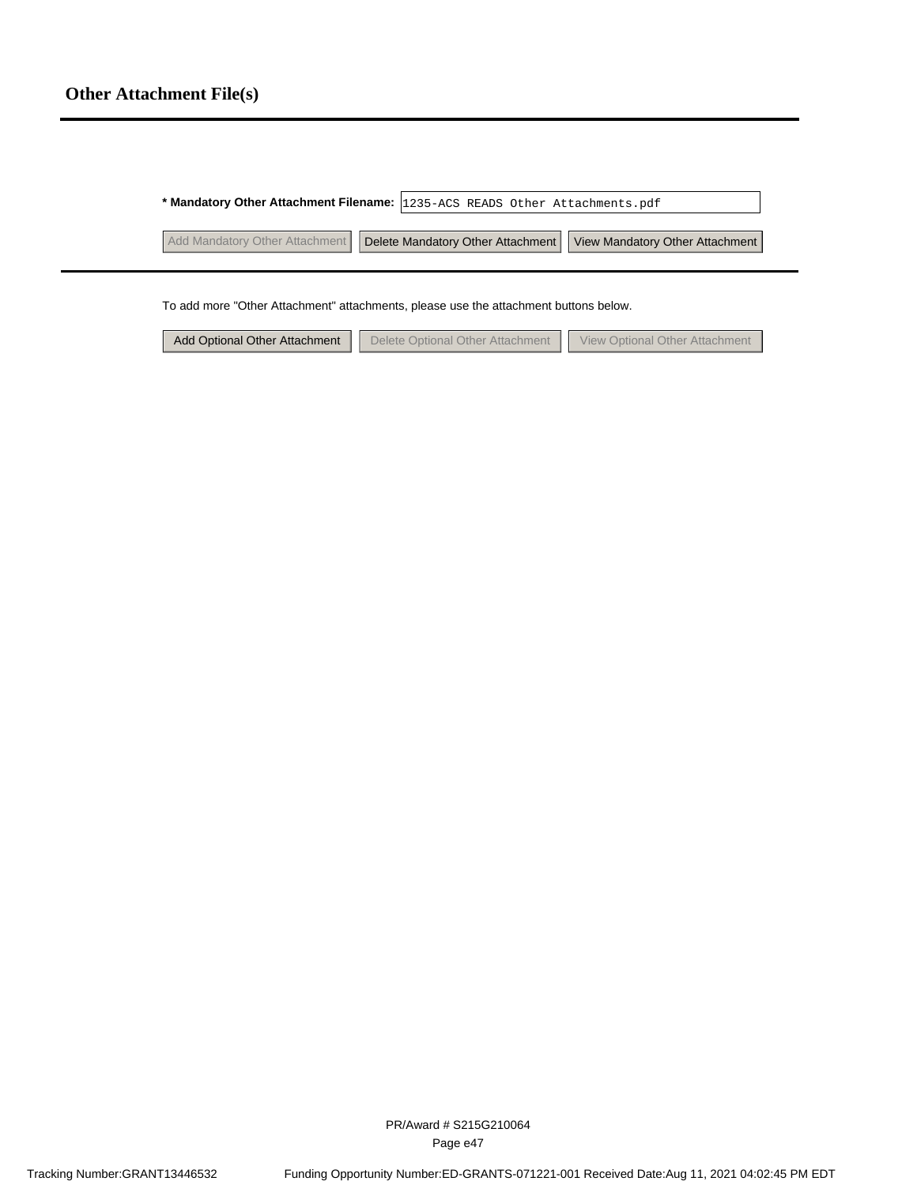## Other Attachment File(s)

**\* Mandatory Other Attachment Filename:** 1235-ACS READS Other Attachments.pdf

Add Mandatory Other Attachment | Delete Mandatory Other Attachment | View Mandatory Other Attachment

To add more "Other Attachment" attachments, please use the attachment buttons below.

Add Optional Other Attachment | Delete Optional Other Attachment | View Optional Other Attachment

PR/Award # S215G210064

Tracking Number:GRANT13446532 Funding Opportunity Number:ED-GRANTS-071221-001 Received Date:Aug 11, 2021 04:02:45 PM EDT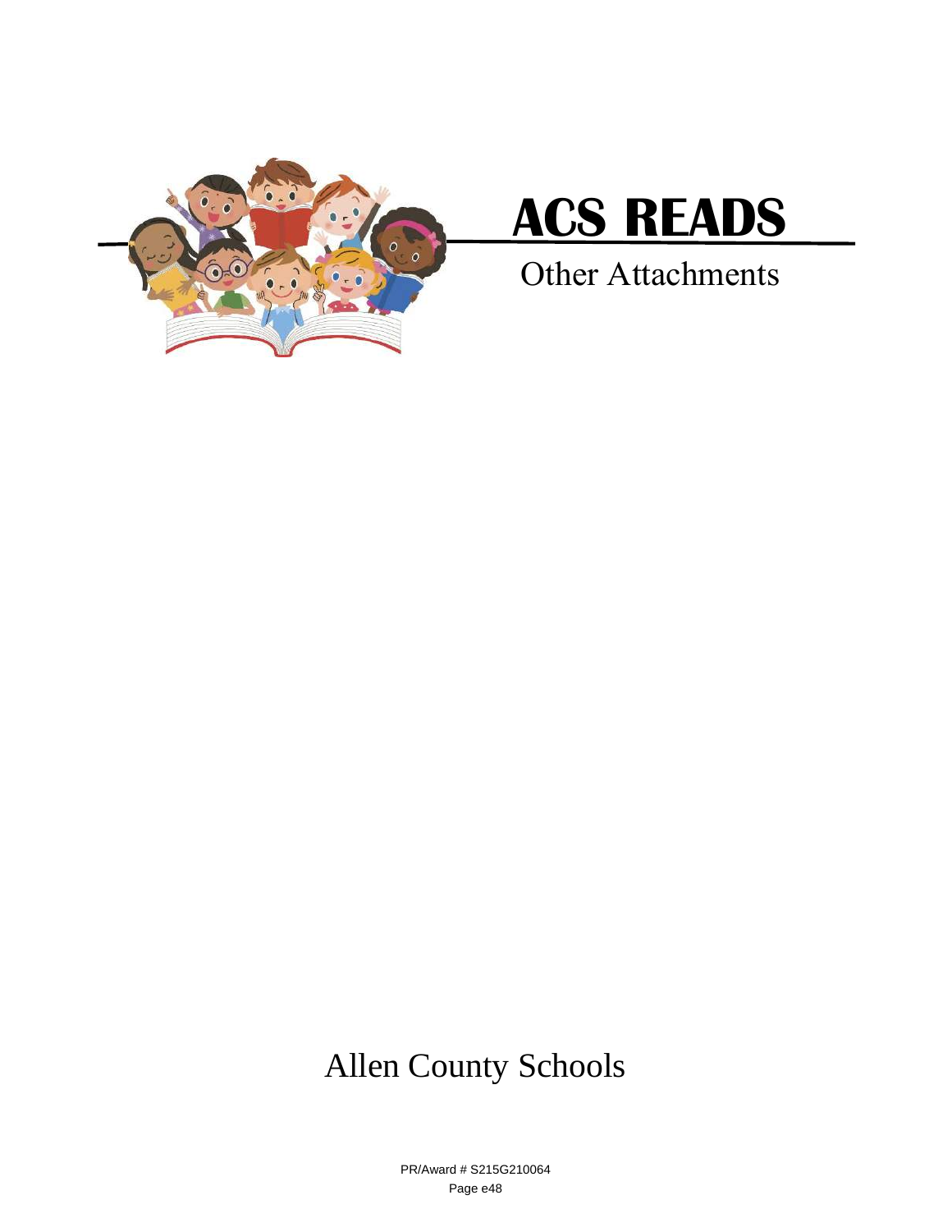# ACS READS

Other Attachments

Allen County Schools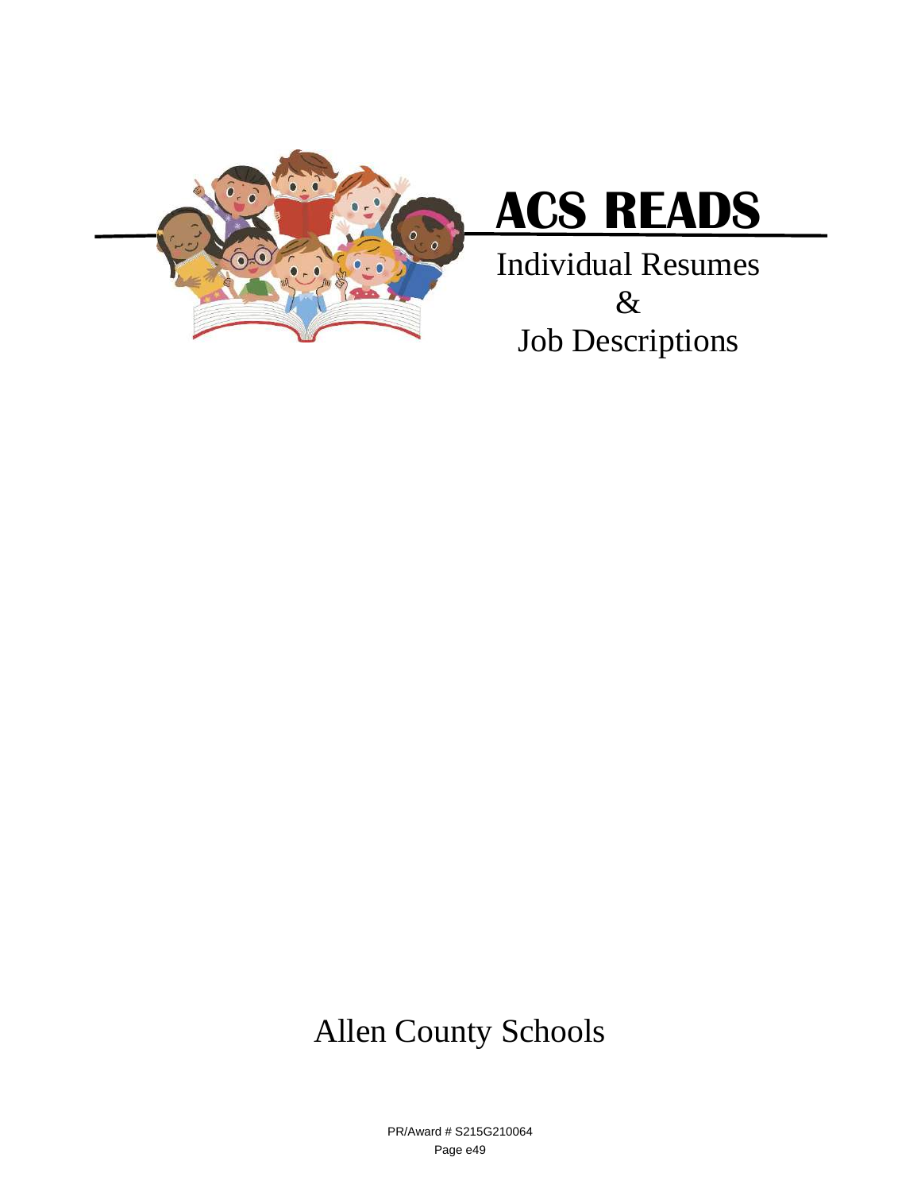# ACS READS

Individual Resumes

&

Job Descriptions

Allen County Schools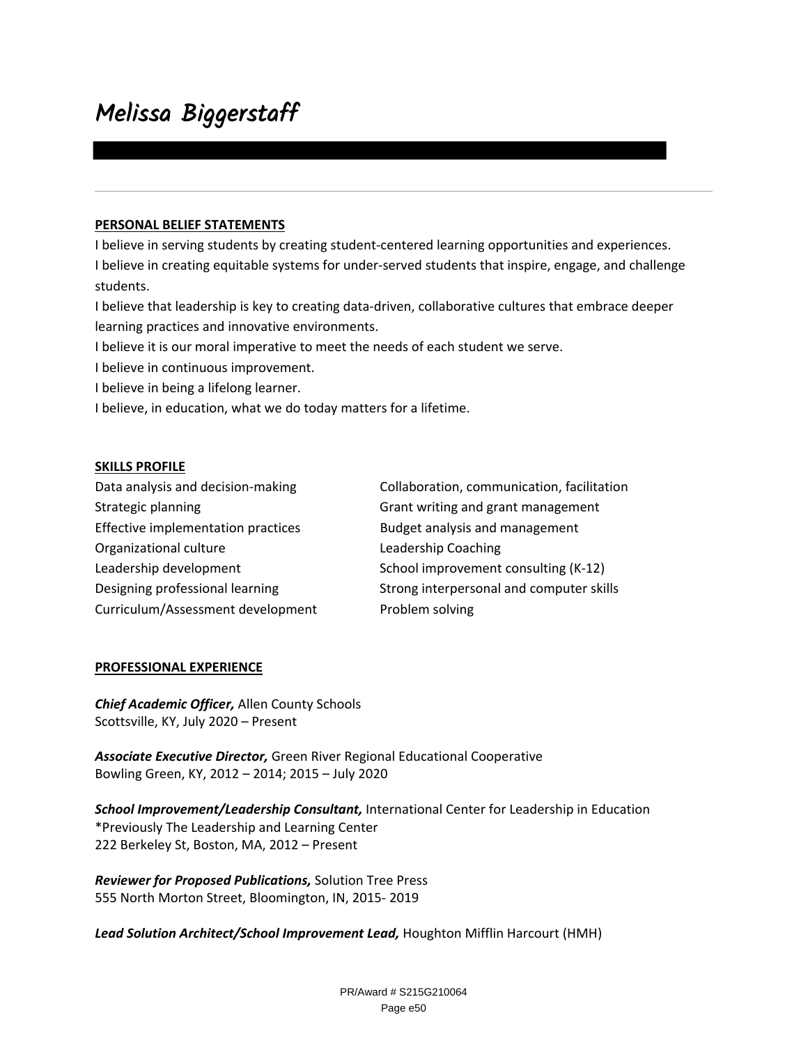# Melissa Biggerstaff

---

**PERSONAL BELIEF STATEMENTS**

I believe in serving students by creating student-centered learning opportunities and experiences.
I believe in creating equitable systems for under-served students that inspire, engage, and challenge students.
I believe that leadership is key to creating data-driven, collaborative cultures that embrace deeper learning practices and innovative environments.
I believe it is our moral imperative to meet the needs of each student we serve.
I believe in continuous improvement.
I believe in being a lifelong learner.
I believe, in education, what we do today matters for a lifetime.

**SKILLS PROFILE**

Data analysis and decision-making
Strategic planning
Effective implementation practices
Organizational culture
Leadership development
Designing professional learning
Curriculum/Assessment development
Collaboration, communication, facilitation
Grant writing and grant management
Budget analysis and management
Leadership Coaching
School improvement consulting (K-12)
Strong interpersonal and computer skills
Problem solving

**PROFESSIONAL EXPERIENCE**

***Chief Academic Officer,*** Allen County Schools
Scottsville, KY, July 2020 – Present

***Associate Executive Director,*** Green River Regional Educational Cooperative
Bowling Green, KY, 2012 – 2014; 2015 – July 2020

***School Improvement/Leadership Consultant,*** International Center for Leadership in Education
*Previously The Leadership and Learning Center
222 Berkeley St, Boston, MA, 2012 – Present

***Reviewer for Proposed Publications,*** Solution Tree Press
555 North Morton Street, Bloomington, IN, 2015- 2019

***Lead Solution Architect/School Improvement Lead,*** Houghton Mifflin Harcourt (HMH)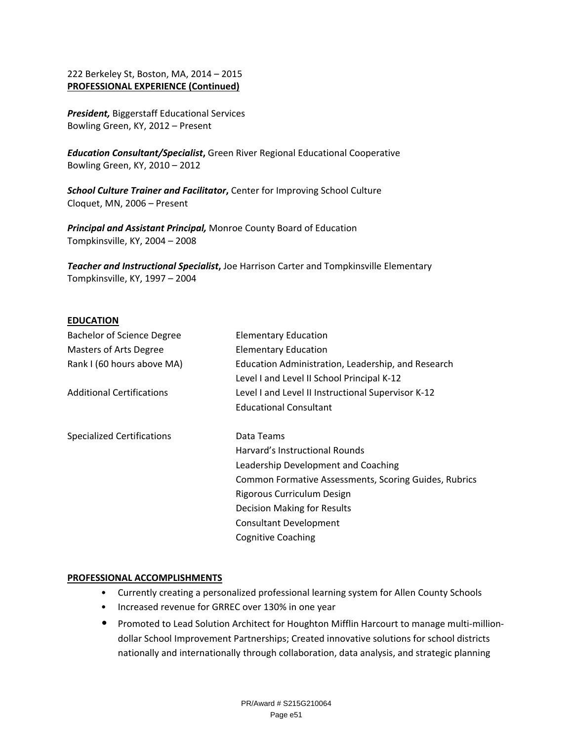222 Berkeley St, Boston, MA, 2014 – 2015

**PROFESSIONAL EXPERIENCE (Continued)**

***President,*** Biggerstaff Educational Services
Bowling Green, KY, 2012 – Present

***Education Consultant/Specialist*****,** Green River Regional Educational Cooperative
Bowling Green, KY, 2010 – 2012

***School Culture Trainer and Facilitator*****,** Center for Improving School Culture
Cloquet, MN, 2006 – Present

***Principal and Assistant Principal,*** Monroe County Board of Education
Tompkinsville, KY, 2004 – 2008

***Teacher and Instructional Specialist*****,** Joe Harrison Carter and Tompkinsville Elementary
Tompkinsville, KY, 1997 – 2004

**EDUCATION**

| | |
|---|---|
| Bachelor of Science Degree | Elementary Education |
| Masters of Arts Degree | Elementary Education |
| Rank I (60 hours above MA) | Education Administration, Leadership, and Research |
| | Level I and Level II School Principal K-12 |
| Additional Certifications | Level I and Level II Instructional Supervisor K-12 |
| | Educational Consultant |
| Specialized Certifications | Data Teams |
| | Harvard's Instructional Rounds |
| | Leadership Development and Coaching |
| | Common Formative Assessments, Scoring Guides, Rubrics |
| | Rigorous Curriculum Design |
| | Decision Making for Results |
| | Consultant Development |
| | Cognitive Coaching |

**PROFESSIONAL ACCOMPLISHMENTS**

- Currently creating a personalized professional learning system for Allen County Schools
- Increased revenue for GRREC over 130% in one year
- Promoted to Lead Solution Architect for Houghton Mifflin Harcourt to manage multi-million-dollar School Improvement Partnerships; Created innovative solutions for school districts nationally and internationally through collaboration, data analysis, and strategic planning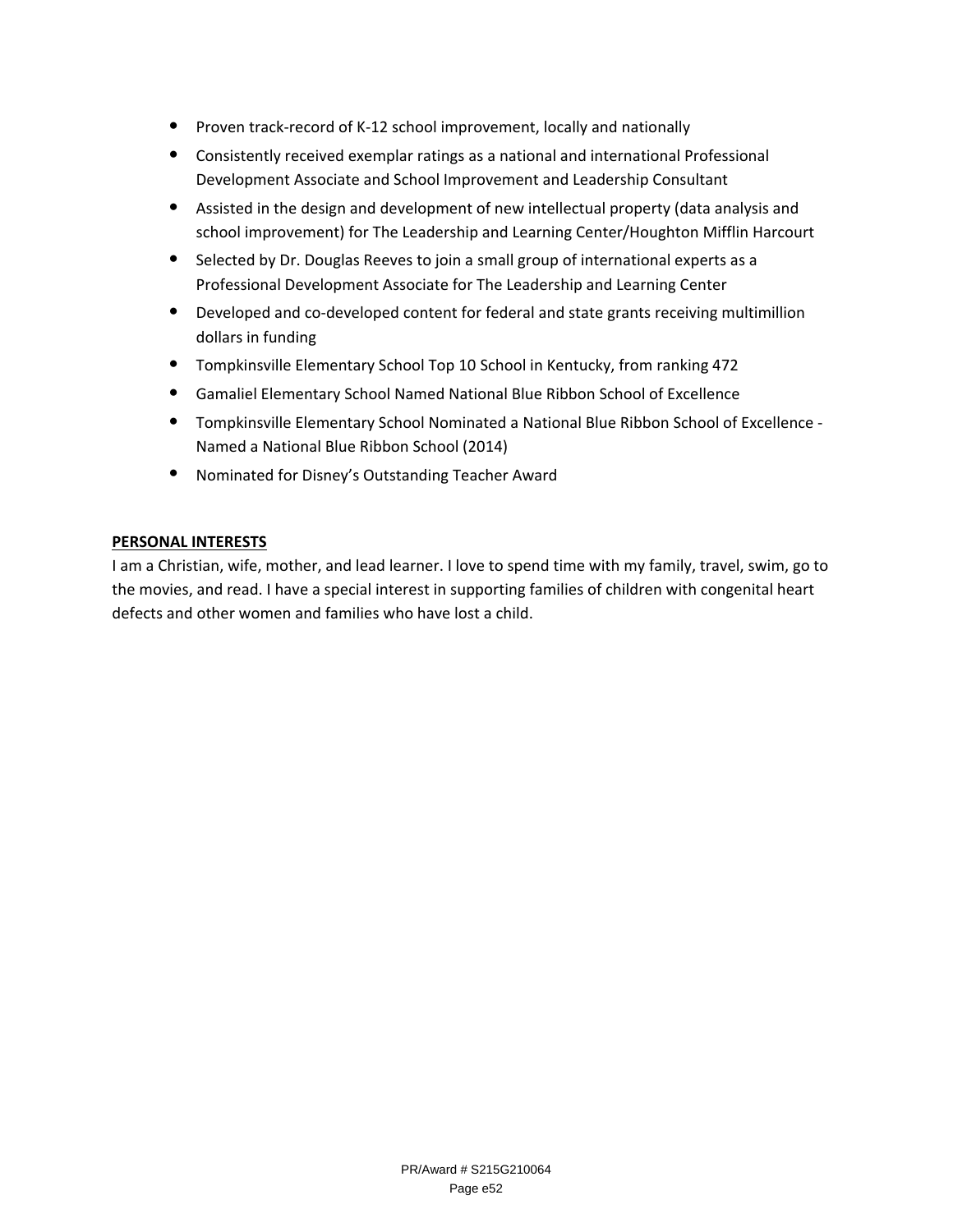- Proven track-record of K-12 school improvement, locally and nationally
- Consistently received exemplar ratings as a national and international Professional Development Associate and School Improvement and Leadership Consultant
- Assisted in the design and development of new intellectual property (data analysis and school improvement) for The Leadership and Learning Center/Houghton Mifflin Harcourt
- Selected by Dr. Douglas Reeves to join a small group of international experts as a Professional Development Associate for The Leadership and Learning Center
- Developed and co-developed content for federal and state grants receiving multimillion dollars in funding
- Tompkinsville Elementary School Top 10 School in Kentucky, from ranking 472
- Gamaliel Elementary School Named National Blue Ribbon School of Excellence
- Tompkinsville Elementary School Nominated a National Blue Ribbon School of Excellence - Named a National Blue Ribbon School (2014)
- Nominated for Disney's Outstanding Teacher Award

**PERSONAL INTERESTS**

I am a Christian, wife, mother, and lead learner. I love to spend time with my family, travel, swim, go to the movies, and read. I have a special interest in supporting families of children with congenital heart defects and other women and families who have lost a child.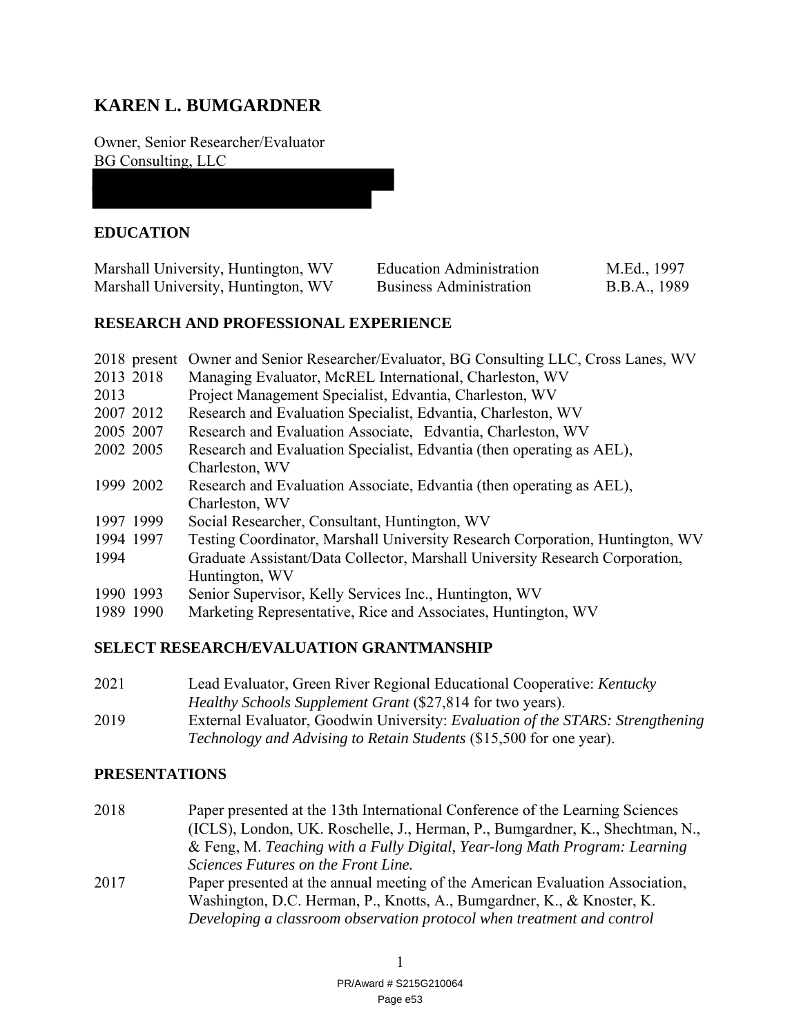# KAREN L. BUMGARDNER

Owner, Senior Researcher/Evaluator
BG Consulting, LLC

## EDUCATION

| | | |
|---|---|---|
| Marshall University, Huntington, WV | Education Administration | M.Ed., 1997 |
| Marshall University, Huntington, WV | Business Administration | B.B.A., 1989 |

## RESEARCH AND PROFESSIONAL EXPERIENCE

| | |
|---|---|
| 2018 present | Owner and Senior Researcher/Evaluator, BG Consulting LLC, Cross Lanes, WV |
| 2013 2018 | Managing Evaluator, McREL International, Charleston, WV |
| 2013 | Project Management Specialist, Edvantia, Charleston, WV |
| 2007 2012 | Research and Evaluation Specialist, Edvantia, Charleston, WV |
| 2005 2007 | Research and Evaluation Associate, Edvantia, Charleston, WV |
| 2002 2005 | Research and Evaluation Specialist, Edvantia (then operating as AEL), Charleston, WV |
| 1999 2002 | Research and Evaluation Associate, Edvantia (then operating as AEL), Charleston, WV |
| 1997 1999 | Social Researcher, Consultant, Huntington, WV |
| 1994 1997 | Testing Coordinator, Marshall University Research Corporation, Huntington, WV |
| 1994 | Graduate Assistant/Data Collector, Marshall University Research Corporation, Huntington, WV |
| 1990 1993 | Senior Supervisor, Kelly Services Inc., Huntington, WV |
| 1989 1990 | Marketing Representative, Rice and Associates, Huntington, WV |

## SELECT RESEARCH/EVALUATION GRANTMANSHIP

| | |
|---|---|
| 2021 | Lead Evaluator, Green River Regional Educational Cooperative: *Kentucky Healthy Schools Supplement Grant* ($27,814 for two years). |
| 2019 | External Evaluator, Goodwin University: *Evaluation of the STARS: Strengthening Technology and Advising to Retain Students* ($15,500 for one year). |

## PRESENTATIONS

| | |
|---|---|
| 2018 | Paper presented at the 13th International Conference of the Learning Sciences (ICLS), London, UK. Roschelle, J., Herman, P., Bumgardner, K., Shechtman, N., & Feng, M. *Teaching with a Fully Digital, Year-long Math Program: Learning Sciences Futures on the Front Line.* |
| 2017 | Paper presented at the annual meeting of the American Evaluation Association, Washington, D.C. Herman, P., Knotts, A., Bumgardner, K., & Knoster, K. *Developing a classroom observation protocol when treatment and control* |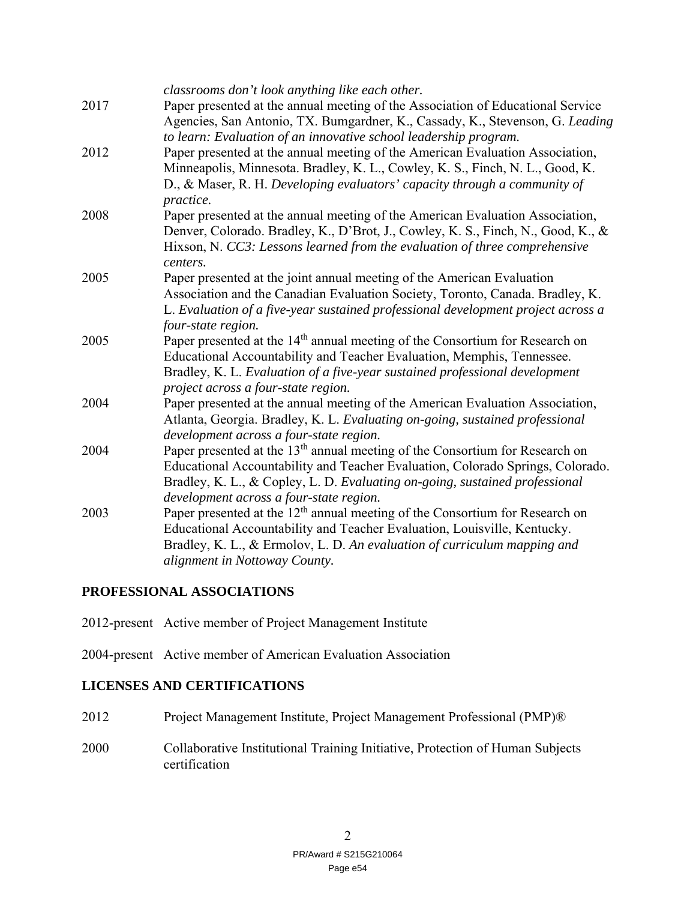*classrooms don't look anything like each other.*

2017 Paper presented at the annual meeting of the Association of Educational Service Agencies, San Antonio, TX. Bumgardner, K., Cassady, K., Stevenson, G. *Leading to learn: Evaluation of an innovative school leadership program.*

2012 Paper presented at the annual meeting of the American Evaluation Association, Minneapolis, Minnesota. Bradley, K. L., Cowley, K. S., Finch, N. L., Good, K. D., & Maser, R. H. *Developing evaluators' capacity through a community of practice.*

2008 Paper presented at the annual meeting of the American Evaluation Association, Denver, Colorado. Bradley, K., D'Brot, J., Cowley, K. S., Finch, N., Good, K., & Hixson, N. *CC3: Lessons learned from the evaluation of three comprehensive centers.*

2005 Paper presented at the joint annual meeting of the American Evaluation Association and the Canadian Evaluation Society, Toronto, Canada. Bradley, K. L. *Evaluation of a five-year sustained professional development project across a four-state region.*

2005 Paper presented at the 14th annual meeting of the Consortium for Research on Educational Accountability and Teacher Evaluation, Memphis, Tennessee. Bradley, K. L. *Evaluation of a five-year sustained professional development project across a four-state region.*

2004 Paper presented at the annual meeting of the American Evaluation Association, Atlanta, Georgia. Bradley, K. L. *Evaluating on-going, sustained professional development across a four-state region.*

2004 Paper presented at the 13th annual meeting of the Consortium for Research on Educational Accountability and Teacher Evaluation, Colorado Springs, Colorado. Bradley, K. L., & Copley, L. D. *Evaluating on-going, sustained professional development across a four-state region.*

2003 Paper presented at the 12th annual meeting of the Consortium for Research on Educational Accountability and Teacher Evaluation, Louisville, Kentucky. Bradley, K. L., & Ermolov, L. D. *An evaluation of curriculum mapping and alignment in Nottoway County.*

## PROFESSIONAL ASSOCIATIONS

2012-present Active member of Project Management Institute

2004-present Active member of American Evaluation Association

## LICENSES AND CERTIFICATIONS

2012 Project Management Institute, Project Management Professional (PMP)®

2000 Collaborative Institutional Training Initiative, Protection of Human Subjects certification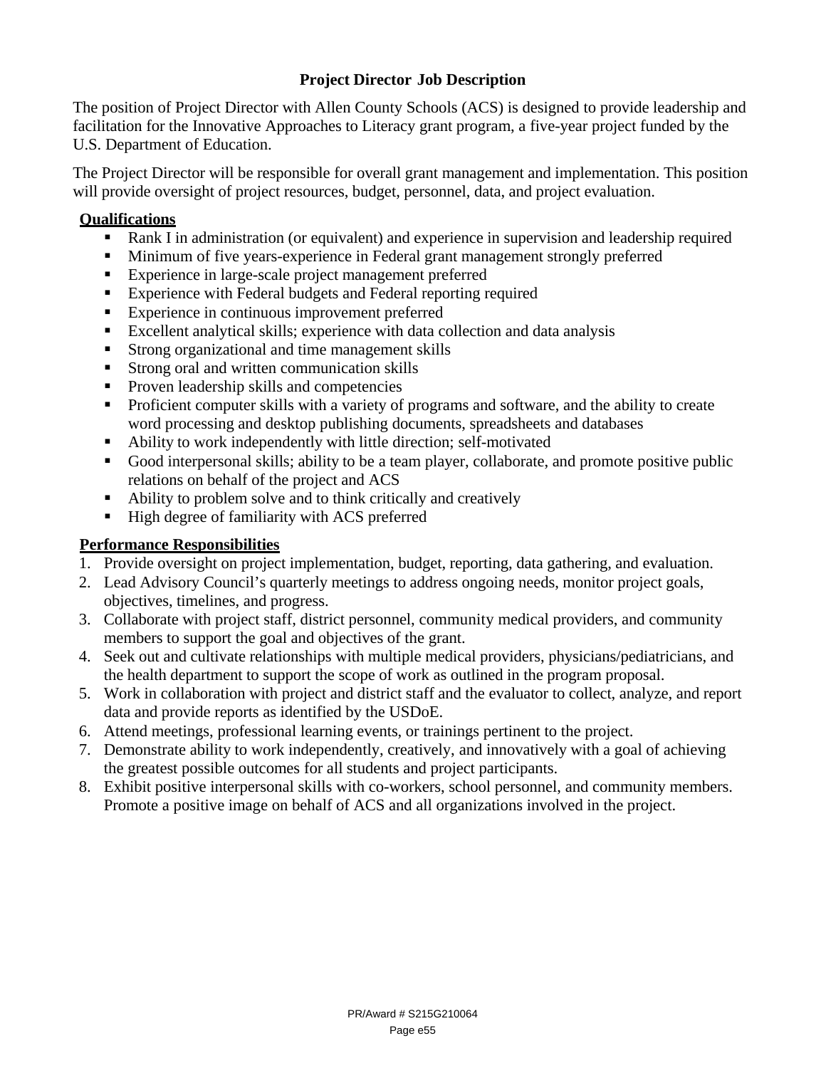## Project Director Job Description

The position of Project Director with Allen County Schools (ACS) is designed to provide leadership and facilitation for the Innovative Approaches to Literacy grant program, a five-year project funded by the U.S. Department of Education.

The Project Director will be responsible for overall grant management and implementation. This position will provide oversight of project resources, budget, personnel, data, and project evaluation.

### Qualifications

- Rank I in administration (or equivalent) and experience in supervision and leadership required
- Minimum of five years-experience in Federal grant management strongly preferred
- Experience in large-scale project management preferred
- Experience with Federal budgets and Federal reporting required
- Experience in continuous improvement preferred
- Excellent analytical skills; experience with data collection and data analysis
- Strong organizational and time management skills
- Strong oral and written communication skills
- Proven leadership skills and competencies
- Proficient computer skills with a variety of programs and software, and the ability to create word processing and desktop publishing documents, spreadsheets and databases
- Ability to work independently with little direction; self-motivated
- Good interpersonal skills; ability to be a team player, collaborate, and promote positive public relations on behalf of the project and ACS
- Ability to problem solve and to think critically and creatively
- High degree of familiarity with ACS preferred

### Performance Responsibilities

1. Provide oversight on project implementation, budget, reporting, data gathering, and evaluation.
2. Lead Advisory Council's quarterly meetings to address ongoing needs, monitor project goals, objectives, timelines, and progress.
3. Collaborate with project staff, district personnel, community medical providers, and community members to support the goal and objectives of the grant.
4. Seek out and cultivate relationships with multiple medical providers, physicians/pediatricians, and the health department to support the scope of work as outlined in the program proposal.
5. Work in collaboration with project and district staff and the evaluator to collect, analyze, and report data and provide reports as identified by the USDoE.
6. Attend meetings, professional learning events, or trainings pertinent to the project.
7. Demonstrate ability to work independently, creatively, and innovatively with a goal of achieving the greatest possible outcomes for all students and project participants.
8. Exhibit positive interpersonal skills with co-workers, school personnel, and community members. Promote a positive image on behalf of ACS and all organizations involved in the project.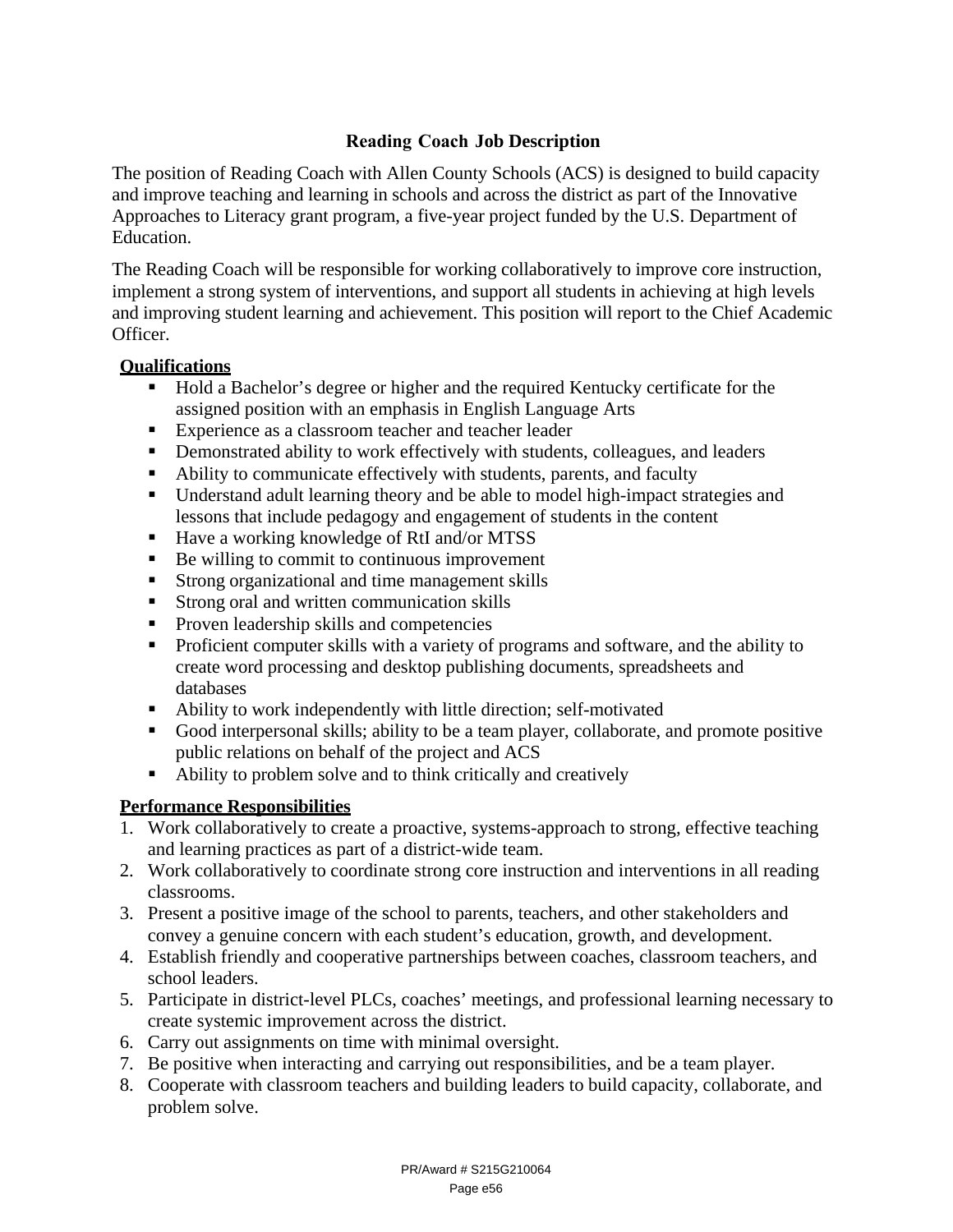## Reading Coach Job Description

The position of Reading Coach with Allen County Schools (ACS) is designed to build capacity and improve teaching and learning in schools and across the district as part of the Innovative Approaches to Literacy grant program, a five-year project funded by the U.S. Department of Education.

The Reading Coach will be responsible for working collaboratively to improve core instruction, implement a strong system of interventions, and support all students in achieving at high levels and improving student learning and achievement. This position will report to the Chief Academic Officer.

**Qualifications**

- Hold a Bachelor's degree or higher and the required Kentucky certificate for the assigned position with an emphasis in English Language Arts
- Experience as a classroom teacher and teacher leader
- Demonstrated ability to work effectively with students, colleagues, and leaders
- Ability to communicate effectively with students, parents, and faculty
- Understand adult learning theory and be able to model high-impact strategies and lessons that include pedagogy and engagement of students in the content
- Have a working knowledge of RtI and/or MTSS
- Be willing to commit to continuous improvement
- Strong organizational and time management skills
- Strong oral and written communication skills
- Proven leadership skills and competencies
- Proficient computer skills with a variety of programs and software, and the ability to create word processing and desktop publishing documents, spreadsheets and databases
- Ability to work independently with little direction; self-motivated
- Good interpersonal skills; ability to be a team player, collaborate, and promote positive public relations on behalf of the project and ACS
- Ability to problem solve and to think critically and creatively

**Performance Responsibilities**

1. Work collaboratively to create a proactive, systems-approach to strong, effective teaching and learning practices as part of a district-wide team.
2. Work collaboratively to coordinate strong core instruction and interventions in all reading classrooms.
3. Present a positive image of the school to parents, teachers, and other stakeholders and convey a genuine concern with each student's education, growth, and development.
4. Establish friendly and cooperative partnerships between coaches, classroom teachers, and school leaders.
5. Participate in district-level PLCs, coaches' meetings, and professional learning necessary to create systemic improvement across the district.
6. Carry out assignments on time with minimal oversight.
7. Be positive when interacting and carrying out responsibilities, and be a team player.
8. Cooperate with classroom teachers and building leaders to build capacity, collaborate, and problem solve.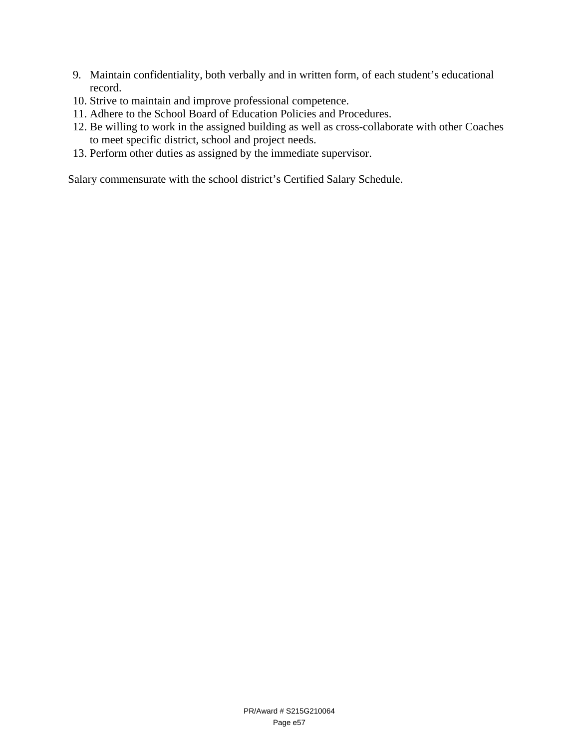9. Maintain confidentiality, both verbally and in written form, of each student's educational record.
10. Strive to maintain and improve professional competence.
11. Adhere to the School Board of Education Policies and Procedures.
12. Be willing to work in the assigned building as well as cross-collaborate with other Coaches to meet specific district, school and project needs.
13. Perform other duties as assigned by the immediate supervisor.

Salary commensurate with the school district's Certified Salary Schedule.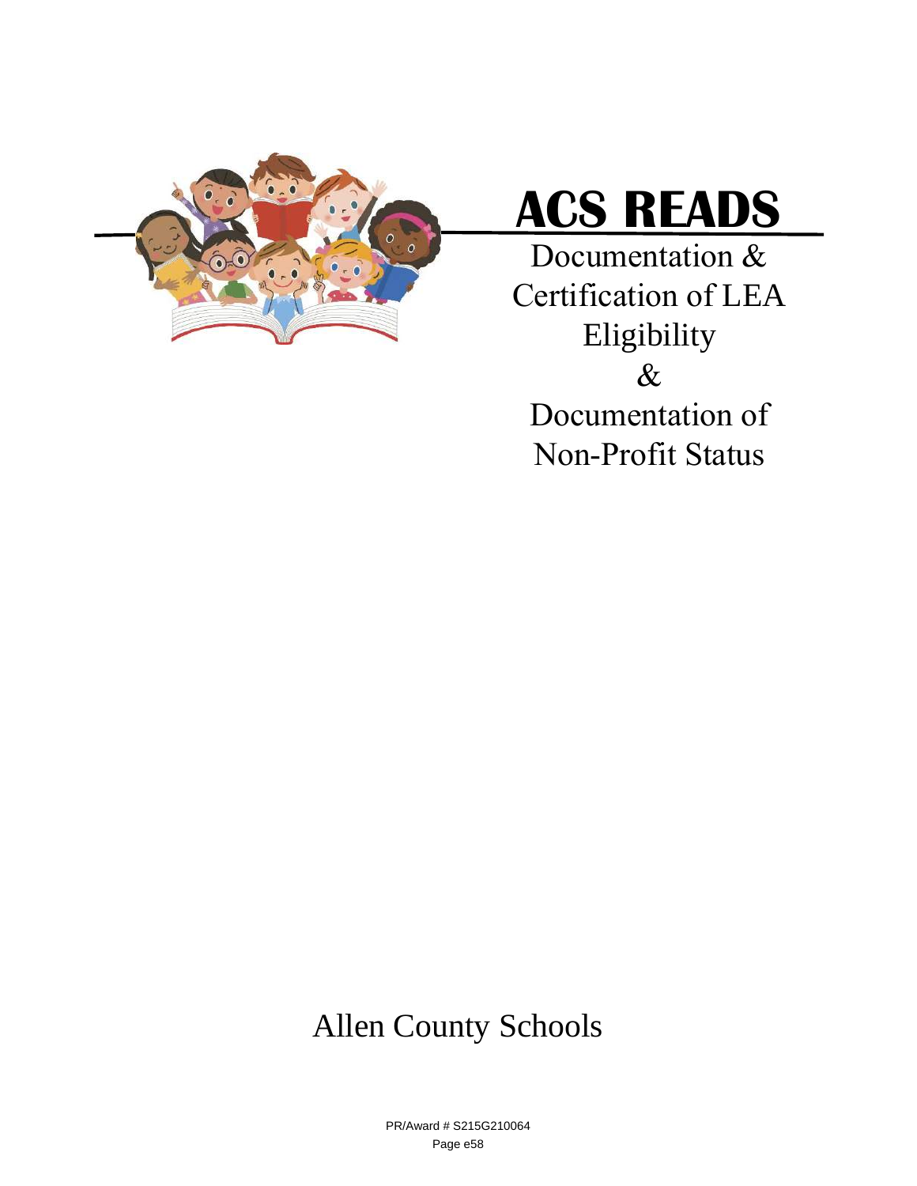# ACS READS

Documentation & Certification of LEA Eligibility

&

Documentation of Non-Profit Status

Allen County Schools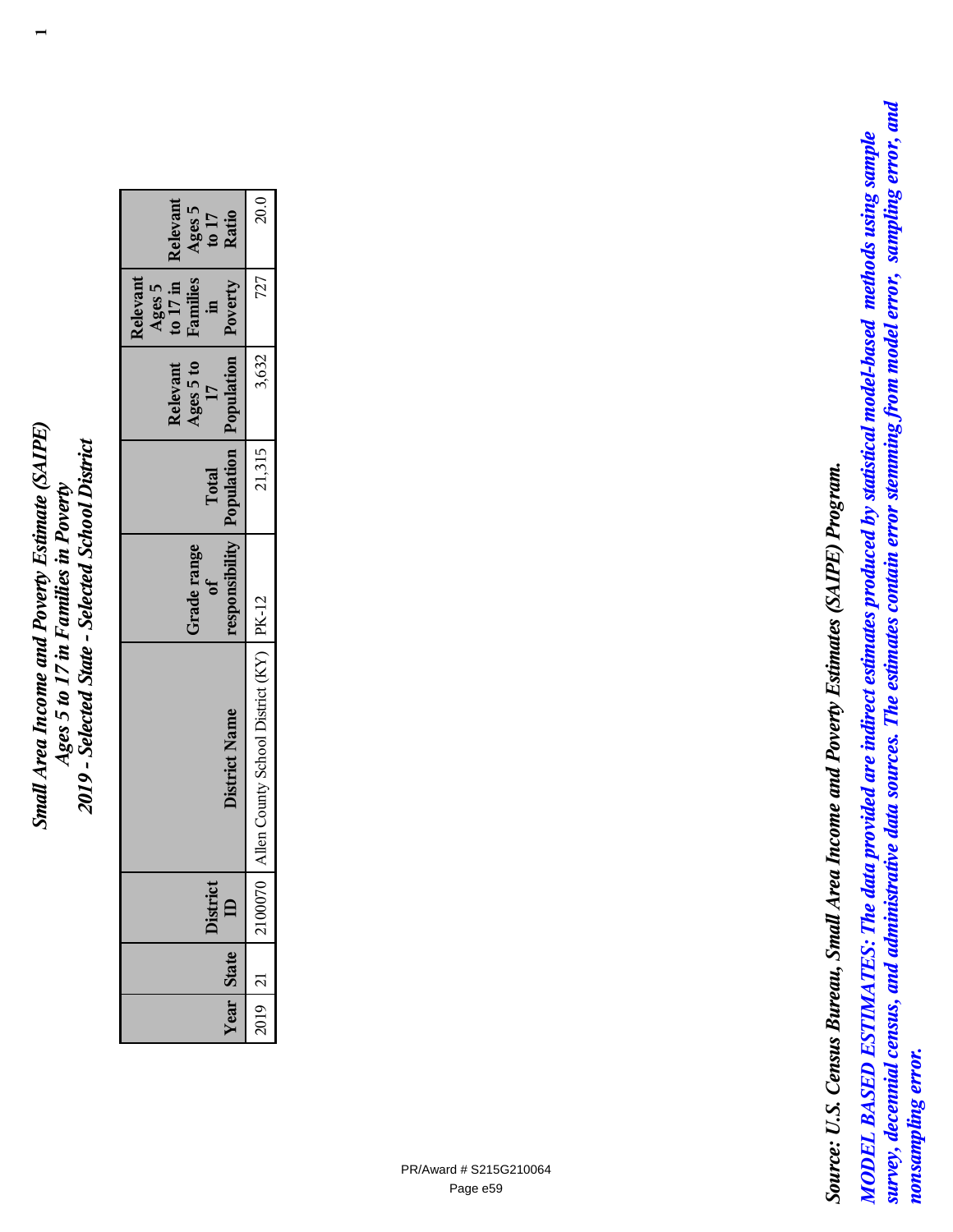***Small Area Income and Poverty Estimate (SAIPE)***
***Ages 5 to 17 in Families in Poverty***
***2019 - Selected State - Selected School District***

| Year | State | District ID | District Name | Grade range of responsibility | Total Population | Relevant Ages 5 to 17 Population | Relevant Ages 5 to 17 in Families in Poverty | Relevant Ages 5 to 17 Ratio |
|---|---|---|---|---|---|---|---|---|
| 2019 | 21 | 2100070 | Allen County School District (KY) | PK-12 | 21,315 | 3,632 | 727 | 20.0 |

***Source: U.S. Census Bureau, Small Area Income and Poverty Estimates (SAIPE) Program.***

***MODEL BASED ESTIMATES: The data provided are indirect estimates produced by statistical model-based methods using sample survey, decennial census, and administrative data sources. The estimates contain error stemming from model error, sampling error, and nonsampling error.***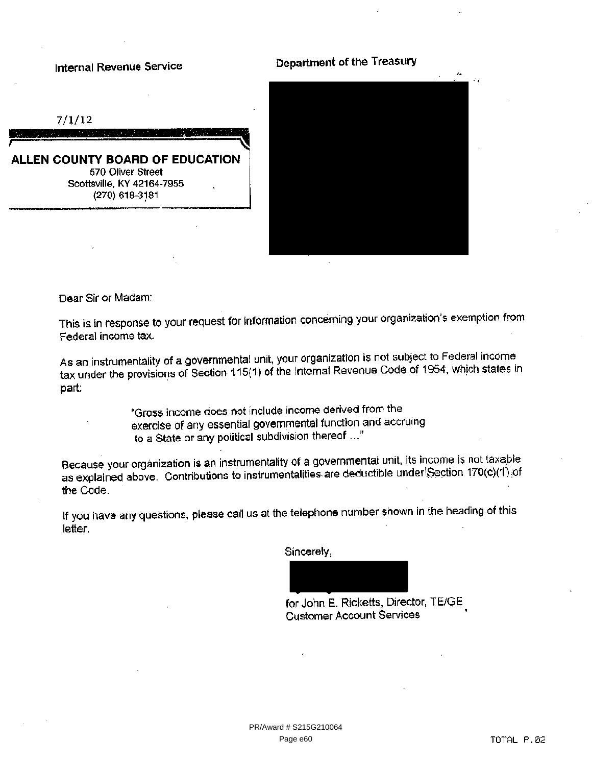Internal Revenue Service

Department of the Treasury

7/1/12

**ALLEN COUNTY BOARD OF EDUCATION**
570 Oliver Street
Scottsville, KY 42164-7955
(270) 618-3181

Dear Sir or Madam:

This is in response to your request for information concerning your organization's exemption from Federal income tax.

As an instrumentality of a governmental unit, your organization is not subject to Federal income tax under the provisions of Section 115(1) of the Internal Revenue Code of 1954, which states in part:

> "Gross income does not include income derived from the exercise of any essential governmental function and accruing to a State or any political subdivision thereof ..."

Because your organization is an instrumentality of a governmental unit, its income is not taxable as explained above. Contributions to instrumentalities are deductible under Section 170(c)(1) of the Code.

If you have any questions, please call us at the telephone number shown in the heading of this letter.

Sincerely,

for John E. Ricketts, Director, TE/GE
Customer Account Services

PR/Award # S215G210064

TOTAL P.02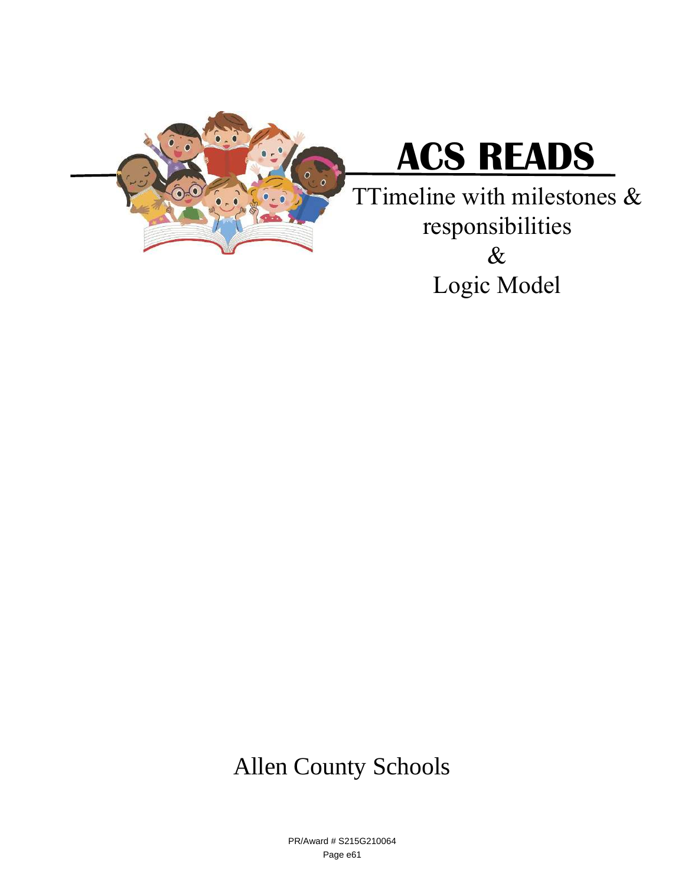# ACS READS

TTimeline with milestones & responsibilities

&

Logic Model

Allen County Schools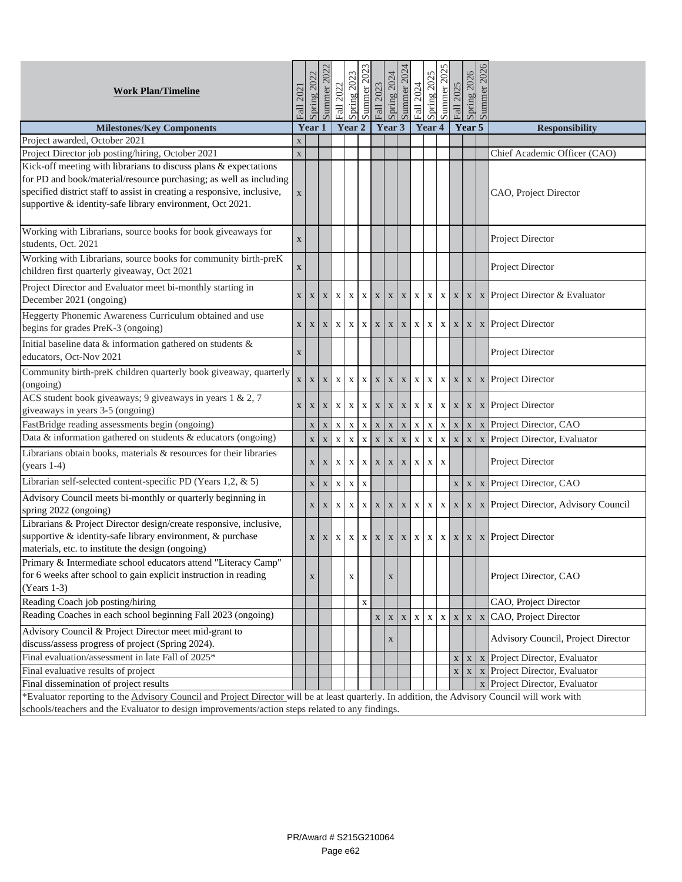| Work Plan/Timeline | Fall 2021 | Spring 2022 | Summer 2022 | Fall 2022 | Spring 2023 | Summer 2023 | Fall 2023 | Spring 2024 | Summer 2024 | Fall 2024 | Spring 2025 | Summer 2025 | Fall 2025 | Spring 2026 | Summer 2026 | |
|---|---|---|---|---|---|---|---|---|---|---|---|---|---|---|---|---|
| **Milestones/Key Components** | **Year 1** | | | **Year 2** | | | **Year 3** | | | **Year 4** | | | **Year 5** | | | **Responsibility** |
| Project awarded, October 2021 | x | | | | | | | | | | | | | | | |
| Project Director job posting/hiring, October 2021 | x | | | | | | | | | | | | | | | Chief Academic Officer (CAO) |
| Kick-off meeting with librarians to discuss plans & expectations for PD and book/material/resource purchasing; as well as including specified district staff to assist in creating a responsive, inclusive, supportive & identity-safe library environment, Oct 2021. | x | | | | | | | | | | | | | | | CAO, Project Director |
| Working with Librarians, source books for book giveaways for students, Oct. 2021 | x | | | | | | | | | | | | | | | Project Director |
| Working with Librarians, source books for community birth-preK children first quarterly giveaway, Oct 2021 | x | | | | | | | | | | | | | | | Project Director |
| Project Director and Evaluator meet bi-monthly starting in December 2021 (ongoing) | x | x | x | x | x | x | x | x | x | x | x | x | x | x | x | Project Director & Evaluator |
| Heggerty Phonemic Awareness Curriculum obtained and use begins for grades PreK-3 (ongoing) | x | x | x | x | x | x | x | x | x | x | x | x | x | x | x | Project Director |
| Initial baseline data & information gathered on students & educators, Oct-Nov 2021 | x | | | | | | | | | | | | | | | Project Director |
| Community birth-preK children quarterly book giveaway, quarterly (ongoing) | x | x | x | x | x | x | x | x | x | x | x | x | x | x | x | Project Director |
| ACS student book giveaways; 9 giveaways in years 1 & 2, 7 giveaways in years 3-5 (ongoing) | x | x | x | x | x | x | x | x | x | x | x | x | x | x | x | Project Director |
| FastBridge reading assessments begin (ongoing) | | x | x | x | x | x | x | x | x | x | x | x | x | x | x | Project Director, CAO |
| Data & information gathered on students & educators (ongoing) | | x | x | x | x | x | x | x | x | x | x | x | x | x | x | Project Director, Evaluator |
| Librarians obtain books, materials & resources for their libraries (years 1-4) | | x | x | x | x | x | x | x | x | x | x | x | | | | Project Director |
| Librarian self-selected content-specific PD (Years 1,2, & 5) | | x | x | x | x | x | | | | | | | x | x | x | Project Director, CAO |
| Advisory Council meets bi-monthly or quarterly beginning in spring 2022 (ongoing) | | x | x | x | x | x | x | x | x | x | x | x | x | x | x | Project Director, Advisory Council |
| Librarians & Project Director design/create responsive, inclusive, supportive & identity-safe library environment, & purchase materials, etc. to institute the design (ongoing) | | x | x | x | x | x | x | x | x | x | x | x | x | x | x | Project Director |
| Primary & Intermediate school educators attend "Literacy Camp" for 6 weeks after school to gain explicit instruction in reading (Years 1-3) | | x | | | x | | | x | | | | | | | | Project Director, CAO |
| Reading Coach job posting/hiring | | | | | | x | | | | | | | | | | CAO, Project Director |
| Reading Coaches in each school beginning Fall 2023 (ongoing) | | | | | | | x | x | x | x | x | x | x | x | x | CAO, Project Director |
| Advisory Council & Project Director meet mid-grant to discuss/assess progress of project (Spring 2024). | | | | | | | | x | | | | | | | | Advisory Council, Project Director |
| Final evaluation/assessment in late Fall of 2025* | | | | | | | | | | | | | x | x | x | Project Director, Evaluator |
| Final evaluative results of project | | | | | | | | | | | | | x | x | x | Project Director, Evaluator |
| Final dissemination of project results | | | | | | | | | | | | | | | x | Project Director, Evaluator |

*Evaluator reporting to the Advisory Council and Project Director will be at least quarterly. In addition, the Advisory Council will work with schools/teachers and the Evaluator to design improvements/action steps related to any findings.

PR/Award # S215G210064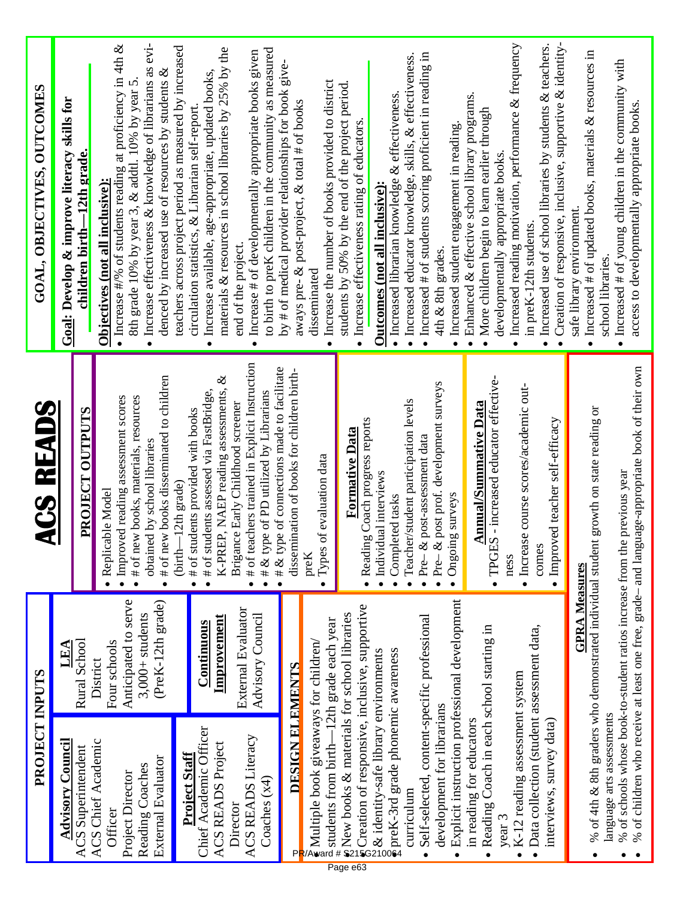# ACS READS

## PROJECT INPUTS

**Advisory Council**
ACS Superintendent
ACS Chief Academic Officer
Project Director
Reading Coaches
External Evaluator

**LEA**
Rural School District
Four schools
Anticipated to serve 3,000+ students (PreK-12th grade)

**Project Staff**
Chief Academic Officer
ACS READS Project Director
ACS READS Literacy Coaches (x4)

**Continuous Improvement**
External Evaluator
Advisory Council

### DESIGN ELEMENTS

- Multiple book giveaways for children/ students from birth—12th grade each year
- New books & materials for school libraries
- Creation of responsive, inclusive, supportive & identity-safe library environments
- preK-3rd grade phonemic awareness curriculum
- Self-selected, content-specific professional development for librarians
- Explicit instruction professional development in reading for educators
- Reading Coach in each school starting in year 3
- K-12 reading assessment system
- Data collection (student assessment data, interviews, survey data)

## PROJECT OUTPUTS

- Replicable Model
- Improved reading assessment scores
- # of new books, materials, resources obtained by school libraries
- # of new books disseminated to children (birth—12th grade)
- # of students provided with books
- # of students assessed via FastBridge, K-PREP, NAEP reading assessments, & Brigance Early Childhood screener
- # of teachers trained in Explicit Instruction
- # & type of PD utilized by Librarians
- # & type of connections made to facilitate dissemination of books for children birth-preK
- Types of evaluation data

### Formative Data

- Reading Coach progress reports
- Individual interviews
- Completed tasks
- Teacher/student participation levels
- Pre- & post-assessment data
- Pre- & post prof. development surveys
- Ongoing surveys

### Annual/Summative Data

- TPGES - increased educator effectiveness
- Increase course scores/academic outcomes
- Improved teacher self-efficacy

### GPRA Measures

- % of 4th & 8th graders who demonstrated individual student growth on state reading or language arts assessments
- % of schools whose book-to-student ratios increase from the previous year
- % of children who receive at least one free, grade- and language-appropriate book of their own

## GOAL, OBJECTIVES, OUTCOMES

**Goal: Develop & improve literacy skills for children birth—12th grade.**

**Objectives (not all inclusive):**

- Increase #/% of students reading at proficiency in 4th & 8th grade 10% by year 3, & addtl. 10% by year 5.
- Increase effectiveness & knowledge of librarians as evidenced by increased use of resources by students & teachers across project period as measured by increased circulation statistics, & Librarian self-report.
- Increase available, age-appropriate, updated books, materials & resources in school libraries by 25% by the end of the project.
- Increase # of developmentally appropriate books given to birth to preK children in the community as measured by # of medical provider relationships for book giveaways pre- & post-project, & total # of books disseminated
- Increase the number of books provided to district students by 50% by the end of the project period.
- Increase effectiveness rating of educators.

**Outcomes (not all inclusive):**

- Increased librarian knowledge & effectiveness.
- Increased educator knowledge, skills, & effectiveness.
- Increased # of students scoring proficient in reading in 4th & 8th grades.
- Increased student engagement in reading.
- Enhanced & effective school library programs.
- More children begin to learn earlier through developmentally appropriate books.
- Increased reading motivation, performance & frequency in preK-12th students.
- Increased use of school libraries by students & teachers.
- Creation of responsive, inclusive, supportive & identity-safe library environment.
- Increased # of updated books, materials & resources in school libraries.
- Increased # of young children in the community with access to developmentally appropriate books.

PR/Award # S215G210064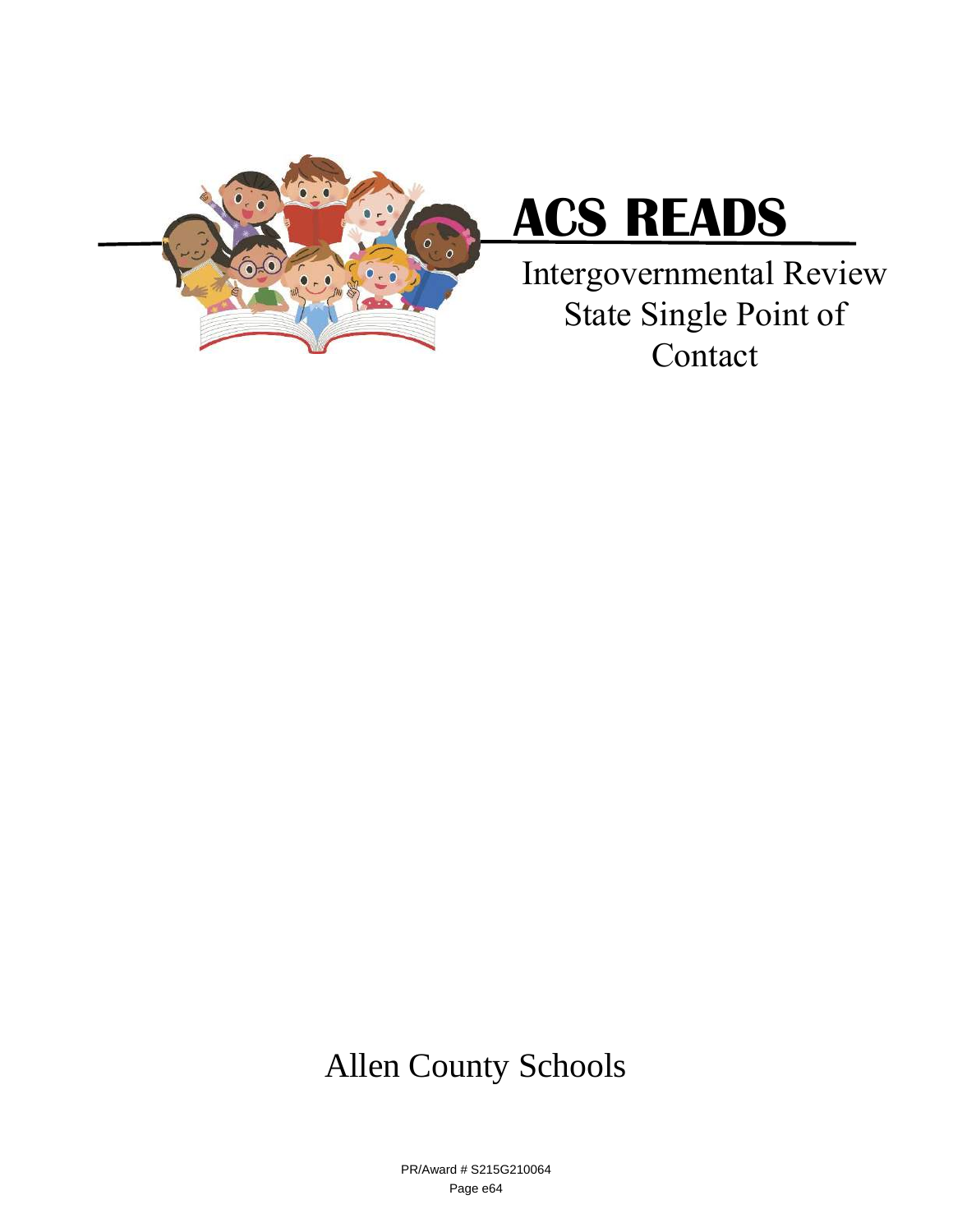# ACS READS

Intergovernmental Review
State Single Point of
Contact

Allen County Schools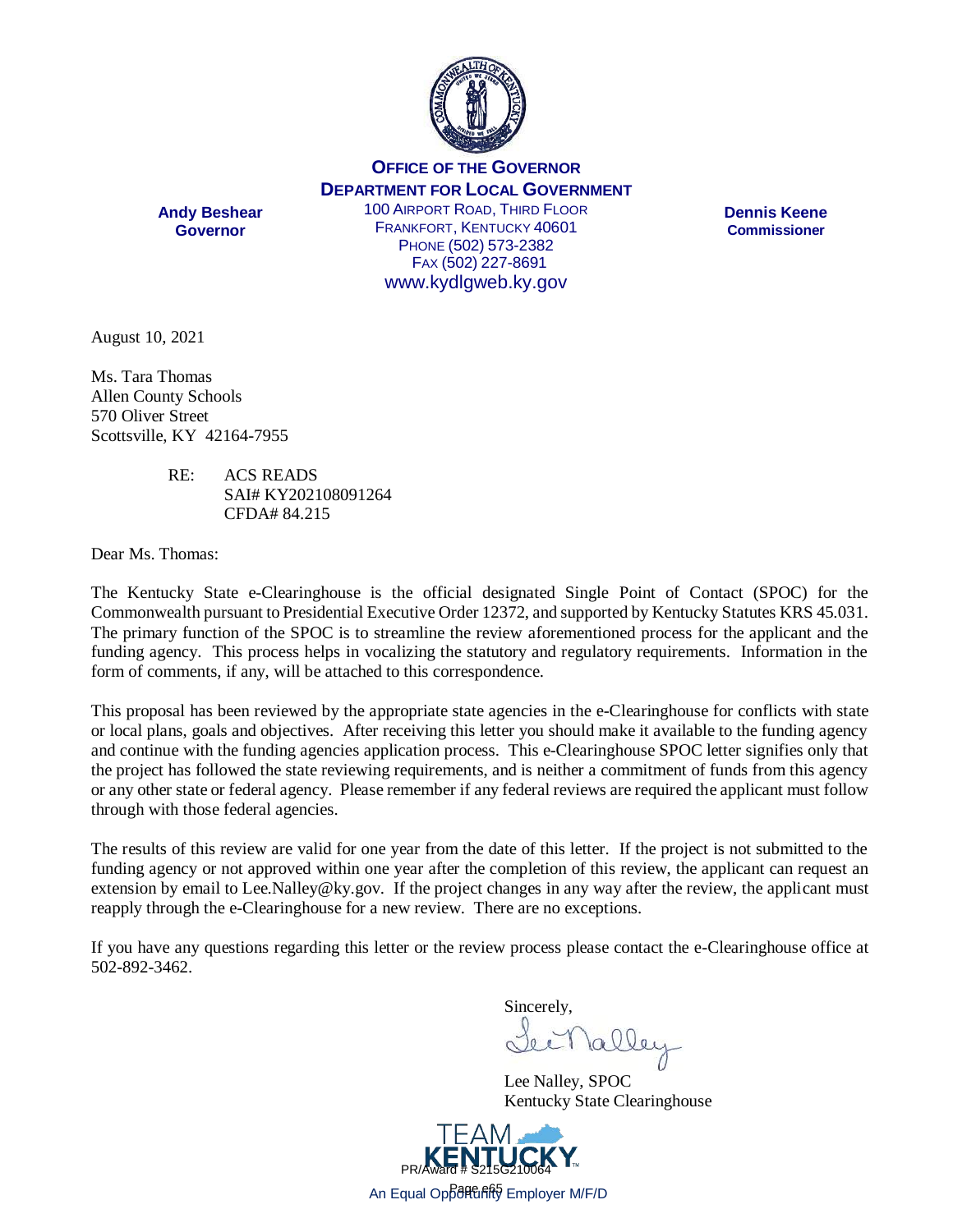**OFFICE OF THE GOVERNOR**
**DEPARTMENT FOR LOCAL GOVERNMENT**

**Andy Beshear**
**Governor**

100 AIRPORT ROAD, THIRD FLOOR
FRANKFORT, KENTUCKY 40601
PHONE (502) 573-2382
FAX (502) 227-8691
www.kydlgweb.ky.gov

**Dennis Keene**
**Commissioner**

August 10, 2021

Ms. Tara Thomas
Allen County Schools
570 Oliver Street
Scottsville, KY 42164-7955

RE: ACS READS
SAI# KY202108091264
CFDA# 84.215

Dear Ms. Thomas:

The Kentucky State e-Clearinghouse is the official designated Single Point of Contact (SPOC) for the Commonwealth pursuant to Presidential Executive Order 12372, and supported by Kentucky Statutes KRS 45.031. The primary function of the SPOC is to streamline the review aforementioned process for the applicant and the funding agency. This process helps in vocalizing the statutory and regulatory requirements. Information in the form of comments, if any, will be attached to this correspondence.

This proposal has been reviewed by the appropriate state agencies in the e-Clearinghouse for conflicts with state or local plans, goals and objectives. After receiving this letter you should make it available to the funding agency and continue with the funding agencies application process. This e-Clearinghouse SPOC letter signifies only that the project has followed the state reviewing requirements, and is neither a commitment of funds from this agency or any other state or federal agency. Please remember if any federal reviews are required the applicant must follow through with those federal agencies.

The results of this review are valid for one year from the date of this letter. If the project is not submitted to the funding agency or not approved within one year after the completion of this review, the applicant can request an extension by email to Lee.Nalley@ky.gov. If the project changes in any way after the review, the applicant must reapply through the e-Clearinghouse for a new review. There are no exceptions.

If you have any questions regarding this letter or the review process please contact the e-Clearinghouse office at 502-892-3462.

Sincerely,

Lee Nalley, SPOC
Kentucky State Clearinghouse

TEAM KENTUCKY

PR/Award # S215G210064

An Equal Opportunity Employer M/F/D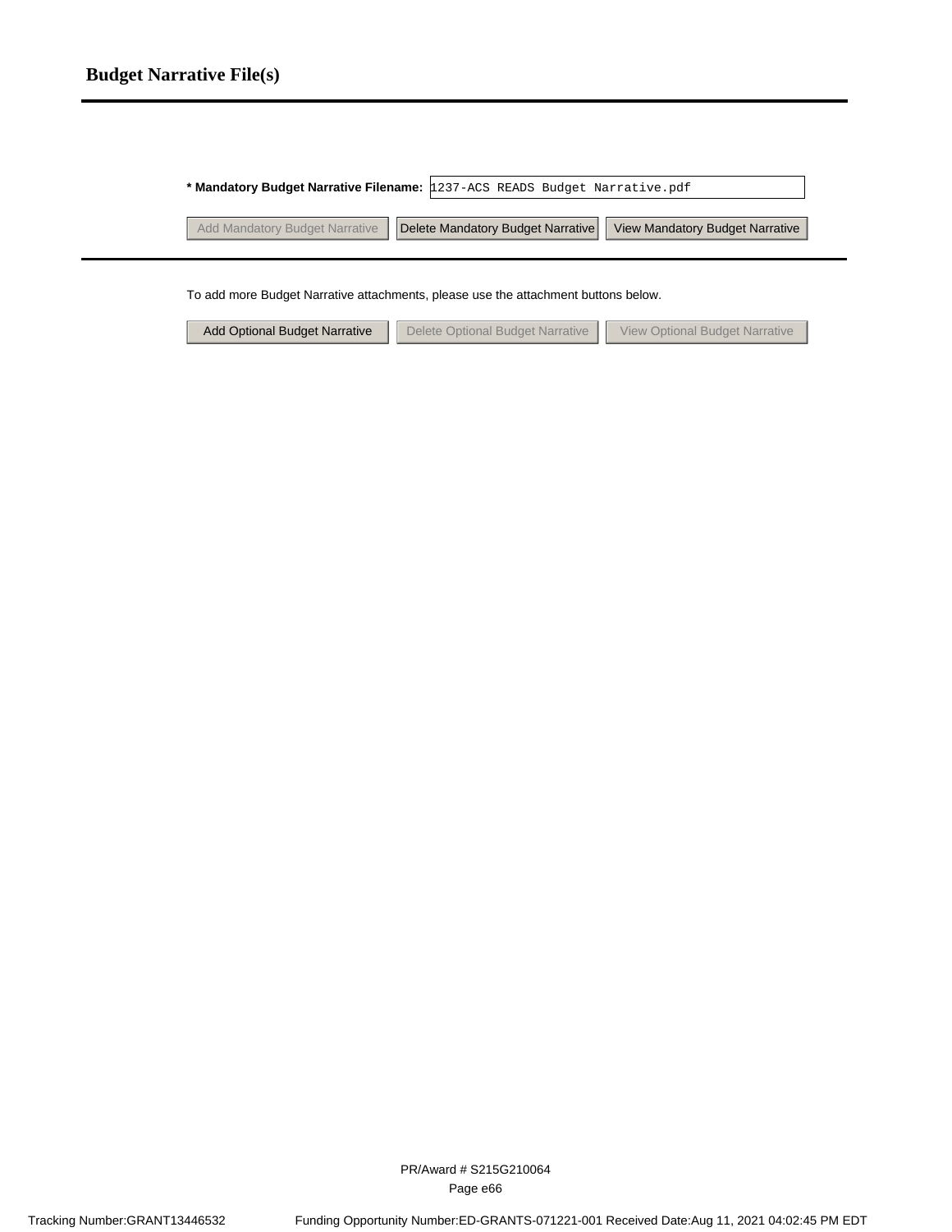## Budget Narrative File(s)

**\* Mandatory Budget Narrative Filename:** 1237-ACS READS Budget Narrative.pdf

Add Mandatory Budget Narrative | Delete Mandatory Budget Narrative | View Mandatory Budget Narrative

To add more Budget Narrative attachments, please use the attachment buttons below.

Add Optional Budget Narrative | Delete Optional Budget Narrative | View Optional Budget Narrative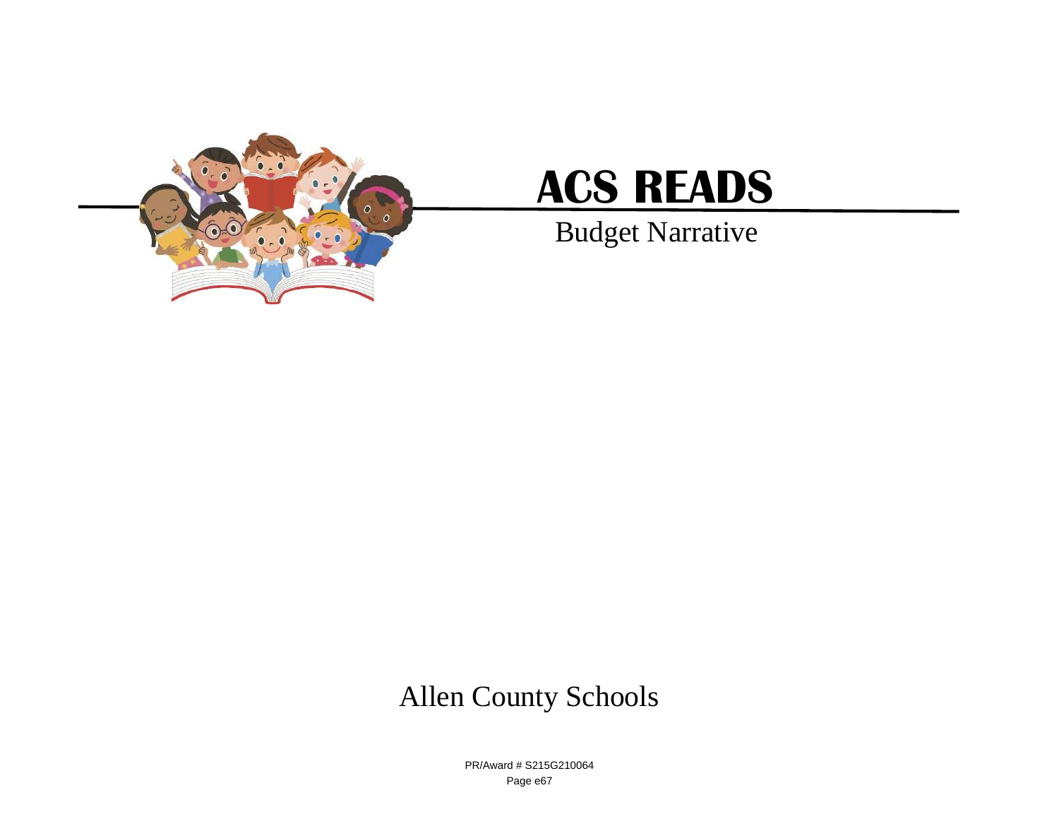# ACS READS

Budget Narrative

Allen County Schools

PR/Award # S215G210064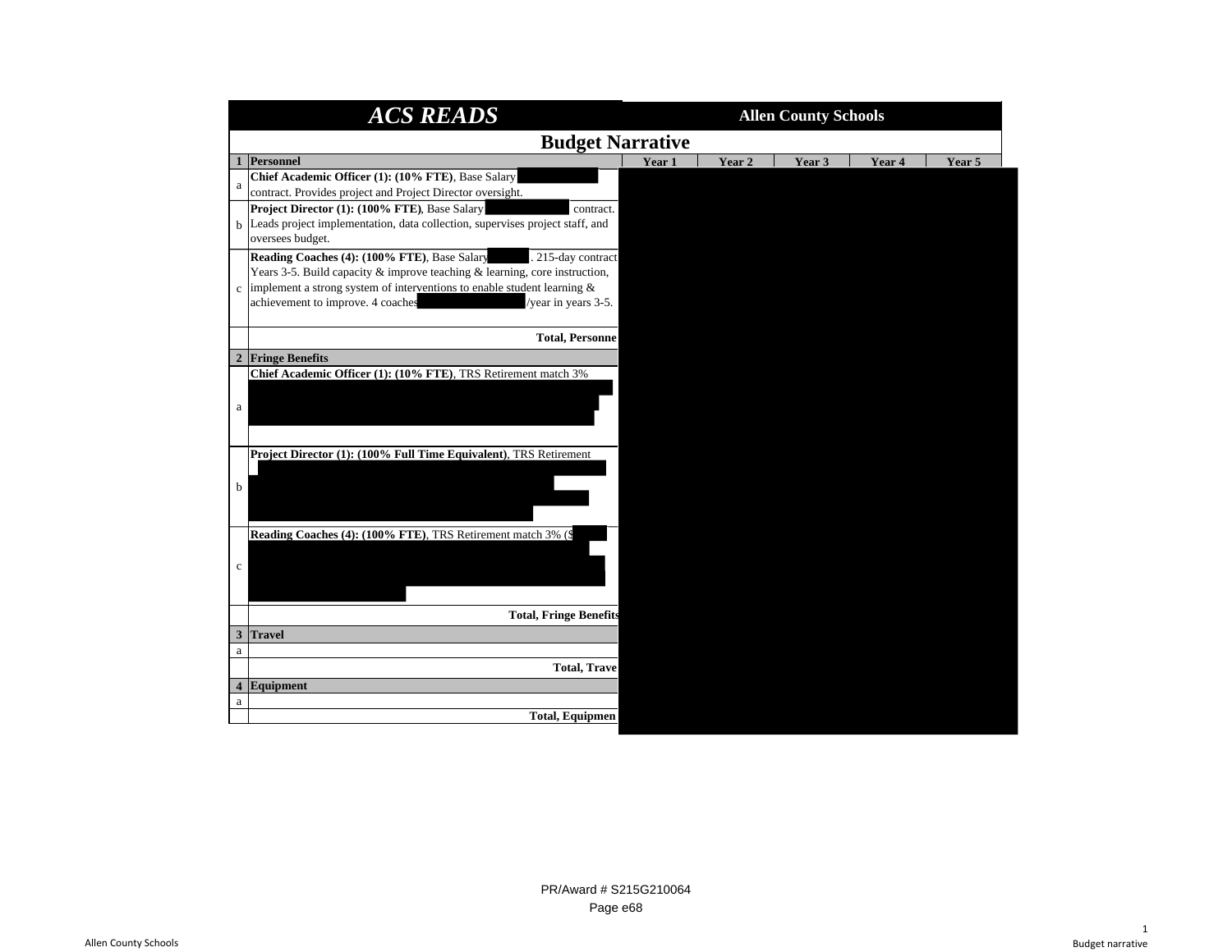| | ***ACS READS*** | **Allen County Schools** | | | | |
|---|---|---|---|---|---|---|
| | **Budget Narrative** | | | | | |
| **1** | **Personnel** | **Year 1** | **Year 2** | **Year 3** | **Year 4** | **Year 5** |
| a | **Chief Academic Officer (1): (10% FTE)**, Base Salary contract. Provides project and Project Director oversight. | | | | | |
| b | **Project Director (1): (100% FTE)**, Base Salary contract. Leads project implementation, data collection, supervises project staff, and oversees budget. | | | | | |
| c | **Reading Coaches (4): (100% FTE)**, Base Salary . 215-day contract Years 3-5. Build capacity & improve teaching & learning, core instruction, implement a strong system of interventions to enable student learning & achievement to improve. 4 coaches /year in years 3-5. | | | | | |
| | **Total, Personne** | | | | | |
| **2** | **Fringe Benefits** | | | | | |
| a | **Chief Academic Officer (1): (10% FTE)**, TRS Retirement match 3% | | | | | |
| b | **Project Director (1): (100% Full Time Equivalent)**, TRS Retirement | | | | | |
| c | **Reading Coaches (4): (100% FTE)**, TRS Retirement match 3% ($ | | | | | |
| | **Total, Fringe Benefits** | | | | | |
| **3** | **Travel** | | | | | |
| a | | | | | | |
| | **Total, Trave** | | | | | |
| **4** | **Equipment** | | | | | |
| a | | | | | | |
| | **Total, Equipmen** | | | | | |

PR/Award # S215G210064

Page e68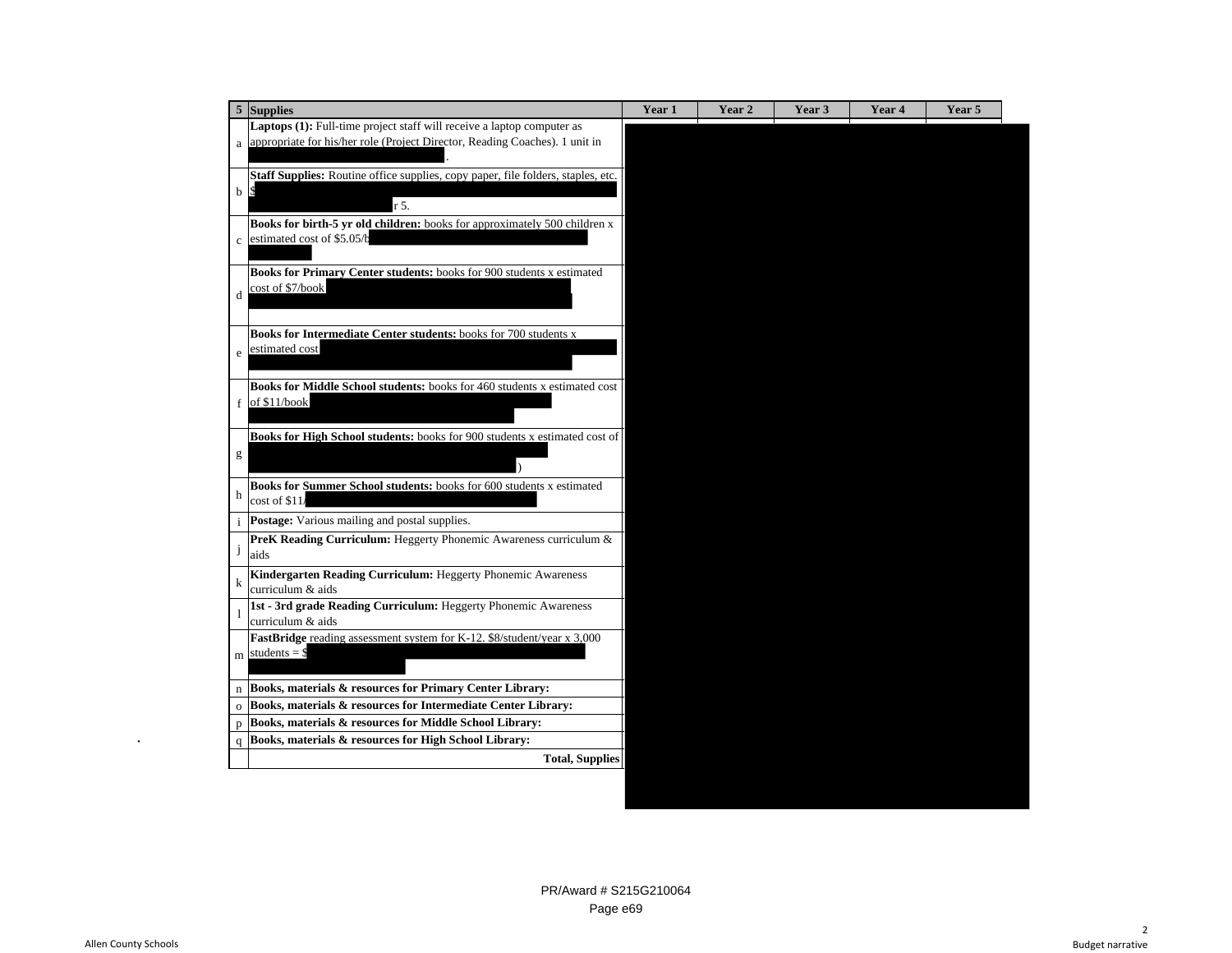| 5 | Supplies | Year 1 | Year 2 | Year 3 | Year 4 | Year 5 |
|---|---|---|---|---|---|---|
| a | **Laptops (1):** Full-time project staff will receive a laptop computer as appropriate for his/her role (Project Director, Reading Coaches). 1 unit in . | | | | | |
| b | **Staff Supplies:** Routine office supplies, copy paper, file folders, staples, etc. $ r 5. | | | | | |
| c | **Books for birth-5 yr old children:** books for approximately 500 children x estimated cost of $5.05/b | | | | | |
| d | **Books for Primary Center students:** books for 900 students x estimated cost of $7/book | | | | | |
| e | **Books for Intermediate Center students:** books for 700 students x estimated cost | | | | | |
| f | **Books for Middle School students:** books for 460 students x estimated cost of $11/book | | | | | |
| g | **Books for High School students:** books for 900 students x estimated cost of ) | | | | | |
| h | **Books for Summer School students:** books for 600 students x estimated cost of $11/ | | | | | |
| i | **Postage:** Various mailing and postal supplies. | | | | | |
| j | **PreK Reading Curriculum:** Heggerty Phonemic Awareness curriculum & aids | | | | | |
| k | **Kindergarten Reading Curriculum:** Heggerty Phonemic Awareness curriculum & aids | | | | | |
| l | **1st - 3rd grade Reading Curriculum:** Heggerty Phonemic Awareness curriculum & aids | | | | | |
| m | **FastBridge** reading assessment system for K-12. $8/student/year x 3,000 students = $ | | | | | |
| n | **Books, materials & resources for Primary Center Library:** | | | | | |
| o | **Books, materials & resources for Intermediate Center Library:** | | | | | |
| p | **Books, materials & resources for Middle School Library:** | | | | | |
| q | **Books, materials & resources for High School Library:** | | | | | |
| | **Total, Supplies** | | | | | |

PR/Award # S215G210064

Page e69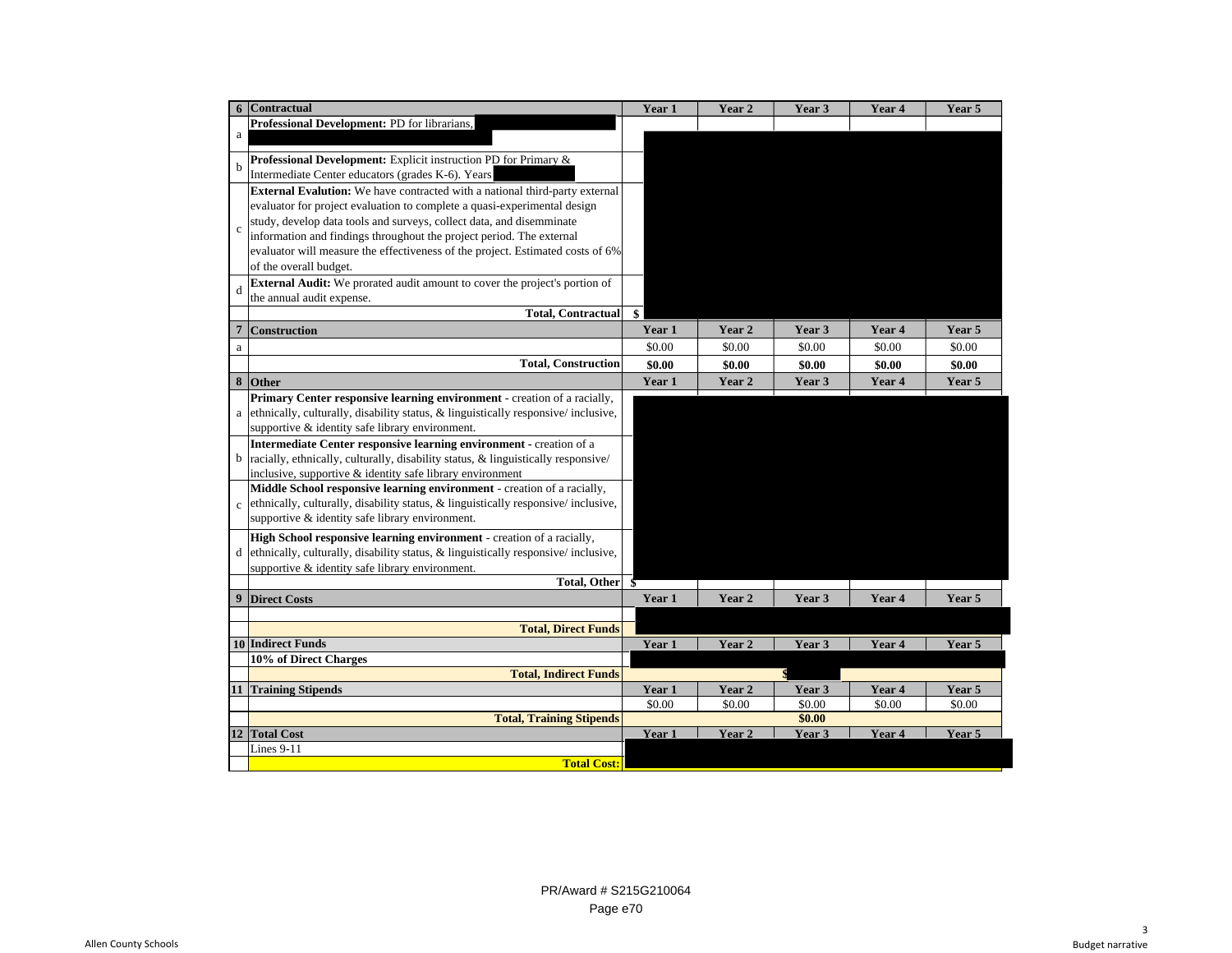| 6 | Contractual | Year 1 | Year 2 | Year 3 | Year 4 | Year 5 |
|---|---|---|---|---|---|---|
| a | **Professional Development:** PD for librarians, | | | | | |
| b | **Professional Development:** Explicit instruction PD for Primary & Intermediate Center educators (grades K-6). Years | | | | | |
| c | **External Evalution:** We have contracted with a national third-party external evaluator for project evaluation to complete a quasi-experimental design study, develop data tools and surveys, collect data, and disseminate information and findings throughout the project period. The external evaluator will measure the effectiveness of the project. Estimated costs of 6% of the overall budget. | | | | | |
| d | **External Audit:** We prorated audit amount to cover the project's portion of the annual audit expense. | | | | | |
| | **Total, Contractual** | $ | | | | |
| **7** | **Construction** | **Year 1** | **Year 2** | **Year 3** | **Year 4** | **Year 5** |
| a | | $0.00 | $0.00 | $0.00 | $0.00 | $0.00 |
| | **Total, Construction** | **$0.00** | **$0.00** | **$0.00** | **$0.00** | **$0.00** |
| **8** | **Other** | **Year 1** | **Year 2** | **Year 3** | **Year 4** | **Year 5** |
| a | **Primary Center responsive learning environment** - creation of a racially, ethnically, culturally, disability status, & linguistically responsive/ inclusive, supportive & identity safe library environment. | | | | | |
| b | **Intermediate Center responsive learning environment** - creation of a racially, ethnically, culturally, disability status, & linguistically responsive/ inclusive, supportive & identity safe library environment | | | | | |
| c | **Middle School responsive learning environment** - creation of a racially, ethnically, culturally, disability status, & linguistically responsive/ inclusive, supportive & identity safe library environment. | | | | | |
| d | **High School responsive learning environment** - creation of a racially, ethnically, culturally, disability status, & linguistically responsive/ inclusive, supportive & identity safe library environment. | | | | | |
| | **Total, Other** | $ | | | | |
| **9** | **Direct Costs** | **Year 1** | **Year 2** | **Year 3** | **Year 4** | **Year 5** |
| | | | | | | |
| | **Total, Direct Funds** | | | | | |
| **10** | **Indirect Funds** | **Year 1** | **Year 2** | **Year 3** | **Year 4** | **Year 5** |
| | **10% of Direct Charges** | | | | | |
| | **Total, Indirect Funds** | | | $ | | |
| **11** | **Training Stipends** | **Year 1** | **Year 2** | **Year 3** | **Year 4** | **Year 5** |
| | | $0.00 | $0.00 | $0.00 | $0.00 | $0.00 |
| | **Total, Training Stipends** | | | **$0.00** | | |
| **12** | **Total Cost** | **Year 1** | **Year 2** | **Year 3** | **Year 4** | **Year 5** |
| | Lines 9-11 | | | | | |
| | **Total Cost:** | | | | | |

PR/Award # S215G210064

Page e70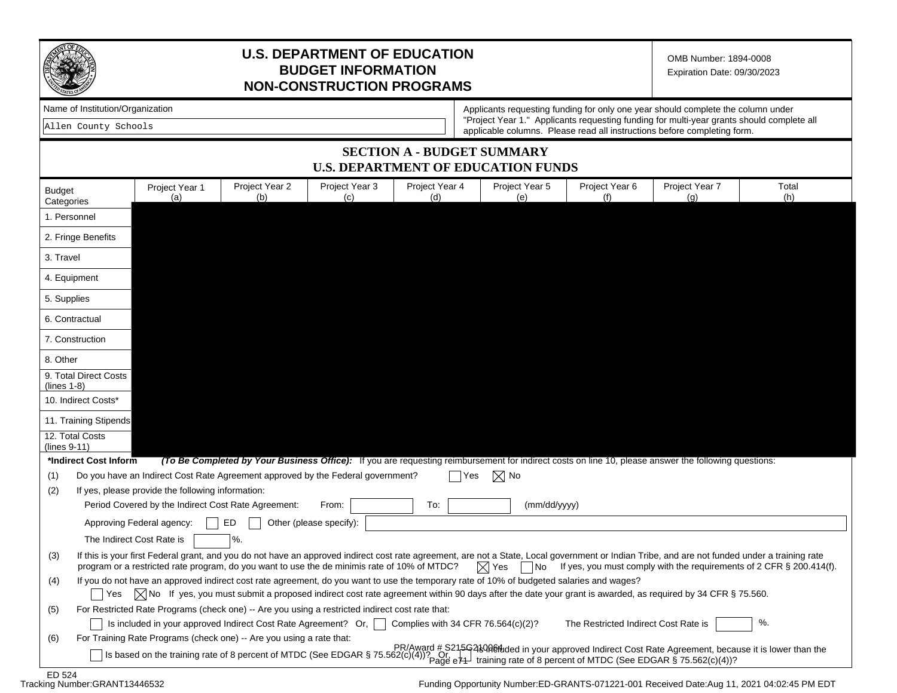# U.S. DEPARTMENT OF EDUCATION
# BUDGET INFORMATION
# NON-CONSTRUCTION PROGRAMS

OMB Number: 1894-0008
Expiration Date: 09/30/2023

Name of Institution/Organization

Allen County Schools

Applicants requesting funding for only one year should complete the column under "Project Year 1." Applicants requesting funding for multi-year grants should complete all applicable columns. Please read all instructions before completing form.

## SECTION A - BUDGET SUMMARY
## U.S. DEPARTMENT OF EDUCATION FUNDS

| Budget Categories | Project Year 1 (a) | Project Year 2 (b) | Project Year 3 (c) | Project Year 4 (d) | Project Year 5 (e) | Project Year 6 (f) | Project Year 7 (g) | Total (h) |
|---|---|---|---|---|---|---|---|---|
| 1. Personnel | | | | | | | | |
| 2. Fringe Benefits | | | | | | | | |
| 3. Travel | | | | | | | | |
| 4. Equipment | | | | | | | | |
| 5. Supplies | | | | | | | | |
| 6. Contractual | | | | | | | | |
| 7. Construction | | | | | | | | |
| 8. Other | | | | | | | | |
| 9. Total Direct Costs (lines 1-8) | | | | | | | | |
| 10. Indirect Costs* | | | | | | | | |
| 11. Training Stipends | | | | | | | | |
| 12. Total Costs (lines 9-11) | | | | | | | | |

**\*Indirect Cost Inform** ***(To Be Completed by Your Business Office):*** If you are requesting reimbursement for indirect costs on line 10, please answer the following questions:

(1) Do you have an Indirect Cost Rate Agreement approved by the Federal government? ☐ Yes ☒ No

(2) If yes, please provide the following information:

Period Covered by the Indirect Cost Rate Agreement: From: ______ To: ______ (mm/dd/yyyy)

Approving Federal agency: ☐ ED ☐ Other (please specify): ______

The Indirect Cost Rate is ______ %.

(3) If this is your first Federal grant, and you do not have an approved indirect cost rate agreement, are not a State, Local government or Indian Tribe, and are not funded under a training rate program or a restricted rate program, do you want to use the de minimis rate of 10% of MTDC? ☒ Yes ☐ No If yes, you must comply with the requirements of 2 CFR § 200.414(f).

(4) If you do not have an approved indirect cost rate agreement, do you want to use the temporary rate of 10% of budgeted salaries and wages?

☐ Yes ☒ No If yes, you must submit a proposed indirect cost rate agreement within 90 days after the date your grant is awarded, as required by 34 CFR § 75.560.

(5) For Restricted Rate Programs (check one) -- Are you using a restricted indirect cost rate that:

☐ Is included in your approved Indirect Cost Rate Agreement? Or, ☐ Complies with 34 CFR 76.564(c)(2)? The Restricted Indirect Cost Rate is ______ %.

(6) For Training Rate Programs (check one) -- Are you using a rate that:

☐ Is based on the training rate of 8 percent of MTDC (See EDGAR § 75.562(c)(4))? Or, ☐ Is included in your approved Indirect Cost Rate Agreement, because it is lower than the training rate of 8 percent of MTDC (See EDGAR § 75.562(c)(4))?

PR/Award # S215G210064

ED 524
Tracking Number:GRANT13446532

Funding Opportunity Number:ED-GRANTS-071221-001 Received Date:Aug 11, 2021 04:02:45 PM EDT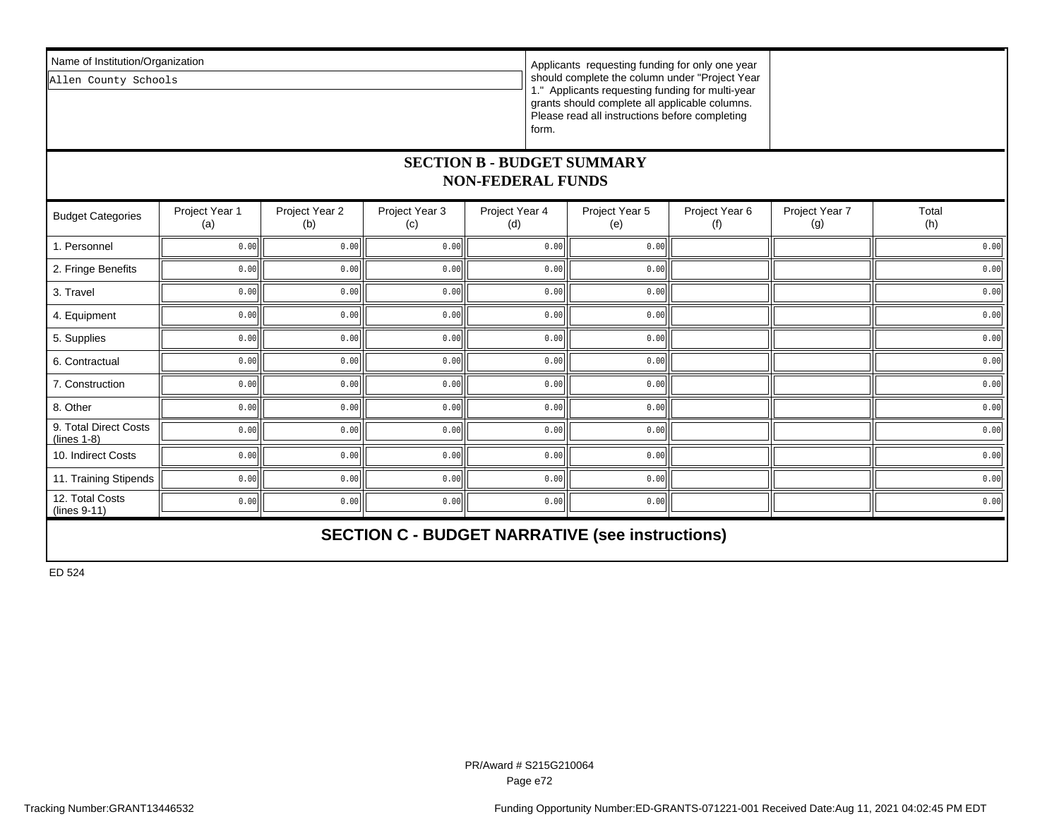Name of Institution/Organization

Allen County Schools

Applicants requesting funding for only one year should complete the column under "Project Year 1." Applicants requesting funding for multi-year grants should complete all applicable columns. Please read all instructions before completing form.

## SECTION B - BUDGET SUMMARY
## NON-FEDERAL FUNDS

| Budget Categories | Project Year 1 (a) | Project Year 2 (b) | Project Year 3 (c) | Project Year 4 (d) | Project Year 5 (e) | Project Year 6 (f) | Project Year 7 (g) | Total (h) |
|---|---|---|---|---|---|---|---|---|
| 1. Personnel | 0.00 | 0.00 | 0.00 | 0.00 | 0.00 | | | 0.00 |
| 2. Fringe Benefits | 0.00 | 0.00 | 0.00 | 0.00 | 0.00 | | | 0.00 |
| 3. Travel | 0.00 | 0.00 | 0.00 | 0.00 | 0.00 | | | 0.00 |
| 4. Equipment | 0.00 | 0.00 | 0.00 | 0.00 | 0.00 | | | 0.00 |
| 5. Supplies | 0.00 | 0.00 | 0.00 | 0.00 | 0.00 | | | 0.00 |
| 6. Contractual | 0.00 | 0.00 | 0.00 | 0.00 | 0.00 | | | 0.00 |
| 7. Construction | 0.00 | 0.00 | 0.00 | 0.00 | 0.00 | | | 0.00 |
| 8. Other | 0.00 | 0.00 | 0.00 | 0.00 | 0.00 | | | 0.00 |
| 9. Total Direct Costs (lines 1-8) | 0.00 | 0.00 | 0.00 | 0.00 | 0.00 | | | 0.00 |
| 10. Indirect Costs | 0.00 | 0.00 | 0.00 | 0.00 | 0.00 | | | 0.00 |
| 11. Training Stipends | 0.00 | 0.00 | 0.00 | 0.00 | 0.00 | | | 0.00 |
| 12. Total Costs (lines 9-11) | 0.00 | 0.00 | 0.00 | 0.00 | 0.00 | | | 0.00 |

## SECTION C - BUDGET NARRATIVE (see instructions)

ED 524

PR/Award # S215G210064

Tracking Number:GRANT13446532

Funding Opportunity Number:ED-GRANTS-071221-001 Received Date:Aug 11, 2021 04:02:45 PM EDT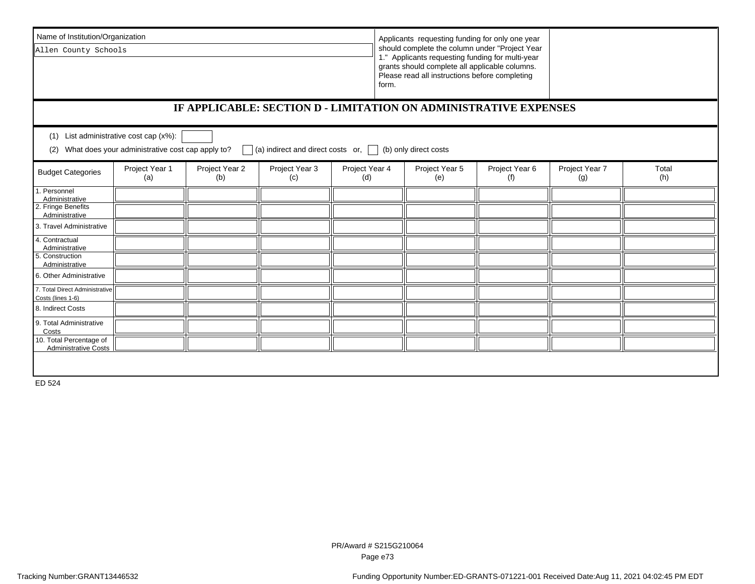Name of Institution/Organization

Allen County Schools

Applicants requesting funding for only one year should complete the column under "Project Year 1." Applicants requesting funding for multi-year grants should complete all applicable columns. Please read all instructions before completing form.

## IF APPLICABLE: SECTION D - LIMITATION ON ADMINISTRATIVE EXPENSES

(1) List administrative cost cap (x%): 

(2) What does your administrative cost cap apply to? ☐ (a) indirect and direct costs or, ☐ (b) only direct costs

| Budget Categories | Project Year 1 (a) | Project Year 2 (b) | Project Year 3 (c) | Project Year 4 (d) | Project Year 5 (e) | Project Year 6 (f) | Project Year 7 (g) | Total (h) |
|---|---|---|---|---|---|---|---|---|
| 1. Personnel Administrative | | | | | | | | |
| 2. Fringe Benefits Administrative | | | | | | | | |
| 3. Travel Administrative | | | | | | | | |
| 4. Contractual Administrative | | | | | | | | |
| 5. Construction Administrative | | | | | | | | |
| 6. Other Administrative | | | | | | | | |
| 7. Total Direct Administrative Costs (lines 1-6) | | | | | | | | |
| 8. Indirect Costs | | | | | | | | |
| 9. Total Administrative Costs | | | | | | | | |
| 10. Total Percentage of Administrative Costs | | | | | | | | |

ED 524

PR/Award # S215G210064

Tracking Number:GRANT13446532

Funding Opportunity Number:ED-GRANTS-071221-001 Received Date:Aug 11, 2021 04:02:45 PM EDT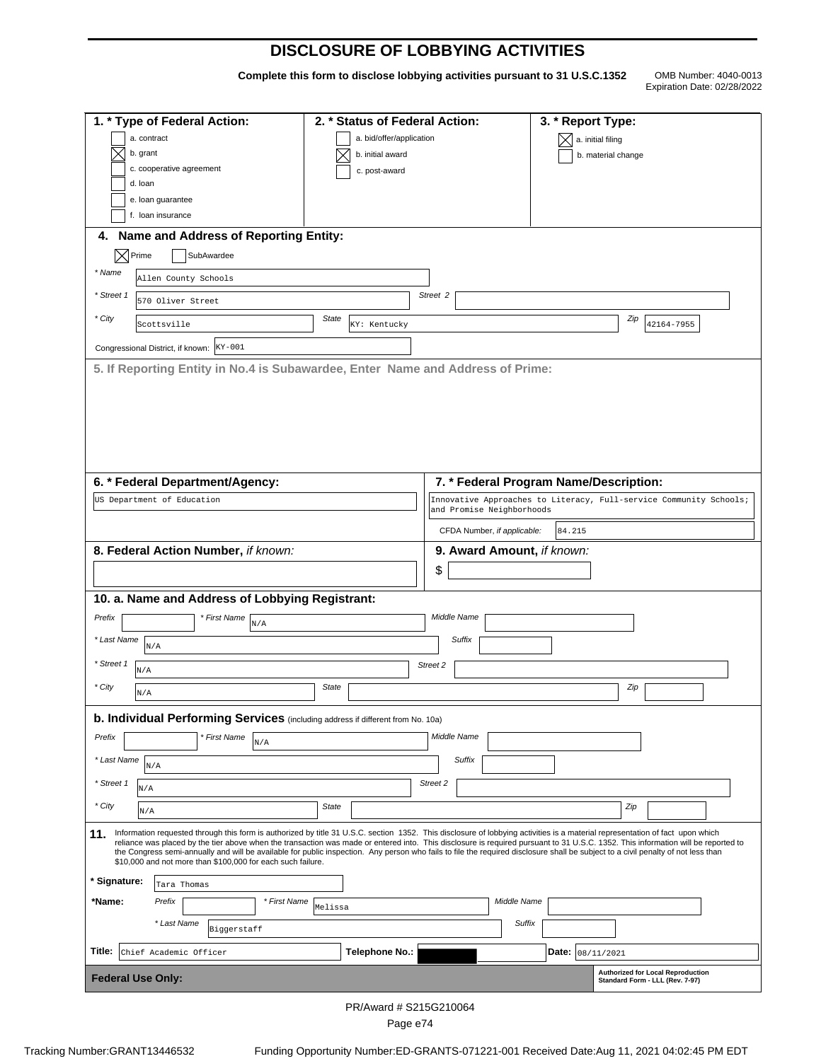# DISCLOSURE OF LOBBYING ACTIVITIES

**Complete this form to disclose lobbying activities pursuant to 31 U.S.C.1352**

OMB Number: 4040-0013
Expiration Date: 02/28/2022

**1. * Type of Federal Action:**

- [ ] a. contract
- [x] b. grant
- [ ] c. cooperative agreement
- [ ] d. loan
- [ ] e. loan guarantee
- [ ] f. loan insurance

**2. * Status of Federal Action:**

- [ ] a. bid/offer/application
- [x] b. initial award
- [ ] c. post-award

**3. * Report Type:**

- [x] a. initial filing
- [ ] b. material change

**4. Name and Address of Reporting Entity:**

- [x] Prime
- [ ] SubAwardee

* Name: Allen County Schools
* Street 1: 570 Oliver Street
Street 2:
* City: Scottsville
State: KY: Kentucky
Zip: 42164-7955

Congressional District, if known: KY-001

**5. If Reporting Entity in No.4 is Subawardee, Enter Name and Address of Prime:**

**6. * Federal Department/Agency:**

US Department of Education

**7. * Federal Program Name/Description:**

Innovative Approaches to Literacy, Full-service Community Schools; and Promise Neighborhoods

CFDA Number, *if applicable*: 84.215

**8. Federal Action Number,** *if known:*

**9. Award Amount,** *if known:*

$

**10. a. Name and Address of Lobbying Registrant:**

Prefix:
* First Name: N/A
Middle Name:
* Last Name: N/A
Suffix:
* Street 1: N/A
Street 2:
* City: N/A
State:
Zip:

**b. Individual Performing Services** (including address if different from No. 10a)

Prefix:
* First Name: N/A
Middle Name:
* Last Name: N/A
Suffix:
* Street 1: N/A
Street 2:
* City: N/A
State:
Zip:

**11.** Information requested through this form is authorized by title 31 U.S.C. section 1352. This disclosure of lobbying activities is a material representation of fact upon which reliance was placed by the tier above when the transaction was made or entered into. This disclosure is required pursuant to 31 U.S.C. 1352. This information will be reported to the Congress semi-annually and will be available for public inspection. Any person who fails to file the required disclosure shall be subject to a civil penalty of not less than $10,000 and not more than $100,000 for each such failure.

**\* Signature:** Tara Thomas

**\*Name:** Prefix:
* First Name: Melissa
Middle Name:
* Last Name: Biggerstaff
Suffix:

**Title:** Chief Academic Officer
**Telephone No.:** [redacted]
**Date:** 08/11/2021

**Federal Use Only:**

Authorized for Local Reproduction
Standard Form - LLL (Rev. 7-97)

PR/Award # S215G210064

Tracking Number:GRANT13446532 Funding Opportunity Number:ED-GRANTS-071221-001 Received Date:Aug 11, 2021 04:02:45 PM EDT